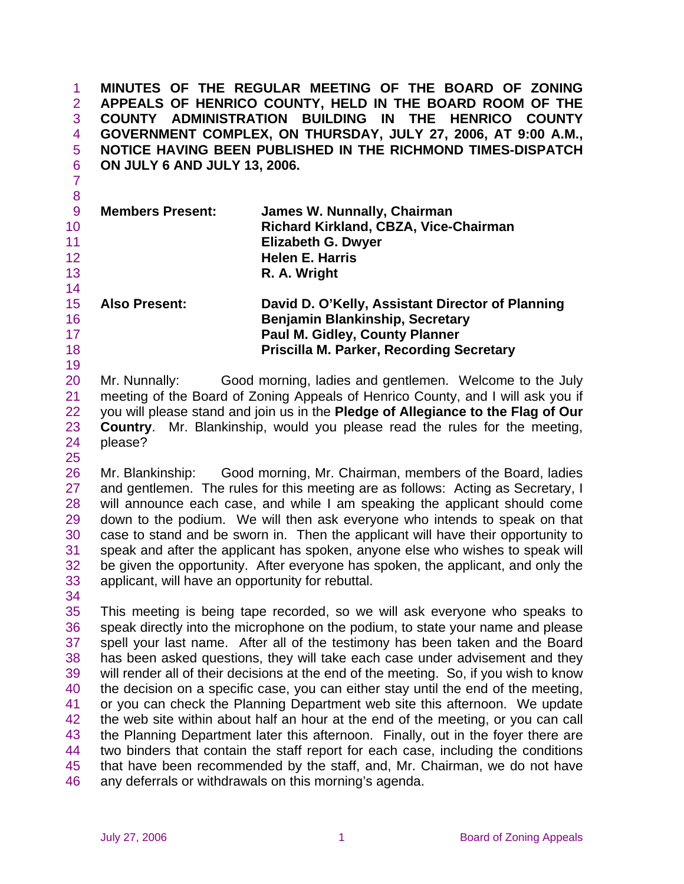**MINUTES OF THE REGULAR MEETING OF THE BOARD OF ZONING APPEALS OF HENRICO COUNTY, HELD IN THE BOARD ROOM OF THE COUNTY ADMINISTRATION BUILDING IN THE HENRICO COUNTY GOVERNMENT COMPLEX, ON THURSDAY, JULY 27, 2006, AT 9:00 A.M., NOTICE HAVING BEEN PUBLISHED IN THE RICHMOND TIMES-DISPATCH ON JULY 6 AND JULY 13, 2006.**

| | |
|---|---|
| **Members Present:** | **James W. Nunnally, Chairman** |
| | **Richard Kirkland, CBZA, Vice-Chairman** |
| | **Elizabeth G. Dwyer** |
| | **Helen E. Harris** |
| | **R. A. Wright** |
| **Also Present:** | **David D. O'Kelly, Assistant Director of Planning** |
| | **Benjamin Blankinship, Secretary** |
| | **Paul M. Gidley, County Planner** |
| | **Priscilla M. Parker, Recording Secretary** |

Mr. Nunnally: Good morning, ladies and gentlemen. Welcome to the July meeting of the Board of Zoning Appeals of Henrico County, and I will ask you if you will please stand and join us in the **Pledge of Allegiance to the Flag of Our Country**. Mr. Blankinship, would you please read the rules for the meeting, please?

Mr. Blankinship: Good morning, Mr. Chairman, members of the Board, ladies and gentlemen. The rules for this meeting are as follows: Acting as Secretary, I will announce each case, and while I am speaking the applicant should come down to the podium. We will then ask everyone who intends to speak on that case to stand and be sworn in. Then the applicant will have their opportunity to speak and after the applicant has spoken, anyone else who wishes to speak will be given the opportunity. After everyone has spoken, the applicant, and only the applicant, will have an opportunity for rebuttal.

This meeting is being tape recorded, so we will ask everyone who speaks to speak directly into the microphone on the podium, to state your name and please spell your last name. After all of the testimony has been taken and the Board has been asked questions, they will take each case under advisement and they will render all of their decisions at the end of the meeting. So, if you wish to know the decision on a specific case, you can either stay until the end of the meeting, or you can check the Planning Department web site this afternoon. We update the web site within about half an hour at the end of the meeting, or you can call the Planning Department later this afternoon. Finally, out in the foyer there are two binders that contain the staff report for each case, including the conditions that have been recommended by the staff, and, Mr. Chairman, we do not have any deferrals or withdrawals on this morning's agenda.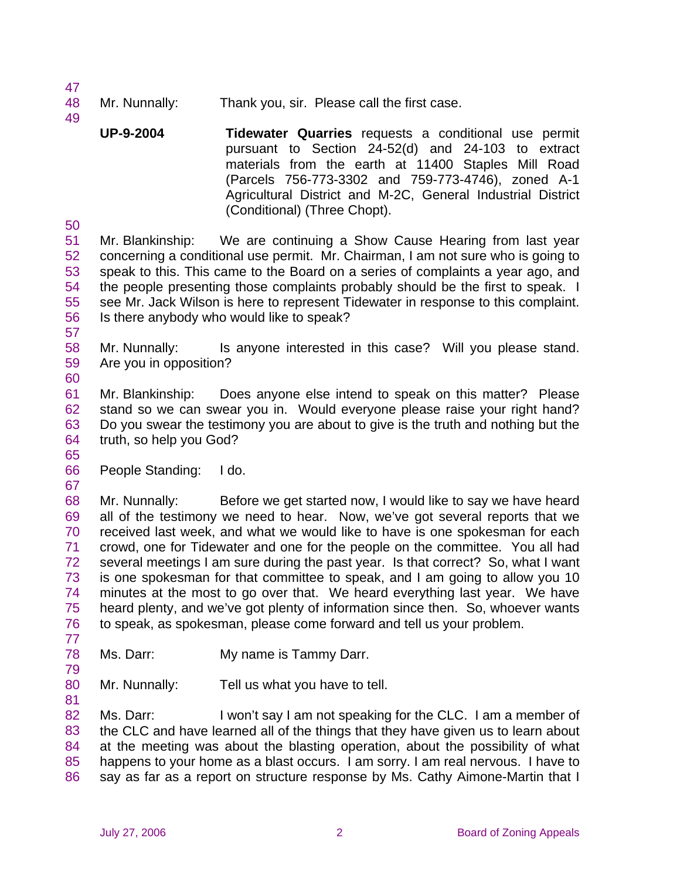Mr. Nunnally: Thank you, sir. Please call the first case.

**UP-9-2004** **Tidewater Quarries** requests a conditional use permit pursuant to Section 24-52(d) and 24-103 to extract materials from the earth at 11400 Staples Mill Road (Parcels 756-773-3302 and 759-773-4746), zoned A-1 Agricultural District and M-2C, General Industrial District (Conditional) (Three Chopt).

Mr. Blankinship: We are continuing a Show Cause Hearing from last year concerning a conditional use permit. Mr. Chairman, I am not sure who is going to speak to this. This came to the Board on a series of complaints a year ago, and the people presenting those complaints probably should be the first to speak. I see Mr. Jack Wilson is here to represent Tidewater in response to this complaint. Is there anybody who would like to speak?

Mr. Nunnally: Is anyone interested in this case? Will you please stand. Are you in opposition?

Mr. Blankinship: Does anyone else intend to speak on this matter? Please stand so we can swear you in. Would everyone please raise your right hand? Do you swear the testimony you are about to give is the truth and nothing but the truth, so help you God?

People Standing: I do.

Mr. Nunnally: Before we get started now, I would like to say we have heard all of the testimony we need to hear. Now, we've got several reports that we received last week, and what we would like to have is one spokesman for each crowd, one for Tidewater and one for the people on the committee. You all had several meetings I am sure during the past year. Is that correct? So, what I want is one spokesman for that committee to speak, and I am going to allow you 10 minutes at the most to go over that. We heard everything last year. We have heard plenty, and we've got plenty of information since then. So, whoever wants to speak, as spokesman, please come forward and tell us your problem.

Ms. Darr: My name is Tammy Darr.

Mr. Nunnally: Tell us what you have to tell.

Ms. Darr: I won't say I am not speaking for the CLC. I am a member of the CLC and have learned all of the things that they have given us to learn about at the meeting was about the blasting operation, about the possibility of what happens to your home as a blast occurs. I am sorry. I am real nervous. I have to say as far as a report on structure response by Ms. Cathy Aimone-Martin that I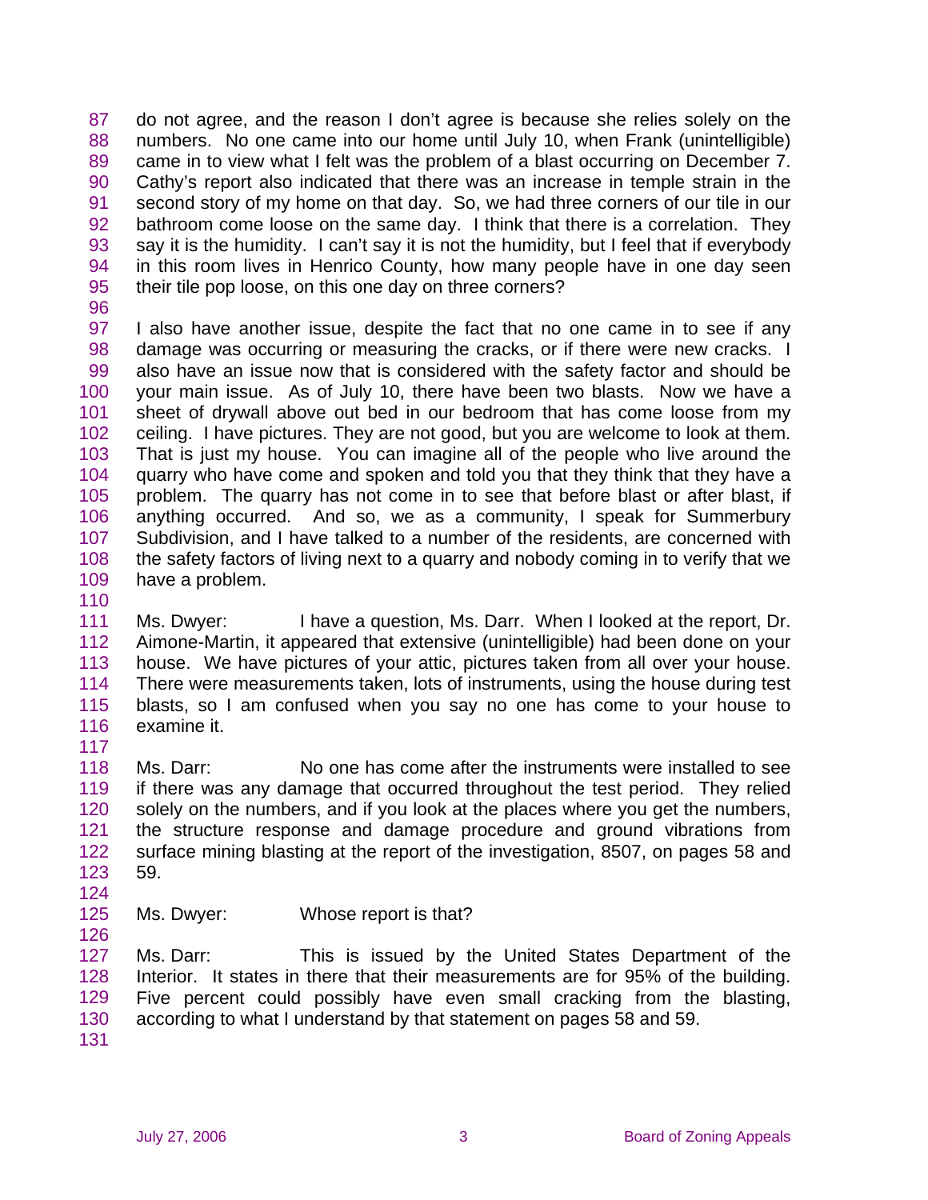do not agree, and the reason I don't agree is because she relies solely on the numbers. No one came into our home until July 10, when Frank (unintelligible) came in to view what I felt was the problem of a blast occurring on December 7. Cathy's report also indicated that there was an increase in temple strain in the second story of my home on that day. So, we had three corners of our tile in our bathroom come loose on the same day. I think that there is a correlation. They say it is the humidity. I can't say it is not the humidity, but I feel that if everybody in this room lives in Henrico County, how many people have in one day seen their tile pop loose, on this one day on three corners?

I also have another issue, despite the fact that no one came in to see if any damage was occurring or measuring the cracks, or if there were new cracks. I also have an issue now that is considered with the safety factor and should be your main issue. As of July 10, there have been two blasts. Now we have a sheet of drywall above out bed in our bedroom that has come loose from my ceiling. I have pictures. They are not good, but you are welcome to look at them. That is just my house. You can imagine all of the people who live around the quarry who have come and spoken and told you that they think that they have a problem. The quarry has not come in to see that before blast or after blast, if anything occurred. And so, we as a community, I speak for Summerbury Subdivision, and I have talked to a number of the residents, are concerned with the safety factors of living next to a quarry and nobody coming in to verify that we have a problem.

Ms. Dwyer: I have a question, Ms. Darr. When I looked at the report, Dr. Aimone-Martin, it appeared that extensive (unintelligible) had been done on your house. We have pictures of your attic, pictures taken from all over your house. There were measurements taken, lots of instruments, using the house during test blasts, so I am confused when you say no one has come to your house to examine it.

Ms. Darr: No one has come after the instruments were installed to see if there was any damage that occurred throughout the test period. They relied solely on the numbers, and if you look at the places where you get the numbers, the structure response and damage procedure and ground vibrations from surface mining blasting at the report of the investigation, 8507, on pages 58 and 59.

Ms. Dwyer: Whose report is that?

Ms. Darr: This is issued by the United States Department of the Interior. It states in there that their measurements are for 95% of the building. Five percent could possibly have even small cracking from the blasting, according to what I understand by that statement on pages 58 and 59.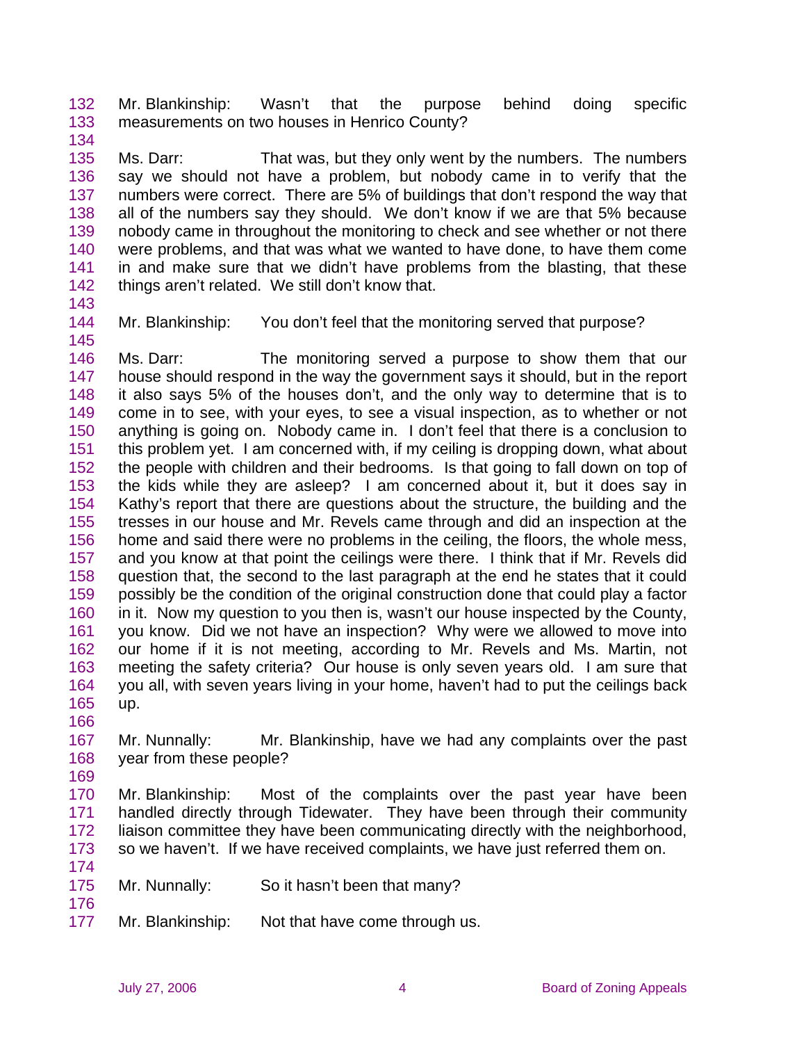Mr. Blankinship: Wasn't that the purpose behind doing specific measurements on two houses in Henrico County?

Ms. Darr: That was, but they only went by the numbers. The numbers say we should not have a problem, but nobody came in to verify that the numbers were correct. There are 5% of buildings that don't respond the way that all of the numbers say they should. We don't know if we are that 5% because nobody came in throughout the monitoring to check and see whether or not there were problems, and that was what we wanted to have done, to have them come in and make sure that we didn't have problems from the blasting, that these things aren't related. We still don't know that.

Mr. Blankinship: You don't feel that the monitoring served that purpose?

Ms. Darr: The monitoring served a purpose to show them that our house should respond in the way the government says it should, but in the report it also says 5% of the houses don't, and the only way to determine that is to come in to see, with your eyes, to see a visual inspection, as to whether or not anything is going on. Nobody came in. I don't feel that there is a conclusion to this problem yet. I am concerned with, if my ceiling is dropping down, what about the people with children and their bedrooms. Is that going to fall down on top of the kids while they are asleep? I am concerned about it, but it does say in Kathy's report that there are questions about the structure, the building and the tresses in our house and Mr. Revels came through and did an inspection at the home and said there were no problems in the ceiling, the floors, the whole mess, and you know at that point the ceilings were there. I think that if Mr. Revels did question that, the second to the last paragraph at the end he states that it could possibly be the condition of the original construction done that could play a factor in it. Now my question to you then is, wasn't our house inspected by the County, you know. Did we not have an inspection? Why were we allowed to move into our home if it is not meeting, according to Mr. Revels and Ms. Martin, not meeting the safety criteria? Our house is only seven years old. I am sure that you all, with seven years living in your home, haven't had to put the ceilings back up.

Mr. Nunnally: Mr. Blankinship, have we had any complaints over the past year from these people?

Mr. Blankinship: Most of the complaints over the past year have been handled directly through Tidewater. They have been through their community liaison committee they have been communicating directly with the neighborhood, so we haven't. If we have received complaints, we have just referred them on.

Mr. Nunnally: So it hasn't been that many?

Mr. Blankinship: Not that have come through us.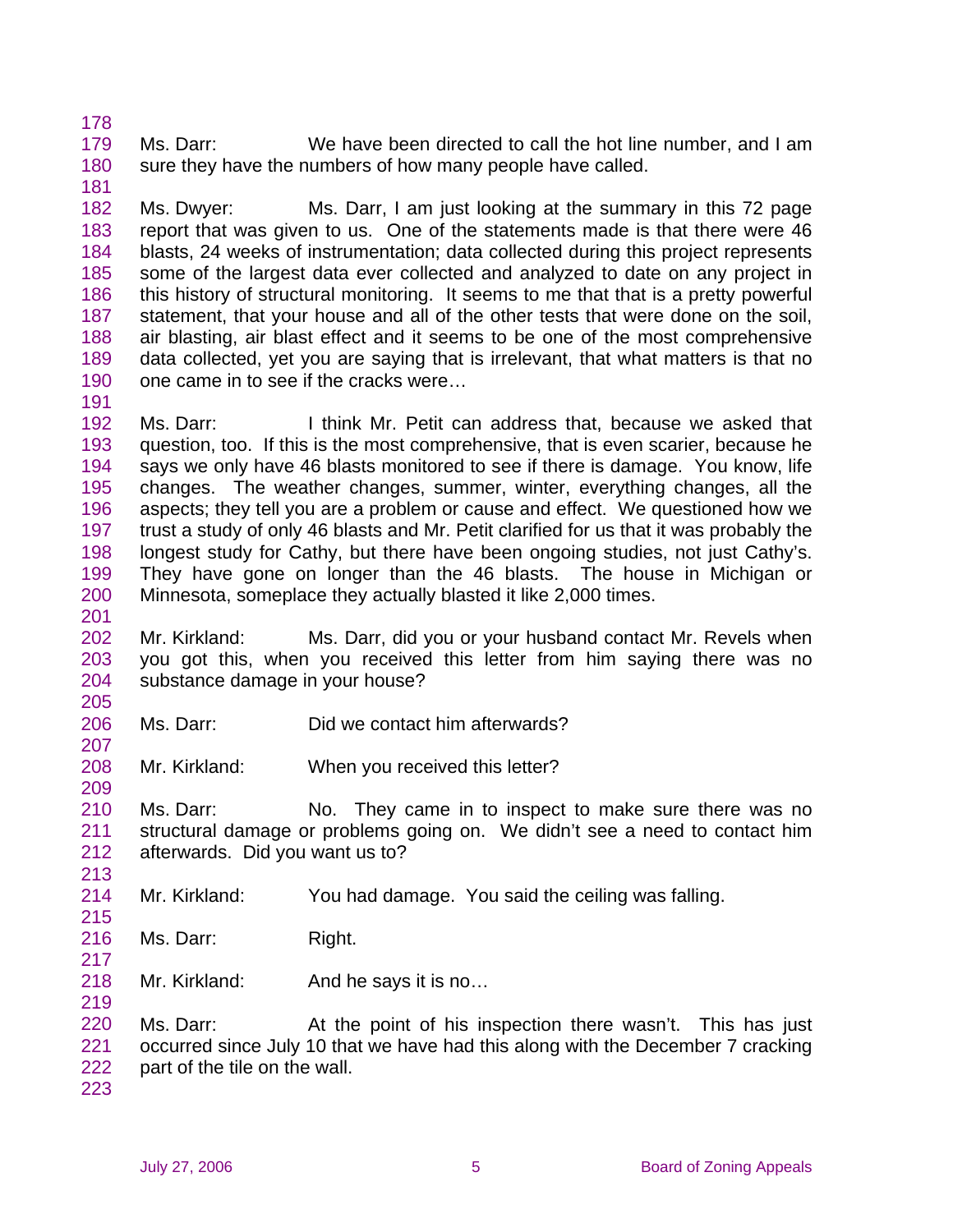Ms. Darr: We have been directed to call the hot line number, and I am sure they have the numbers of how many people have called.

Ms. Dwyer: Ms. Darr, I am just looking at the summary in this 72 page report that was given to us. One of the statements made is that there were 46 blasts, 24 weeks of instrumentation; data collected during this project represents some of the largest data ever collected and analyzed to date on any project in this history of structural monitoring. It seems to me that that is a pretty powerful statement, that your house and all of the other tests that were done on the soil, air blasting, air blast effect and it seems to be one of the most comprehensive data collected, yet you are saying that is irrelevant, that what matters is that no one came in to see if the cracks were…

Ms. Darr: I think Mr. Petit can address that, because we asked that question, too. If this is the most comprehensive, that is even scarier, because he says we only have 46 blasts monitored to see if there is damage. You know, life changes. The weather changes, summer, winter, everything changes, all the aspects; they tell you are a problem or cause and effect. We questioned how we trust a study of only 46 blasts and Mr. Petit clarified for us that it was probably the longest study for Cathy, but there have been ongoing studies, not just Cathy's. They have gone on longer than the 46 blasts. The house in Michigan or Minnesota, someplace they actually blasted it like 2,000 times.

Mr. Kirkland: Ms. Darr, did you or your husband contact Mr. Revels when you got this, when you received this letter from him saying there was no substance damage in your house?

Ms. Darr: Did we contact him afterwards?

Mr. Kirkland: When you received this letter?

Ms. Darr: No. They came in to inspect to make sure there was no structural damage or problems going on. We didn't see a need to contact him afterwards. Did you want us to?

Mr. Kirkland: You had damage. You said the ceiling was falling.

Ms. Darr: Right.

Mr. Kirkland: And he says it is no…

Ms. Darr: At the point of his inspection there wasn't. This has just occurred since July 10 that we have had this along with the December 7 cracking part of the tile on the wall.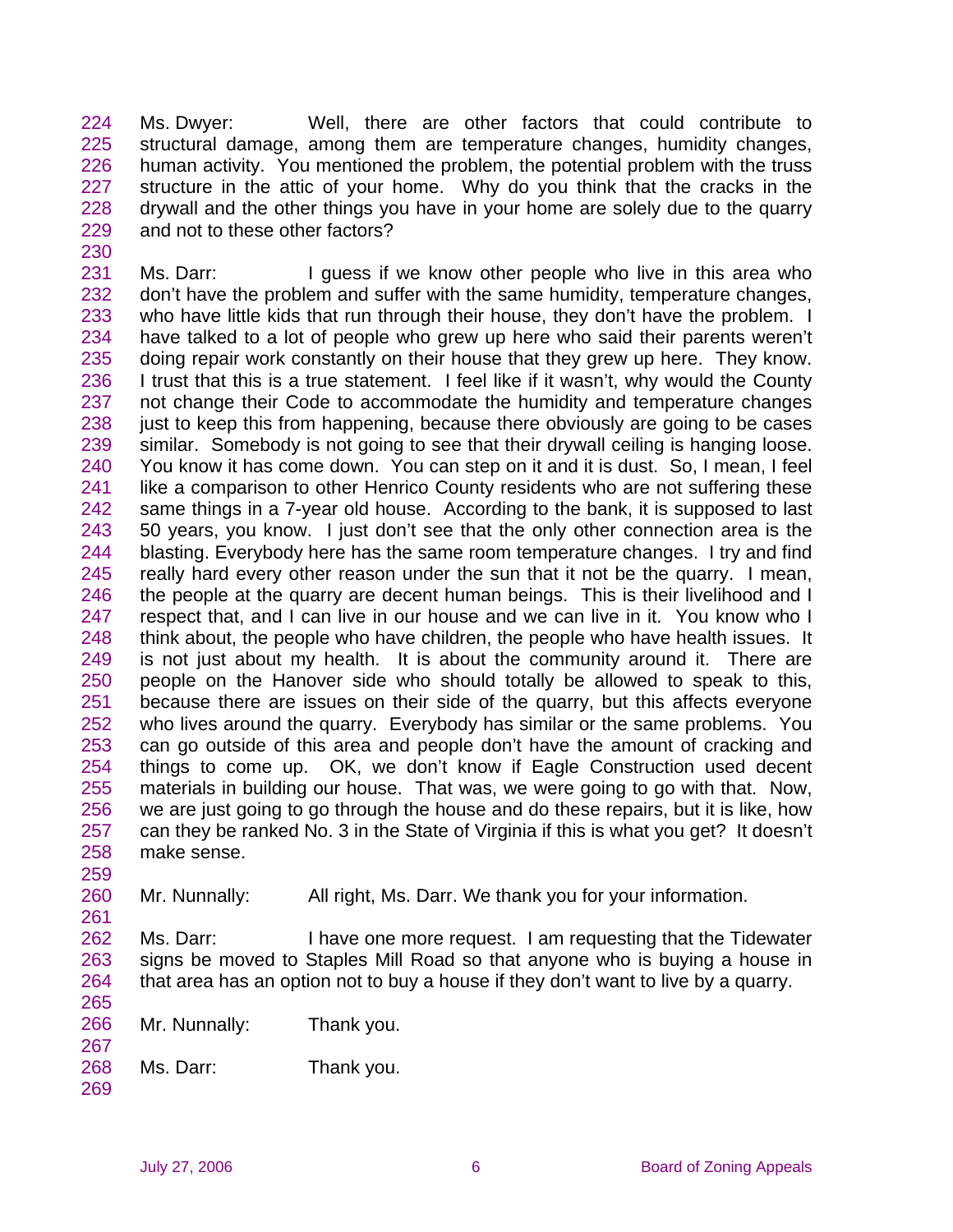Ms. Dwyer: Well, there are other factors that could contribute to structural damage, among them are temperature changes, humidity changes, human activity. You mentioned the problem, the potential problem with the truss structure in the attic of your home. Why do you think that the cracks in the drywall and the other things you have in your home are solely due to the quarry and not to these other factors?

Ms. Darr: I guess if we know other people who live in this area who don't have the problem and suffer with the same humidity, temperature changes, who have little kids that run through their house, they don't have the problem. I have talked to a lot of people who grew up here who said their parents weren't doing repair work constantly on their house that they grew up here. They know. I trust that this is a true statement. I feel like if it wasn't, why would the County not change their Code to accommodate the humidity and temperature changes just to keep this from happening, because there obviously are going to be cases similar. Somebody is not going to see that their drywall ceiling is hanging loose. You know it has come down. You can step on it and it is dust. So, I mean, I feel like a comparison to other Henrico County residents who are not suffering these same things in a 7-year old house. According to the bank, it is supposed to last 50 years, you know. I just don't see that the only other connection area is the blasting. Everybody here has the same room temperature changes. I try and find really hard every other reason under the sun that it not be the quarry. I mean, the people at the quarry are decent human beings. This is their livelihood and I respect that, and I can live in our house and we can live in it. You know who I think about, the people who have children, the people who have health issues. It is not just about my health. It is about the community around it. There are people on the Hanover side who should totally be allowed to speak to this, because there are issues on their side of the quarry, but this affects everyone who lives around the quarry. Everybody has similar or the same problems. You can go outside of this area and people don't have the amount of cracking and things to come up. OK, we don't know if Eagle Construction used decent materials in building our house. That was, we were going to go with that. Now, we are just going to go through the house and do these repairs, but it is like, how can they be ranked No. 3 in the State of Virginia if this is what you get? It doesn't make sense.

Mr. Nunnally: All right, Ms. Darr. We thank you for your information.

Ms. Darr: I have one more request. I am requesting that the Tidewater signs be moved to Staples Mill Road so that anyone who is buying a house in that area has an option not to buy a house if they don't want to live by a quarry.

Mr. Nunnally: Thank you.

Ms. Darr: Thank you.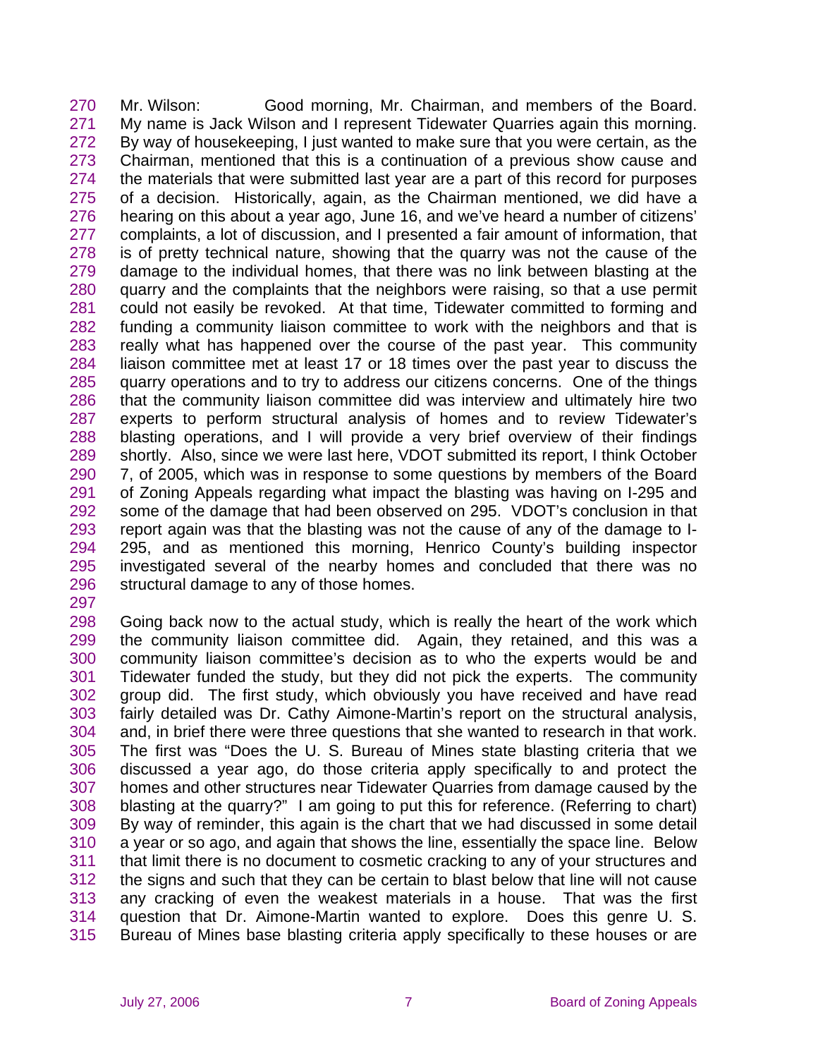270 Mr. Wilson: Good morning, Mr. Chairman, and members of the Board.
271 My name is Jack Wilson and I represent Tidewater Quarries again this morning.
272 By way of housekeeping, I just wanted to make sure that you were certain, as the
273 Chairman, mentioned that this is a continuation of a previous show cause and
274 the materials that were submitted last year are a part of this record for purposes
275 of a decision. Historically, again, as the Chairman mentioned, we did have a
276 hearing on this about a year ago, June 16, and we've heard a number of citizens'
277 complaints, a lot of discussion, and I presented a fair amount of information, that
278 is of pretty technical nature, showing that the quarry was not the cause of the
279 damage to the individual homes, that there was no link between blasting at the
280 quarry and the complaints that the neighbors were raising, so that a use permit
281 could not easily be revoked. At that time, Tidewater committed to forming and
282 funding a community liaison committee to work with the neighbors and that is
283 really what has happened over the course of the past year. This community
284 liaison committee met at least 17 or 18 times over the past year to discuss the
285 quarry operations and to try to address our citizens concerns. One of the things
286 that the community liaison committee did was interview and ultimately hire two
287 experts to perform structural analysis of homes and to review Tidewater's
288 blasting operations, and I will provide a very brief overview of their findings
289 shortly. Also, since we were last here, VDOT submitted its report, I think October
290 7, of 2005, which was in response to some questions by members of the Board
291 of Zoning Appeals regarding what impact the blasting was having on I-295 and
292 some of the damage that had been observed on 295. VDOT's conclusion in that
293 report again was that the blasting was not the cause of any of the damage to I-
294 295, and as mentioned this morning, Henrico County's building inspector
295 investigated several of the nearby homes and concluded that there was no
296 structural damage to any of those homes.
297
298 Going back now to the actual study, which is really the heart of the work which
299 the community liaison committee did. Again, they retained, and this was a
300 community liaison committee's decision as to who the experts would be and
301 Tidewater funded the study, but they did not pick the experts. The community
302 group did. The first study, which obviously you have received and have read
303 fairly detailed was Dr. Cathy Aimone-Martin's report on the structural analysis,
304 and, in brief there were three questions that she wanted to research in that work.
305 The first was "Does the U. S. Bureau of Mines state blasting criteria that we
306 discussed a year ago, do those criteria apply specifically to and protect the
307 homes and other structures near Tidewater Quarries from damage caused by the
308 blasting at the quarry?" I am going to put this for reference. (Referring to chart)
309 By way of reminder, this again is the chart that we had discussed in some detail
310 a year or so ago, and again that shows the line, essentially the space line. Below
311 that limit there is no document to cosmetic cracking to any of your structures and
312 the signs and such that they can be certain to blast below that line will not cause
313 any cracking of even the weakest materials in a house. That was the first
314 question that Dr. Aimone-Martin wanted to explore. Does this genre U. S.
315 Bureau of Mines base blasting criteria apply specifically to these houses or are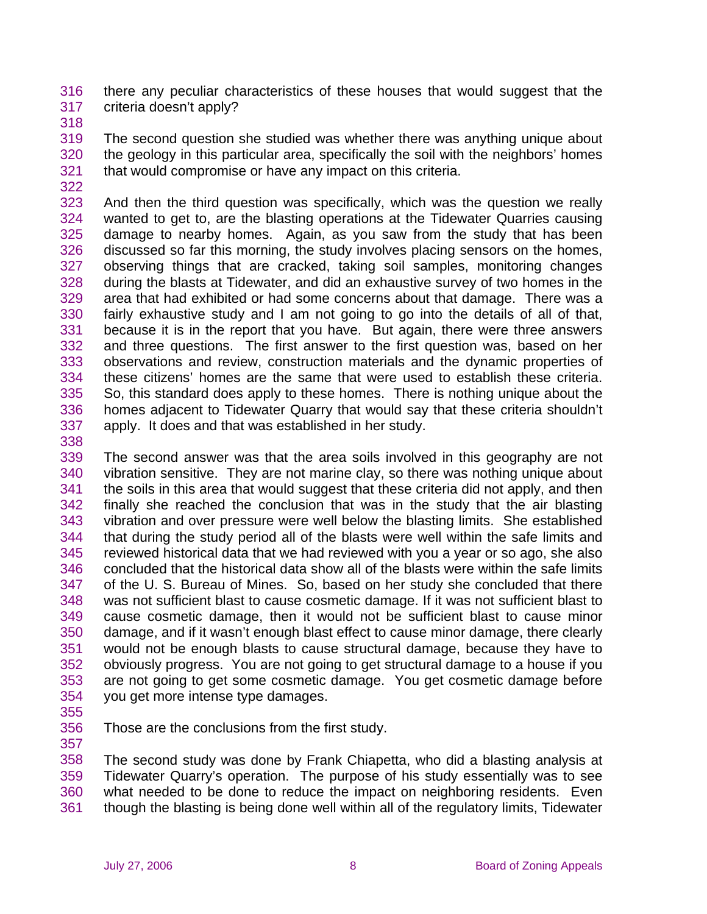there any peculiar characteristics of these houses that would suggest that the criteria doesn't apply?

The second question she studied was whether there was anything unique about the geology in this particular area, specifically the soil with the neighbors' homes that would compromise or have any impact on this criteria.

And then the third question was specifically, which was the question we really wanted to get to, are the blasting operations at the Tidewater Quarries causing damage to nearby homes. Again, as you saw from the study that has been discussed so far this morning, the study involves placing sensors on the homes, observing things that are cracked, taking soil samples, monitoring changes during the blasts at Tidewater, and did an exhaustive survey of two homes in the area that had exhibited or had some concerns about that damage. There was a fairly exhaustive study and I am not going to go into the details of all of that, because it is in the report that you have. But again, there were three answers and three questions. The first answer to the first question was, based on her observations and review, construction materials and the dynamic properties of these citizens' homes are the same that were used to establish these criteria. So, this standard does apply to these homes. There is nothing unique about the homes adjacent to Tidewater Quarry that would say that these criteria shouldn't apply. It does and that was established in her study.

The second answer was that the area soils involved in this geography are not vibration sensitive. They are not marine clay, so there was nothing unique about the soils in this area that would suggest that these criteria did not apply, and then finally she reached the conclusion that was in the study that the air blasting vibration and over pressure were well below the blasting limits. She established that during the study period all of the blasts were well within the safe limits and reviewed historical data that we had reviewed with you a year or so ago, she also concluded that the historical data show all of the blasts were within the safe limits of the U. S. Bureau of Mines. So, based on her study she concluded that there was not sufficient blast to cause cosmetic damage. If it was not sufficient blast to cause cosmetic damage, then it would not be sufficient blast to cause minor damage, and if it wasn't enough blast effect to cause minor damage, there clearly would not be enough blasts to cause structural damage, because they have to obviously progress. You are not going to get structural damage to a house if you are not going to get some cosmetic damage. You get cosmetic damage before you get more intense type damages.

Those are the conclusions from the first study.

The second study was done by Frank Chiapetta, who did a blasting analysis at Tidewater Quarry's operation. The purpose of his study essentially was to see what needed to be done to reduce the impact on neighboring residents. Even though the blasting is being done well within all of the regulatory limits, Tidewater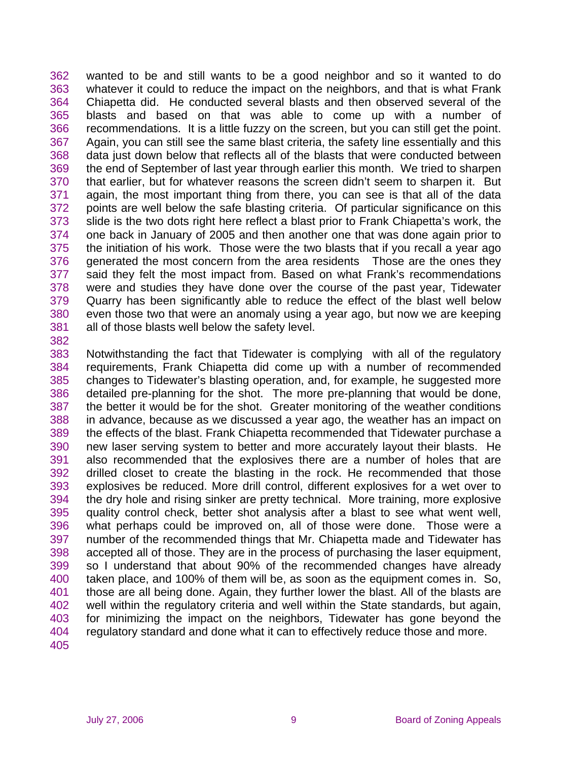362 wanted to be and still wants to be a good neighbor and so it wanted to do
363 whatever it could to reduce the impact on the neighbors, and that is what Frank
364 Chiapetta did. He conducted several blasts and then observed several of the
365 blasts and based on that was able to come up with a number of
366 recommendations. It is a little fuzzy on the screen, but you can still get the point.
367 Again, you can still see the same blast criteria, the safety line essentially and this
368 data just down below that reflects all of the blasts that were conducted between
369 the end of September of last year through earlier this month. We tried to sharpen
370 that earlier, but for whatever reasons the screen didn't seem to sharpen it. But
371 again, the most important thing from there, you can see is that all of the data
372 points are well below the safe blasting criteria. Of particular significance on this
373 slide is the two dots right here reflect a blast prior to Frank Chiapetta's work, the
374 one back in January of 2005 and then another one that was done again prior to
375 the initiation of his work. Those were the two blasts that if you recall a year ago
376 generated the most concern from the area residents Those are the ones they
377 said they felt the most impact from. Based on what Frank's recommendations
378 were and studies they have done over the course of the past year, Tidewater
379 Quarry has been significantly able to reduce the effect of the blast well below
380 even those two that were an anomaly using a year ago, but now we are keeping
381 all of those blasts well below the safety level.
382
383 Notwithstanding the fact that Tidewater is complying with all of the regulatory
384 requirements, Frank Chiapetta did come up with a number of recommended
385 changes to Tidewater's blasting operation, and, for example, he suggested more
386 detailed pre-planning for the shot. The more pre-planning that would be done,
387 the better it would be for the shot. Greater monitoring of the weather conditions
388 in advance, because as we discussed a year ago, the weather has an impact on
389 the effects of the blast. Frank Chiapetta recommended that Tidewater purchase a
390 new laser serving system to better and more accurately layout their blasts. He
391 also recommended that the explosives there are a number of holes that are
392 drilled closet to create the blasting in the rock. He recommended that those
393 explosives be reduced. More drill control, different explosives for a wet over to
394 the dry hole and rising sinker are pretty technical. More training, more explosive
395 quality control check, better shot analysis after a blast to see what went well,
396 what perhaps could be improved on, all of those were done. Those were a
397 number of the recommended things that Mr. Chiapetta made and Tidewater has
398 accepted all of those. They are in the process of purchasing the laser equipment,
399 so I understand that about 90% of the recommended changes have already
400 taken place, and 100% of them will be, as soon as the equipment comes in. So,
401 those are all being done. Again, they further lower the blast. All of the blasts are
402 well within the regulatory criteria and well within the State standards, but again,
403 for minimizing the impact on the neighbors, Tidewater has gone beyond the
404 regulatory standard and done what it can to effectively reduce those and more.
405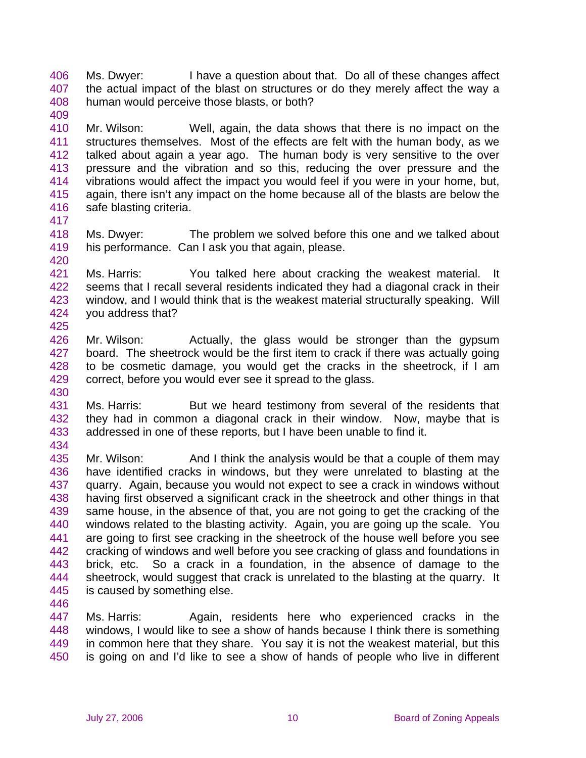Ms. Dwyer: I have a question about that. Do all of these changes affect the actual impact of the blast on structures or do they merely affect the way a human would perceive those blasts, or both?

Mr. Wilson: Well, again, the data shows that there is no impact on the structures themselves. Most of the effects are felt with the human body, as we talked about again a year ago. The human body is very sensitive to the over pressure and the vibration and so this, reducing the over pressure and the vibrations would affect the impact you would feel if you were in your home, but, again, there isn't any impact on the home because all of the blasts are below the safe blasting criteria.

Ms. Dwyer: The problem we solved before this one and we talked about his performance. Can I ask you that again, please.

Ms. Harris: You talked here about cracking the weakest material. It seems that I recall several residents indicated they had a diagonal crack in their window, and I would think that is the weakest material structurally speaking. Will you address that?

Mr. Wilson: Actually, the glass would be stronger than the gypsum board. The sheetrock would be the first item to crack if there was actually going to be cosmetic damage, you would get the cracks in the sheetrock, if I am correct, before you would ever see it spread to the glass.

Ms. Harris: But we heard testimony from several of the residents that they had in common a diagonal crack in their window. Now, maybe that is addressed in one of these reports, but I have been unable to find it.

Mr. Wilson: And I think the analysis would be that a couple of them may have identified cracks in windows, but they were unrelated to blasting at the quarry. Again, because you would not expect to see a crack in windows without having first observed a significant crack in the sheetrock and other things in that same house, in the absence of that, you are not going to get the cracking of the windows related to the blasting activity. Again, you are going up the scale. You are going to first see cracking in the sheetrock of the house well before you see cracking of windows and well before you see cracking of glass and foundations in brick, etc. So a crack in a foundation, in the absence of damage to the sheetrock, would suggest that crack is unrelated to the blasting at the quarry. It is caused by something else.

Ms. Harris: Again, residents here who experienced cracks in the windows, I would like to see a show of hands because I think there is something in common here that they share. You say it is not the weakest material, but this is going on and I'd like to see a show of hands of people who live in different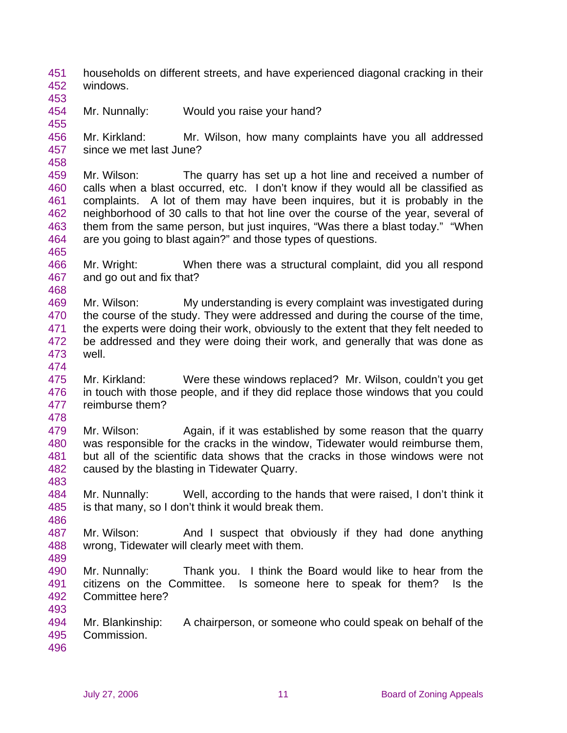households on different streets, and have experienced diagonal cracking in their windows.

Mr. Nunnally: Would you raise your hand?

Mr. Kirkland: Mr. Wilson, how many complaints have you all addressed since we met last June?

Mr. Wilson: The quarry has set up a hot line and received a number of calls when a blast occurred, etc. I don't know if they would all be classified as complaints. A lot of them may have been inquires, but it is probably in the neighborhood of 30 calls to that hot line over the course of the year, several of them from the same person, but just inquires, "Was there a blast today." "When are you going to blast again?" and those types of questions.

Mr. Wright: When there was a structural complaint, did you all respond and go out and fix that?

Mr. Wilson: My understanding is every complaint was investigated during the course of the study. They were addressed and during the course of the time, the experts were doing their work, obviously to the extent that they felt needed to be addressed and they were doing their work, and generally that was done as well.

Mr. Kirkland: Were these windows replaced? Mr. Wilson, couldn't you get in touch with those people, and if they did replace those windows that you could reimburse them?

Mr. Wilson: Again, if it was established by some reason that the quarry was responsible for the cracks in the window, Tidewater would reimburse them, but all of the scientific data shows that the cracks in those windows were not caused by the blasting in Tidewater Quarry.

Mr. Nunnally: Well, according to the hands that were raised, I don't think it is that many, so I don't think it would break them.

Mr. Wilson: And I suspect that obviously if they had done anything wrong, Tidewater will clearly meet with them.

Mr. Nunnally: Thank you. I think the Board would like to hear from the citizens on the Committee. Is someone here to speak for them? Is the Committee here?

Mr. Blankinship: A chairperson, or someone who could speak on behalf of the Commission.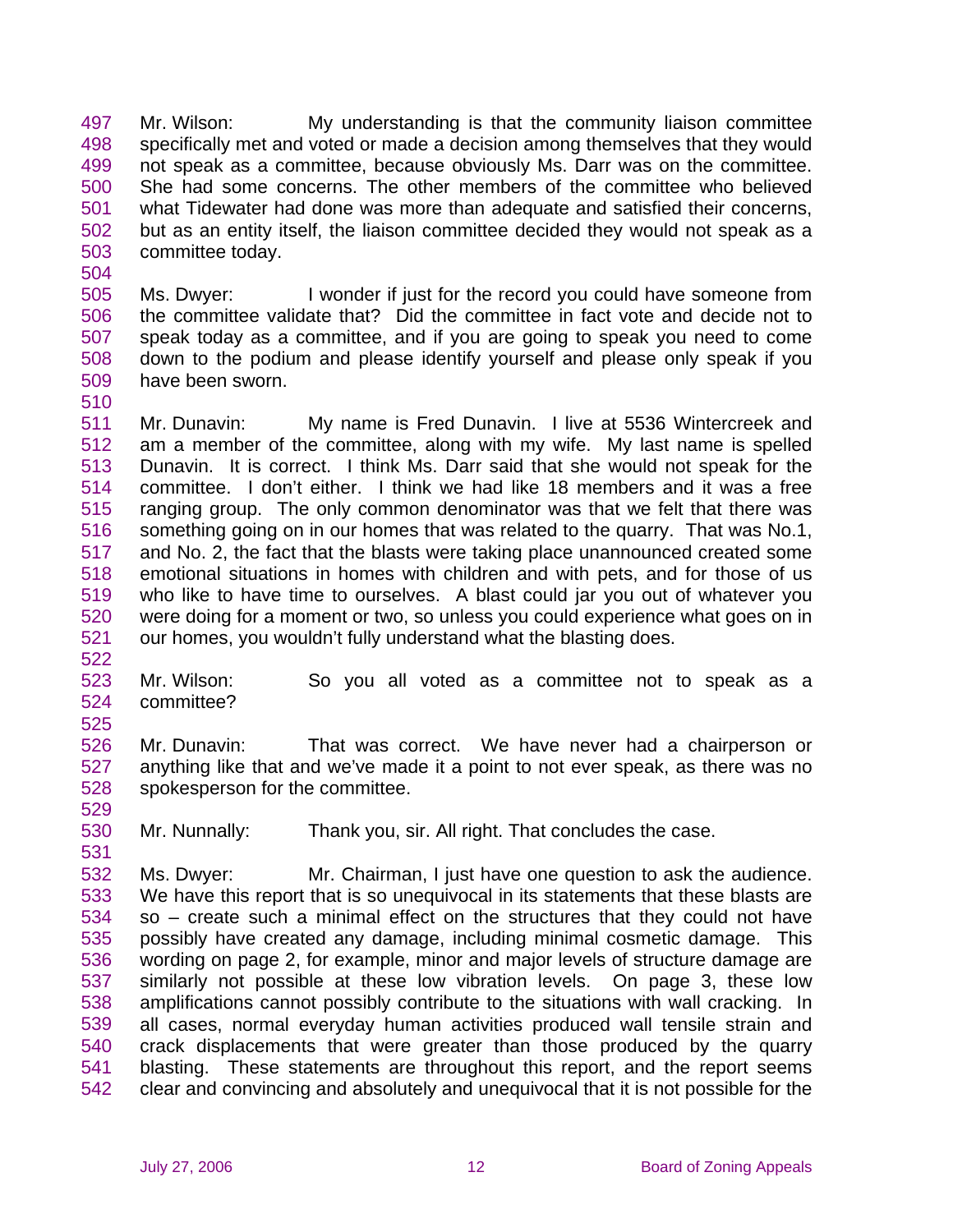497 Mr. Wilson: My understanding is that the community liaison committee
498 specifically met and voted or made a decision among themselves that they would
499 not speak as a committee, because obviously Ms. Darr was on the committee.
500 She had some concerns. The other members of the committee who believed
501 what Tidewater had done was more than adequate and satisfied their concerns,
502 but as an entity itself, the liaison committee decided they would not speak as a
503 committee today.
504
505 Ms. Dwyer: I wonder if just for the record you could have someone from
506 the committee validate that? Did the committee in fact vote and decide not to
507 speak today as a committee, and if you are going to speak you need to come
508 down to the podium and please identify yourself and please only speak if you
509 have been sworn.
510
511 Mr. Dunavin: My name is Fred Dunavin. I live at 5536 Wintercreek and
512 am a member of the committee, along with my wife. My last name is spelled
513 Dunavin. It is correct. I think Ms. Darr said that she would not speak for the
514 committee. I don't either. I think we had like 18 members and it was a free
515 ranging group. The only common denominator was that we felt that there was
516 something going on in our homes that was related to the quarry. That was No.1,
517 and No. 2, the fact that the blasts were taking place unannounced created some
518 emotional situations in homes with children and with pets, and for those of us
519 who like to have time to ourselves. A blast could jar you out of whatever you
520 were doing for a moment or two, so unless you could experience what goes on in
521 our homes, you wouldn't fully understand what the blasting does.
522
523 Mr. Wilson: So you all voted as a committee not to speak as a
524 committee?
525
526 Mr. Dunavin: That was correct. We have never had a chairperson or
527 anything like that and we've made it a point to not ever speak, as there was no
528 spokesperson for the committee.
529
530 Mr. Nunnally: Thank you, sir. All right. That concludes the case.
531
532 Ms. Dwyer: Mr. Chairman, I just have one question to ask the audience.
533 We have this report that is so unequivocal in its statements that these blasts are
534 so – create such a minimal effect on the structures that they could not have
535 possibly have created any damage, including minimal cosmetic damage. This
536 wording on page 2, for example, minor and major levels of structure damage are
537 similarly not possible at these low vibration levels. On page 3, these low
538 amplifications cannot possibly contribute to the situations with wall cracking. In
539 all cases, normal everyday human activities produced wall tensile strain and
540 crack displacements that were greater than those produced by the quarry
541 blasting. These statements are throughout this report, and the report seems
542 clear and convincing and absolutely and unequivocal that it is not possible for the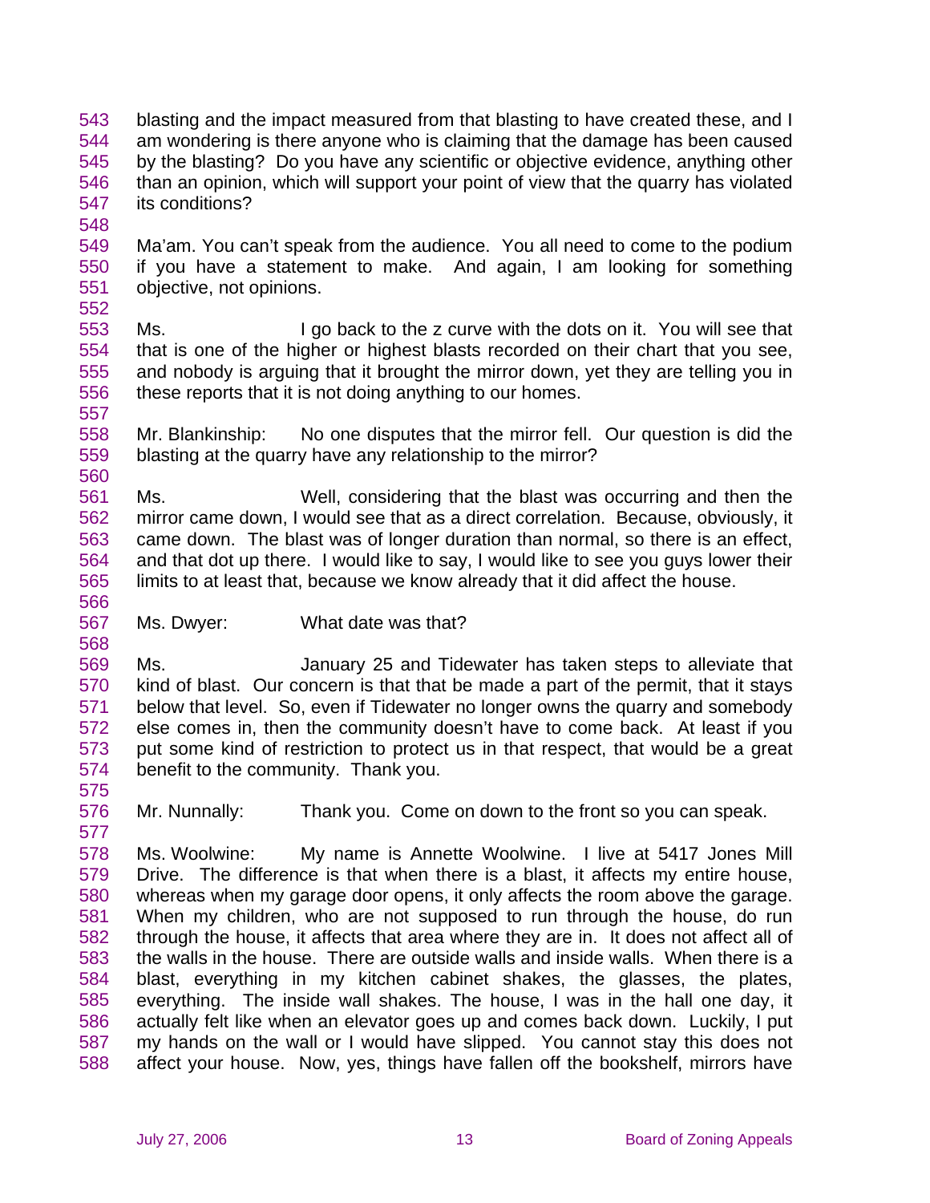blasting and the impact measured from that blasting to have created these, and I am wondering is there anyone who is claiming that the damage has been caused by the blasting? Do you have any scientific or objective evidence, anything other than an opinion, which will support your point of view that the quarry has violated its conditions?

Ma'am. You can't speak from the audience. You all need to come to the podium if you have a statement to make. And again, I am looking for something objective, not opinions.

Ms. I go back to the z curve with the dots on it. You will see that that is one of the higher or highest blasts recorded on their chart that you see, and nobody is arguing that it brought the mirror down, yet they are telling you in these reports that it is not doing anything to our homes.

Mr. Blankinship: No one disputes that the mirror fell. Our question is did the blasting at the quarry have any relationship to the mirror?

Ms. Well, considering that the blast was occurring and then the mirror came down, I would see that as a direct correlation. Because, obviously, it came down. The blast was of longer duration than normal, so there is an effect, and that dot up there. I would like to say, I would like to see you guys lower their limits to at least that, because we know already that it did affect the house.

Ms. Dwyer: What date was that?

Ms. January 25 and Tidewater has taken steps to alleviate that kind of blast. Our concern is that that be made a part of the permit, that it stays below that level. So, even if Tidewater no longer owns the quarry and somebody else comes in, then the community doesn't have to come back. At least if you put some kind of restriction to protect us in that respect, that would be a great benefit to the community. Thank you.

Mr. Nunnally: Thank you. Come on down to the front so you can speak.

Ms. Woolwine: My name is Annette Woolwine. I live at 5417 Jones Mill Drive. The difference is that when there is a blast, it affects my entire house, whereas when my garage door opens, it only affects the room above the garage. When my children, who are not supposed to run through the house, do run through the house, it affects that area where they are in. It does not affect all of the walls in the house. There are outside walls and inside walls. When there is a blast, everything in my kitchen cabinet shakes, the glasses, the plates, everything. The inside wall shakes. The house, I was in the hall one day, it actually felt like when an elevator goes up and comes back down. Luckily, I put my hands on the wall or I would have slipped. You cannot stay this does not affect your house. Now, yes, things have fallen off the bookshelf, mirrors have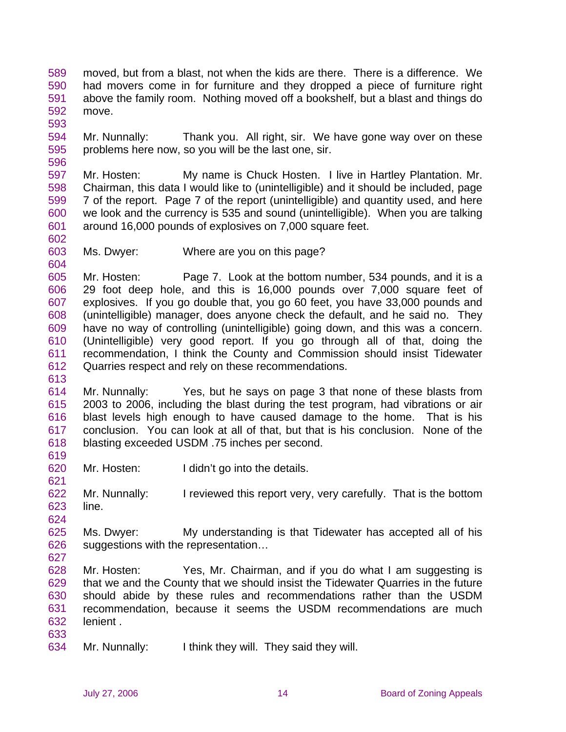moved, but from a blast, not when the kids are there. There is a difference. We had movers come in for furniture and they dropped a piece of furniture right above the family room. Nothing moved off a bookshelf, but a blast and things do move.

Mr. Nunnally: Thank you. All right, sir. We have gone way over on these problems here now, so you will be the last one, sir.

Mr. Hosten: My name is Chuck Hosten. I live in Hartley Plantation. Mr. Chairman, this data I would like to (unintelligible) and it should be included, page 7 of the report. Page 7 of the report (unintelligible) and quantity used, and here we look and the currency is 535 and sound (unintelligible). When you are talking around 16,000 pounds of explosives on 7,000 square feet.

Ms. Dwyer: Where are you on this page?

Mr. Hosten: Page 7. Look at the bottom number, 534 pounds, and it is a 29 foot deep hole, and this is 16,000 pounds over 7,000 square feet of explosives. If you go double that, you go 60 feet, you have 33,000 pounds and (unintelligible) manager, does anyone check the default, and he said no. They have no way of controlling (unintelligible) going down, and this was a concern. (Unintelligible) very good report. If you go through all of that, doing the recommendation, I think the County and Commission should insist Tidewater Quarries respect and rely on these recommendations.

Mr. Nunnally: Yes, but he says on page 3 that none of these blasts from 2003 to 2006, including the blast during the test program, had vibrations or air blast levels high enough to have caused damage to the home. That is his conclusion. You can look at all of that, but that is his conclusion. None of the blasting exceeded USDM .75 inches per second.

Mr. Hosten: I didn't go into the details.

Mr. Nunnally: I reviewed this report very, very carefully. That is the bottom line.

Ms. Dwyer: My understanding is that Tidewater has accepted all of his suggestions with the representation…

Mr. Hosten: Yes, Mr. Chairman, and if you do what I am suggesting is that we and the County that we should insist the Tidewater Quarries in the future should abide by these rules and recommendations rather than the USDM recommendation, because it seems the USDM recommendations are much lenient .

Mr. Nunnally: I think they will. They said they will.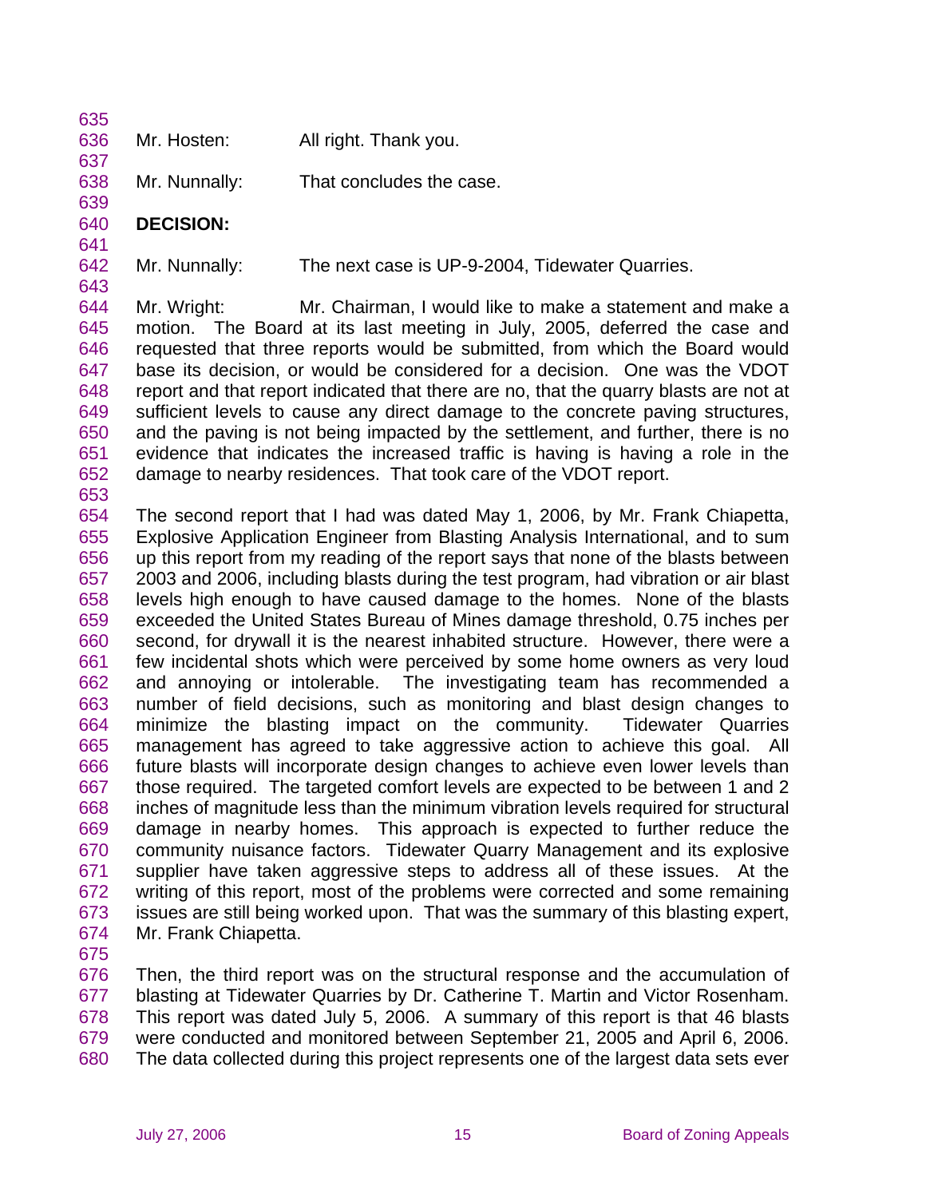Mr. Hosten: All right. Thank you.

Mr. Nunnally: That concludes the case.

**DECISION:**

Mr. Nunnally: The next case is UP-9-2004, Tidewater Quarries.

Mr. Wright: Mr. Chairman, I would like to make a statement and make a motion. The Board at its last meeting in July, 2005, deferred the case and requested that three reports would be submitted, from which the Board would base its decision, or would be considered for a decision. One was the VDOT report and that report indicated that there are no, that the quarry blasts are not at sufficient levels to cause any direct damage to the concrete paving structures, and the paving is not being impacted by the settlement, and further, there is no evidence that indicates the increased traffic is having is having a role in the damage to nearby residences. That took care of the VDOT report.

The second report that I had was dated May 1, 2006, by Mr. Frank Chiapetta, Explosive Application Engineer from Blasting Analysis International, and to sum up this report from my reading of the report says that none of the blasts between 2003 and 2006, including blasts during the test program, had vibration or air blast levels high enough to have caused damage to the homes. None of the blasts exceeded the United States Bureau of Mines damage threshold, 0.75 inches per second, for drywall it is the nearest inhabited structure. However, there were a few incidental shots which were perceived by some home owners as very loud and annoying or intolerable. The investigating team has recommended a number of field decisions, such as monitoring and blast design changes to minimize the blasting impact on the community. Tidewater Quarries management has agreed to take aggressive action to achieve this goal. All future blasts will incorporate design changes to achieve even lower levels than those required. The targeted comfort levels are expected to be between 1 and 2 inches of magnitude less than the minimum vibration levels required for structural damage in nearby homes. This approach is expected to further reduce the community nuisance factors. Tidewater Quarry Management and its explosive supplier have taken aggressive steps to address all of these issues. At the writing of this report, most of the problems were corrected and some remaining issues are still being worked upon. That was the summary of this blasting expert, Mr. Frank Chiapetta.

Then, the third report was on the structural response and the accumulation of blasting at Tidewater Quarries by Dr. Catherine T. Martin and Victor Rosenham. This report was dated July 5, 2006. A summary of this report is that 46 blasts were conducted and monitored between September 21, 2005 and April 6, 2006. The data collected during this project represents one of the largest data sets ever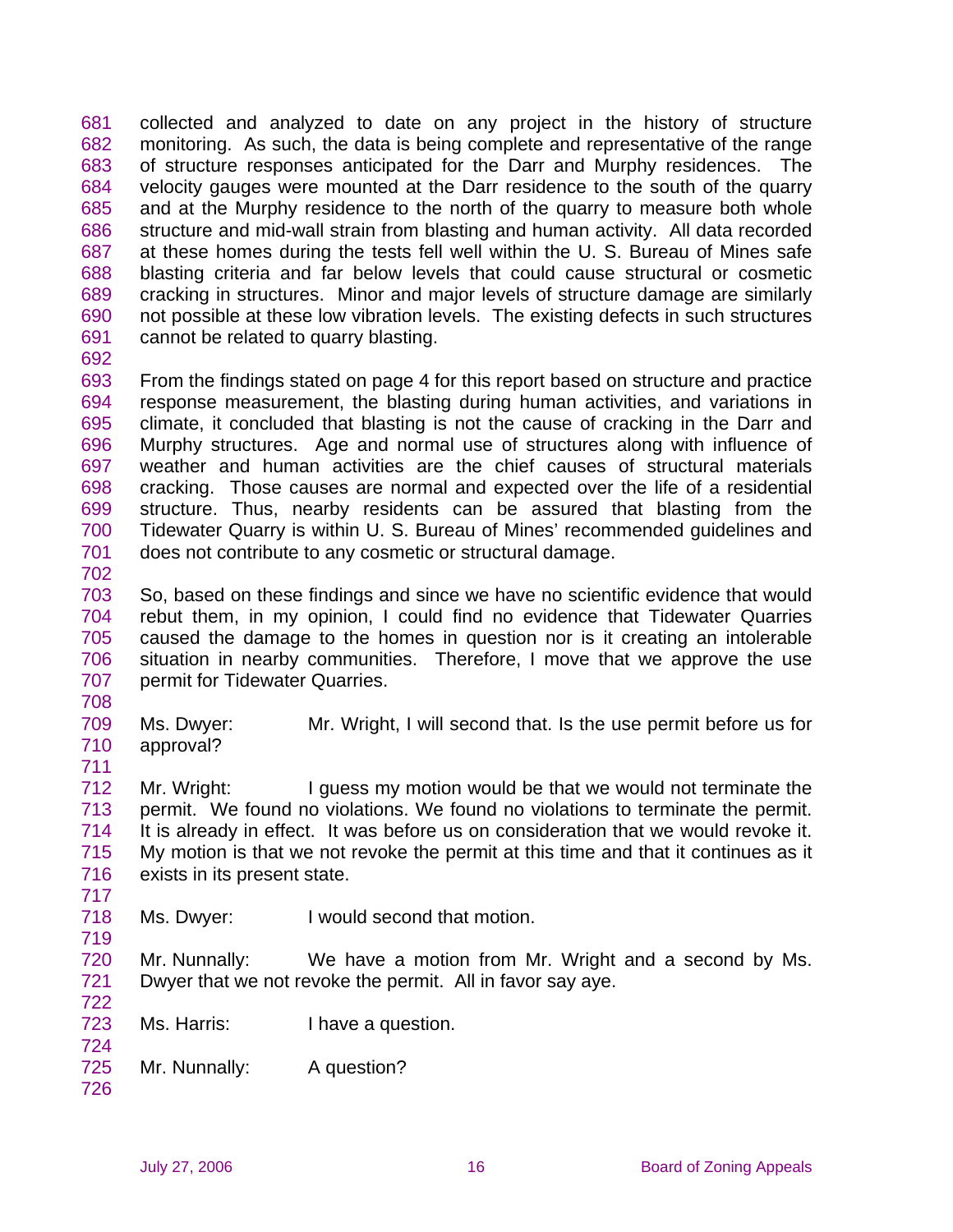collected and analyzed to date on any project in the history of structure monitoring. As such, the data is being complete and representative of the range of structure responses anticipated for the Darr and Murphy residences. The velocity gauges were mounted at the Darr residence to the south of the quarry and at the Murphy residence to the north of the quarry to measure both whole structure and mid-wall strain from blasting and human activity. All data recorded at these homes during the tests fell well within the U. S. Bureau of Mines safe blasting criteria and far below levels that could cause structural or cosmetic cracking in structures. Minor and major levels of structure damage are similarly not possible at these low vibration levels. The existing defects in such structures cannot be related to quarry blasting.

From the findings stated on page 4 for this report based on structure and practice response measurement, the blasting during human activities, and variations in climate, it concluded that blasting is not the cause of cracking in the Darr and Murphy structures. Age and normal use of structures along with influence of weather and human activities are the chief causes of structural materials cracking. Those causes are normal and expected over the life of a residential structure. Thus, nearby residents can be assured that blasting from the Tidewater Quarry is within U. S. Bureau of Mines' recommended guidelines and does not contribute to any cosmetic or structural damage.

So, based on these findings and since we have no scientific evidence that would rebut them, in my opinion, I could find no evidence that Tidewater Quarries caused the damage to the homes in question nor is it creating an intolerable situation in nearby communities. Therefore, I move that we approve the use permit for Tidewater Quarries.

Ms. Dwyer: Mr. Wright, I will second that. Is the use permit before us for approval?

Mr. Wright: I guess my motion would be that we would not terminate the permit. We found no violations. We found no violations to terminate the permit. It is already in effect. It was before us on consideration that we would revoke it. My motion is that we not revoke the permit at this time and that it continues as it exists in its present state.

Ms. Dwyer: I would second that motion.

Mr. Nunnally: We have a motion from Mr. Wright and a second by Ms. Dwyer that we not revoke the permit. All in favor say aye.

Ms. Harris: I have a question.

Mr. Nunnally: A question?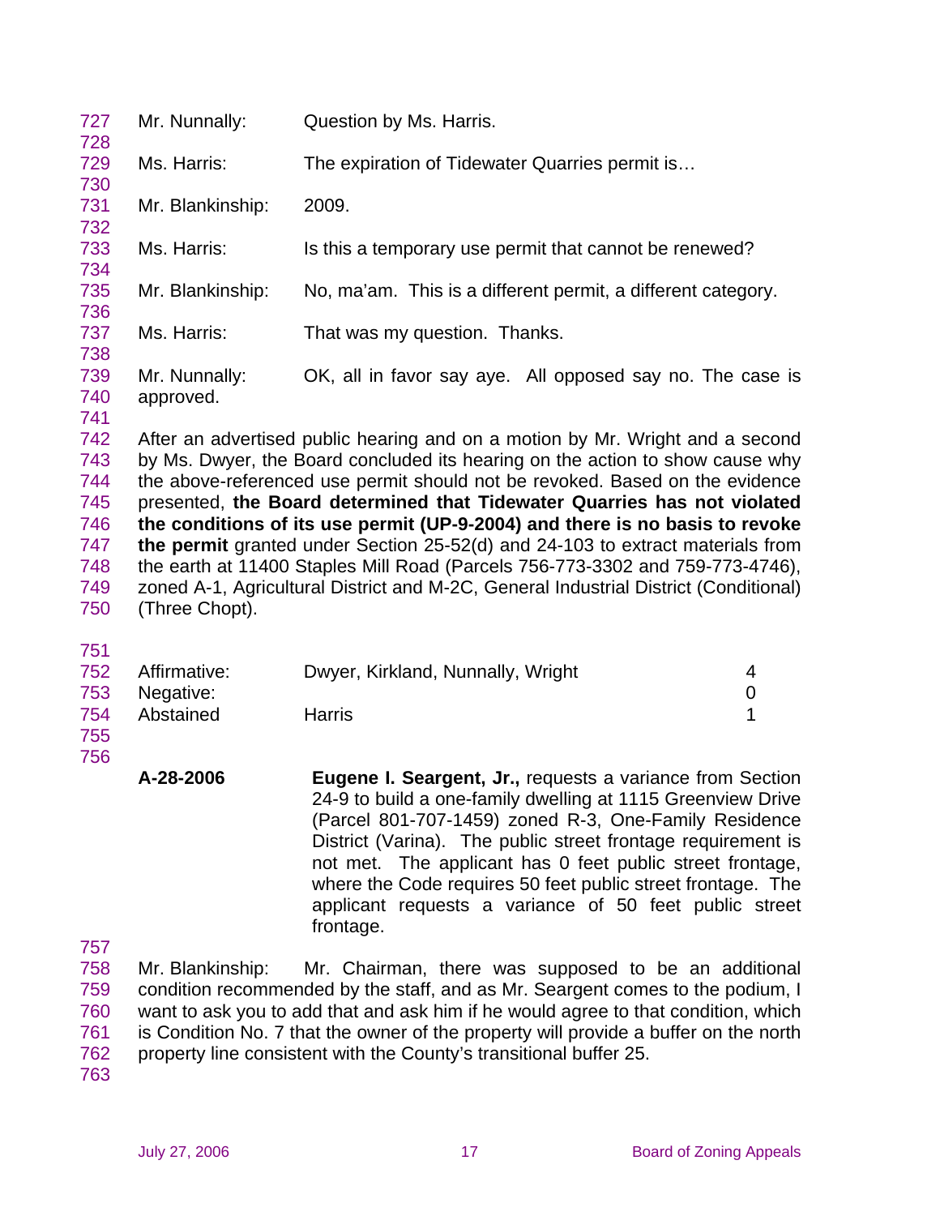Mr. Nunnally: Question by Ms. Harris.

Ms. Harris: The expiration of Tidewater Quarries permit is…

Mr. Blankinship: 2009.

Ms. Harris: Is this a temporary use permit that cannot be renewed?

Mr. Blankinship: No, ma'am. This is a different permit, a different category.

Ms. Harris: That was my question. Thanks.

Mr. Nunnally: OK, all in favor say aye. All opposed say no. The case is approved.

After an advertised public hearing and on a motion by Mr. Wright and a second by Ms. Dwyer, the Board concluded its hearing on the action to show cause why the above-referenced use permit should not be revoked. Based on the evidence presented, **the Board determined that Tidewater Quarries has not violated the conditions of its use permit (UP-9-2004) and there is no basis to revoke the permit** granted under Section 25-52(d) and 24-103 to extract materials from the earth at 11400 Staples Mill Road (Parcels 756-773-3302 and 759-773-4746), zoned A-1, Agricultural District and M-2C, General Industrial District (Conditional) (Three Chopt).

| | | |
|---|---|---|
| Affirmative: | Dwyer, Kirkland, Nunnally, Wright | 4 |
| Negative: | | 0 |
| Abstained | Harris | 1 |

**A-28-2006** **Eugene I. Seargent, Jr.,** requests a variance from Section 24-9 to build a one-family dwelling at 1115 Greenview Drive (Parcel 801-707-1459) zoned R-3, One-Family Residence District (Varina). The public street frontage requirement is not met. The applicant has 0 feet public street frontage, where the Code requires 50 feet public street frontage. The applicant requests a variance of 50 feet public street frontage.

Mr. Blankinship: Mr. Chairman, there was supposed to be an additional condition recommended by the staff, and as Mr. Seargent comes to the podium, I want to ask you to add that and ask him if he would agree to that condition, which is Condition No. 7 that the owner of the property will provide a buffer on the north property line consistent with the County's transitional buffer 25.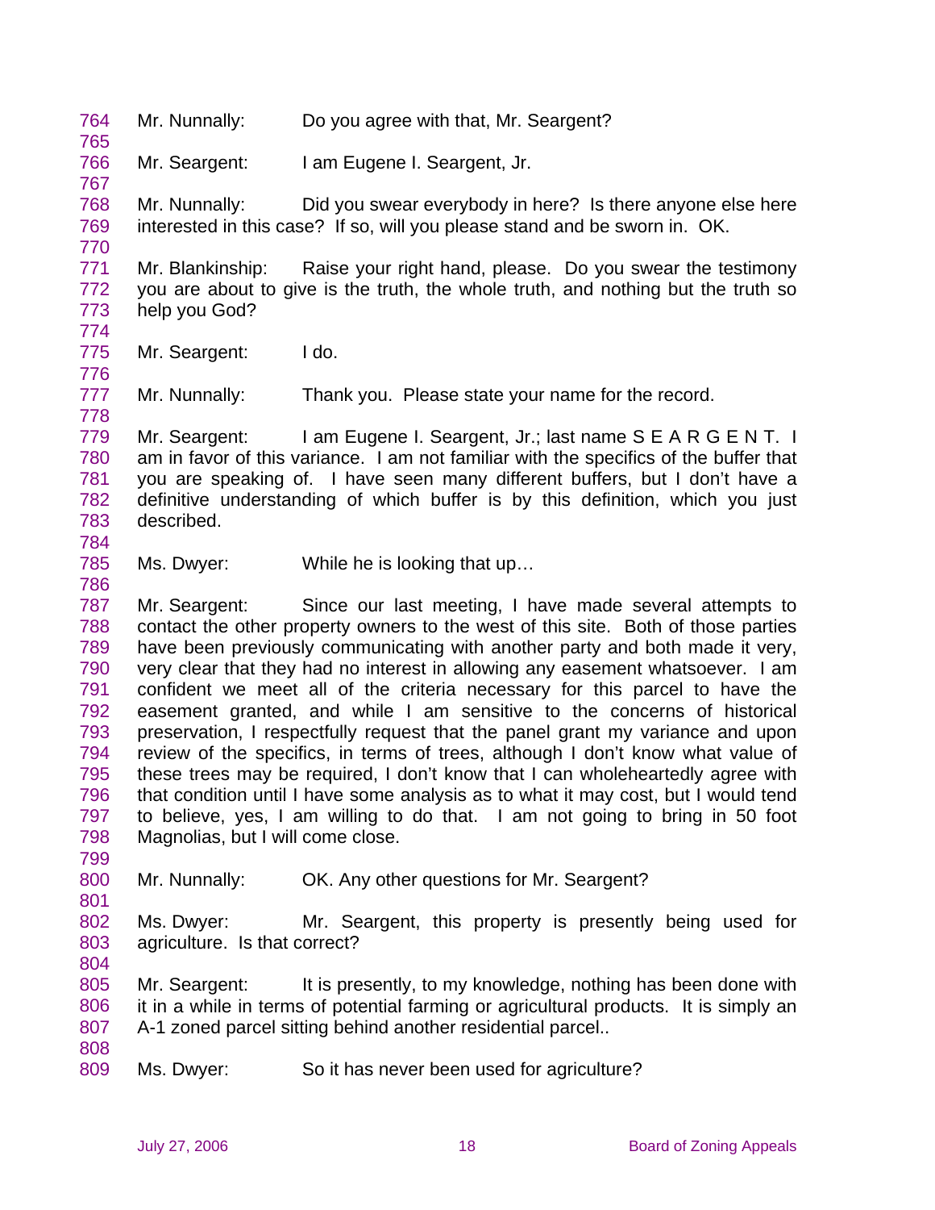764 Mr. Nunnally: Do you agree with that, Mr. Seargent?
765
766 Mr. Seargent: I am Eugene I. Seargent, Jr.
767
768 Mr. Nunnally: Did you swear everybody in here? Is there anyone else here
769 interested in this case? If so, will you please stand and be sworn in. OK.
770
771 Mr. Blankinship: Raise your right hand, please. Do you swear the testimony
772 you are about to give is the truth, the whole truth, and nothing but the truth so
773 help you God?
774
775 Mr. Seargent: I do.
776
777 Mr. Nunnally: Thank you. Please state your name for the record.
778
779 Mr. Seargent: I am Eugene I. Seargent, Jr.; last name S E A R G E N T. I
780 am in favor of this variance. I am not familiar with the specifics of the buffer that
781 you are speaking of. I have seen many different buffers, but I don't have a
782 definitive understanding of which buffer is by this definition, which you just
783 described.
784
785 Ms. Dwyer: While he is looking that up…
786
787 Mr. Seargent: Since our last meeting, I have made several attempts to
788 contact the other property owners to the west of this site. Both of those parties
789 have been previously communicating with another party and both made it very,
790 very clear that they had no interest in allowing any easement whatsoever. I am
791 confident we meet all of the criteria necessary for this parcel to have the
792 easement granted, and while I am sensitive to the concerns of historical
793 preservation, I respectfully request that the panel grant my variance and upon
794 review of the specifics, in terms of trees, although I don't know what value of
795 these trees may be required, I don't know that I can wholeheartedly agree with
796 that condition until I have some analysis as to what it may cost, but I would tend
797 to believe, yes, I am willing to do that. I am not going to bring in 50 foot
798 Magnolias, but I will come close.
799
800 Mr. Nunnally: OK. Any other questions for Mr. Seargent?
801
802 Ms. Dwyer: Mr. Seargent, this property is presently being used for
803 agriculture. Is that correct?
804
805 Mr. Seargent: It is presently, to my knowledge, nothing has been done with
806 it in a while in terms of potential farming or agricultural products. It is simply an
807 A-1 zoned parcel sitting behind another residential parcel..
808
809 Ms. Dwyer: So it has never been used for agriculture?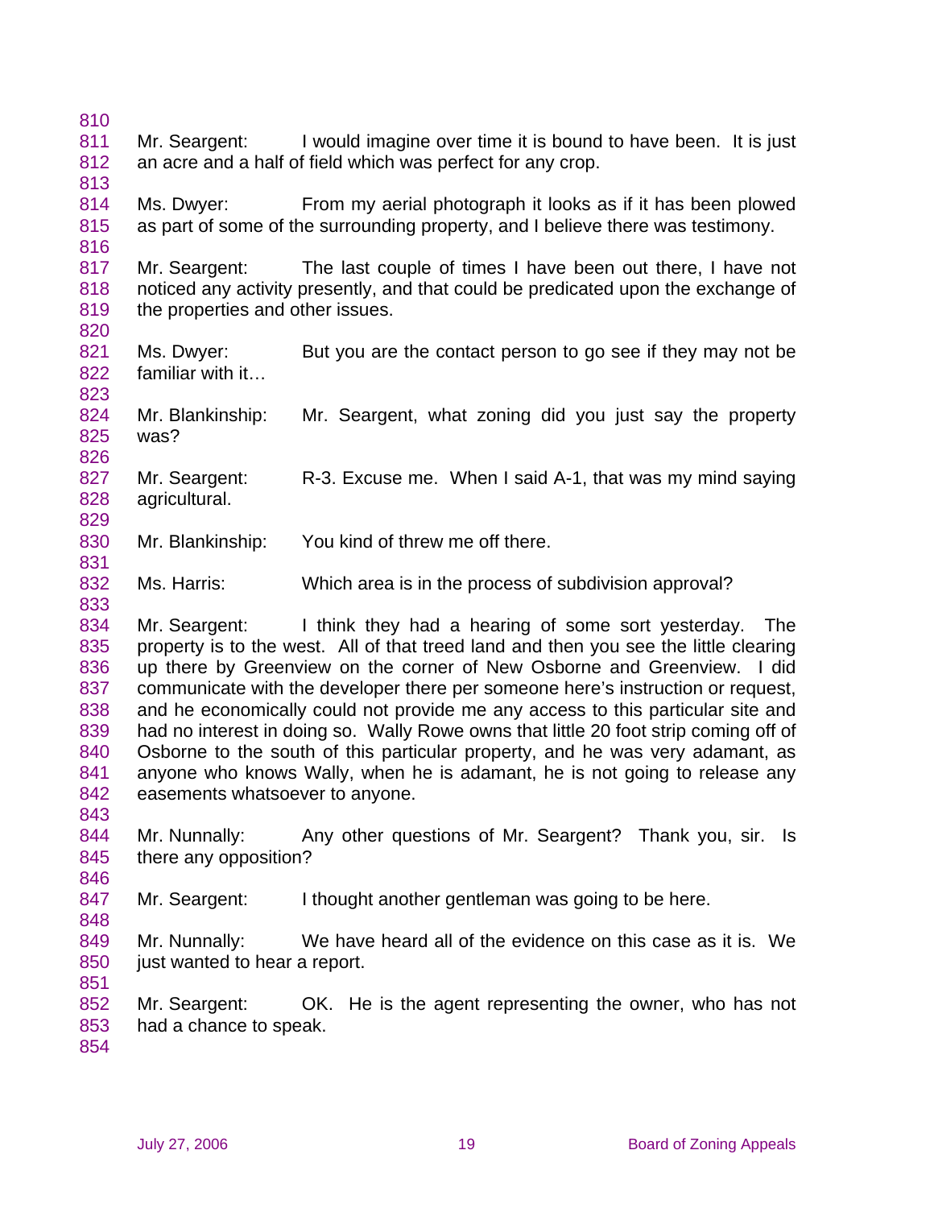Mr. Seargent: I would imagine over time it is bound to have been. It is just an acre and a half of field which was perfect for any crop.

Ms. Dwyer: From my aerial photograph it looks as if it has been plowed as part of some of the surrounding property, and I believe there was testimony.

Mr. Seargent: The last couple of times I have been out there, I have not noticed any activity presently, and that could be predicated upon the exchange of the properties and other issues.

Ms. Dwyer: But you are the contact person to go see if they may not be familiar with it…

Mr. Blankinship: Mr. Seargent, what zoning did you just say the property was?

Mr. Seargent: R-3. Excuse me. When I said A-1, that was my mind saying agricultural.

Mr. Blankinship: You kind of threw me off there.

Ms. Harris: Which area is in the process of subdivision approval?

Mr. Seargent: I think they had a hearing of some sort yesterday. The property is to the west. All of that treed land and then you see the little clearing up there by Greenview on the corner of New Osborne and Greenview. I did communicate with the developer there per someone here's instruction or request, and he economically could not provide me any access to this particular site and had no interest in doing so. Wally Rowe owns that little 20 foot strip coming off of Osborne to the south of this particular property, and he was very adamant, as anyone who knows Wally, when he is adamant, he is not going to release any easements whatsoever to anyone.

Mr. Nunnally: Any other questions of Mr. Seargent? Thank you, sir. Is there any opposition?

Mr. Seargent: I thought another gentleman was going to be here.

Mr. Nunnally: We have heard all of the evidence on this case as it is. We just wanted to hear a report.

Mr. Seargent: OK. He is the agent representing the owner, who has not had a chance to speak.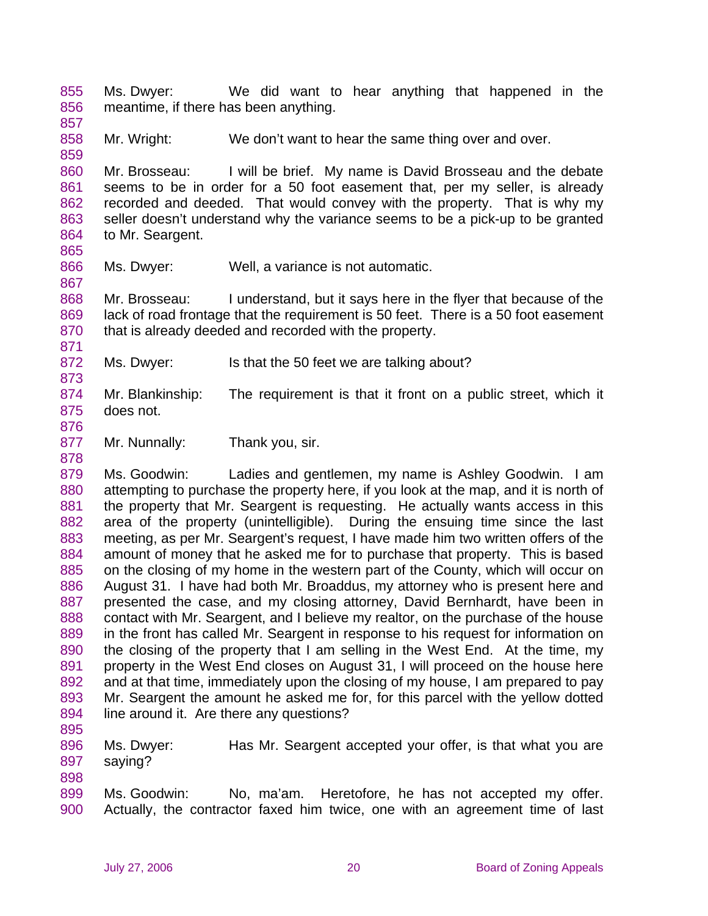855 Ms. Dwyer: We did want to hear anything that happened in the
856 meantime, if there has been anything.
857
858 Mr. Wright: We don't want to hear the same thing over and over.
859
860 Mr. Brosseau: I will be brief. My name is David Brosseau and the debate
861 seems to be in order for a 50 foot easement that, per my seller, is already
862 recorded and deeded. That would convey with the property. That is why my
863 seller doesn't understand why the variance seems to be a pick-up to be granted
864 to Mr. Seargent.
865
866 Ms. Dwyer: Well, a variance is not automatic.
867
868 Mr. Brosseau: I understand, but it says here in the flyer that because of the
869 lack of road frontage that the requirement is 50 feet. There is a 50 foot easement
870 that is already deeded and recorded with the property.
871
872 Ms. Dwyer: Is that the 50 feet we are talking about?
873
874 Mr. Blankinship: The requirement is that it front on a public street, which it
875 does not.
876
877 Mr. Nunnally: Thank you, sir.
878
879 Ms. Goodwin: Ladies and gentlemen, my name is Ashley Goodwin. I am
880 attempting to purchase the property here, if you look at the map, and it is north of
881 the property that Mr. Seargent is requesting. He actually wants access in this
882 area of the property (unintelligible). During the ensuing time since the last
883 meeting, as per Mr. Seargent's request, I have made him two written offers of the
884 amount of money that he asked me for to purchase that property. This is based
885 on the closing of my home in the western part of the County, which will occur on
886 August 31. I have had both Mr. Broaddus, my attorney who is present here and
887 presented the case, and my closing attorney, David Bernhardt, have been in
888 contact with Mr. Seargent, and I believe my realtor, on the purchase of the house
889 in the front has called Mr. Seargent in response to his request for information on
890 the closing of the property that I am selling in the West End. At the time, my
891 property in the West End closes on August 31, I will proceed on the house here
892 and at that time, immediately upon the closing of my house, I am prepared to pay
893 Mr. Seargent the amount he asked me for, for this parcel with the yellow dotted
894 line around it. Are there any questions?
895
896 Ms. Dwyer: Has Mr. Seargent accepted your offer, is that what you are
897 saying?
898
899 Ms. Goodwin: No, ma'am. Heretofore, he has not accepted my offer.
900 Actually, the contractor faxed him twice, one with an agreement time of last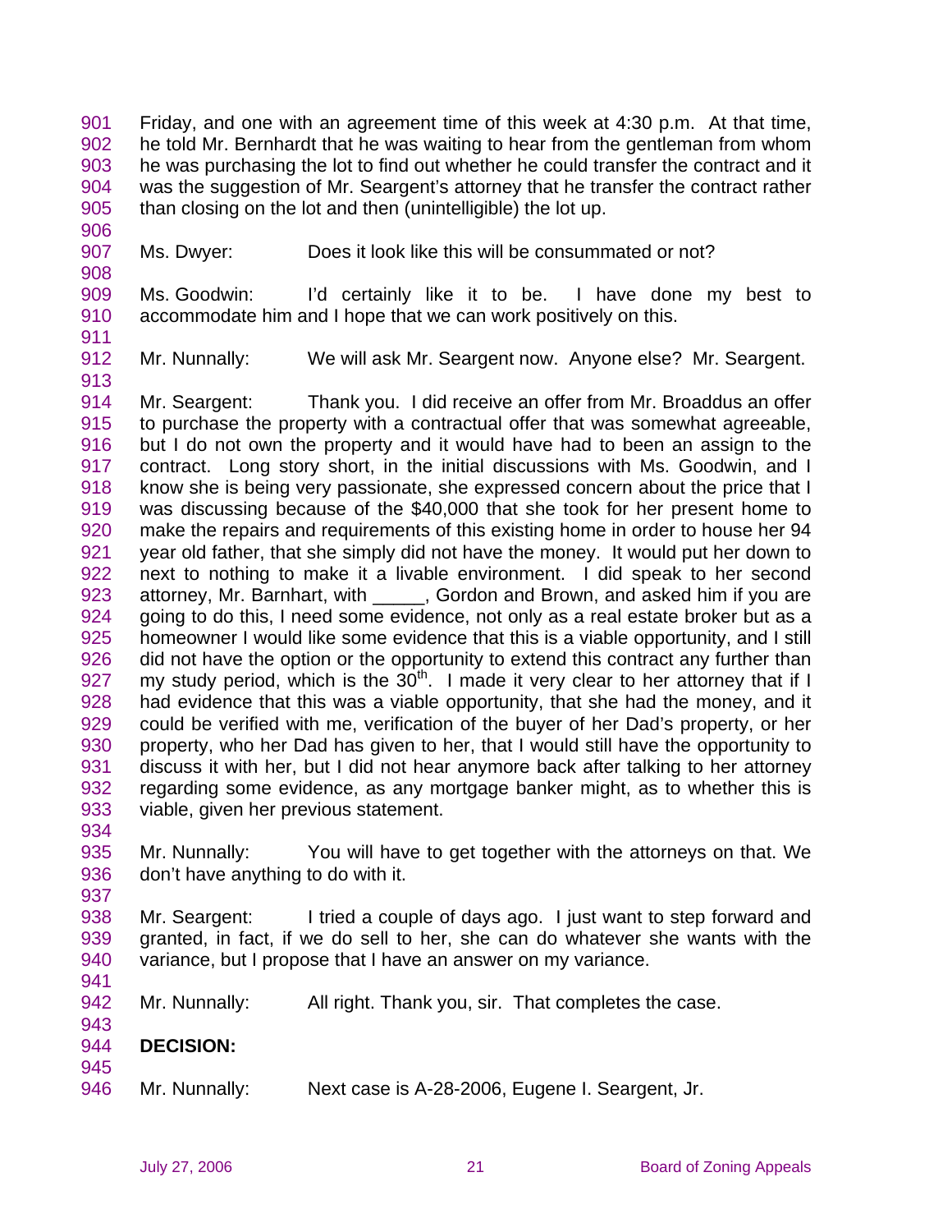Friday, and one with an agreement time of this week at 4:30 p.m. At that time, he told Mr. Bernhardt that he was waiting to hear from the gentleman from whom he was purchasing the lot to find out whether he could transfer the contract and it was the suggestion of Mr. Seargent's attorney that he transfer the contract rather than closing on the lot and then (unintelligible) the lot up.

Ms. Dwyer: Does it look like this will be consummated or not?

Ms. Goodwin: I'd certainly like it to be. I have done my best to accommodate him and I hope that we can work positively on this.

Mr. Nunnally: We will ask Mr. Seargent now. Anyone else? Mr. Seargent.

Mr. Seargent: Thank you. I did receive an offer from Mr. Broaddus an offer to purchase the property with a contractual offer that was somewhat agreeable, but I do not own the property and it would have had to been an assign to the contract. Long story short, in the initial discussions with Ms. Goodwin, and I know she is being very passionate, she expressed concern about the price that I was discussing because of the $40,000 that she took for her present home to make the repairs and requirements of this existing home in order to house her 94 year old father, that she simply did not have the money. It would put her down to next to nothing to make it a livable environment. I did speak to her second attorney, Mr. Barnhart, with _____, Gordon and Brown, and asked him if you are going to do this, I need some evidence, not only as a real estate broker but as a homeowner I would like some evidence that this is a viable opportunity, and I still did not have the option or the opportunity to extend this contract any further than my study period, which is the 30th. I made it very clear to her attorney that if I had evidence that this was a viable opportunity, that she had the money, and it could be verified with me, verification of the buyer of her Dad's property, or her property, who her Dad has given to her, that I would still have the opportunity to discuss it with her, but I did not hear anymore back after talking to her attorney regarding some evidence, as any mortgage banker might, as to whether this is viable, given her previous statement.

Mr. Nunnally: You will have to get together with the attorneys on that. We don't have anything to do with it.

Mr. Seargent: I tried a couple of days ago. I just want to step forward and granted, in fact, if we do sell to her, she can do whatever she wants with the variance, but I propose that I have an answer on my variance.

Mr. Nunnally: All right. Thank you, sir. That completes the case.

**DECISION:**

Mr. Nunnally: Next case is A-28-2006, Eugene I. Seargent, Jr.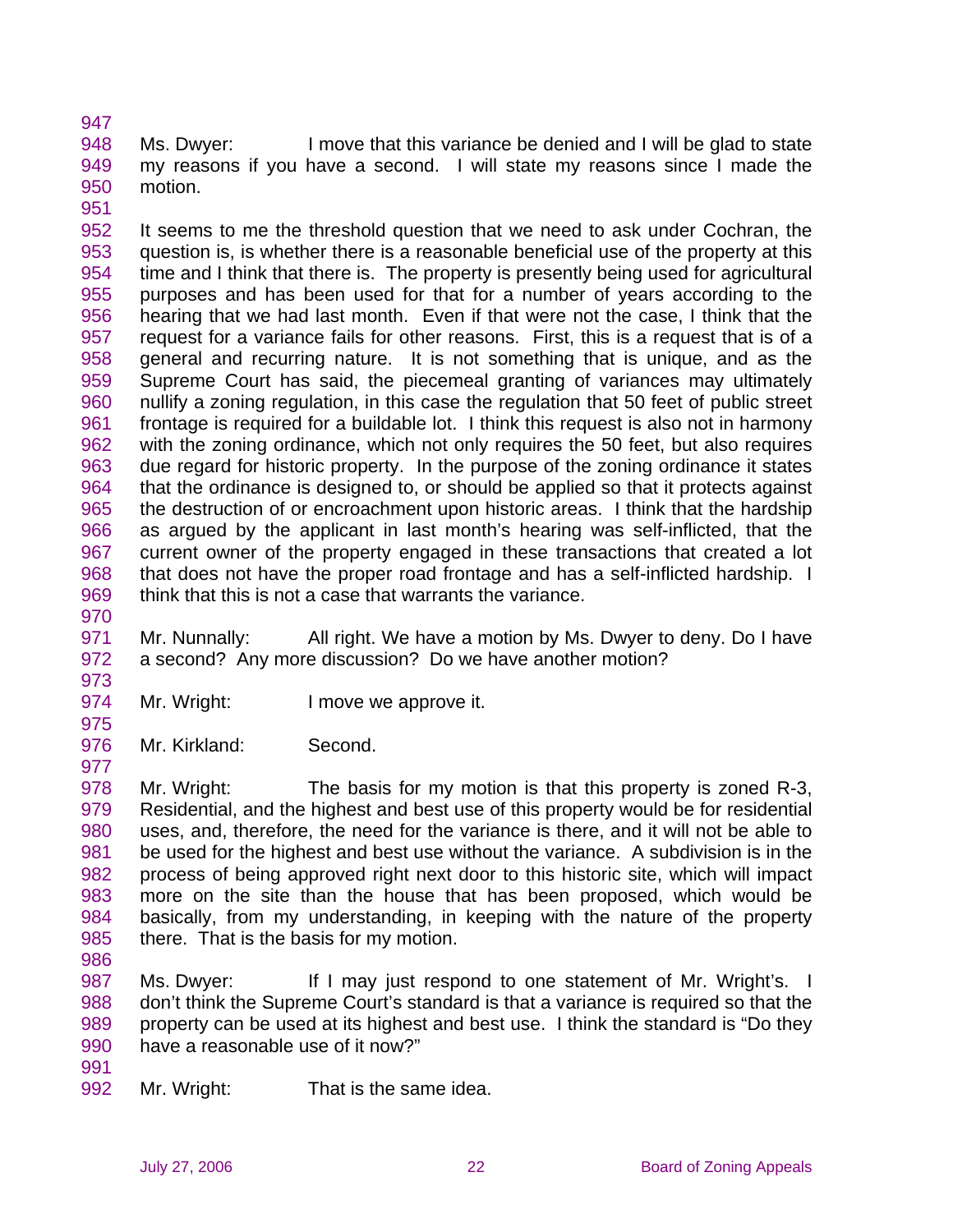Ms. Dwyer: I move that this variance be denied and I will be glad to state my reasons if you have a second. I will state my reasons since I made the motion.

It seems to me the threshold question that we need to ask under Cochran, the question is, is whether there is a reasonable beneficial use of the property at this time and I think that there is. The property is presently being used for agricultural purposes and has been used for that for a number of years according to the hearing that we had last month. Even if that were not the case, I think that the request for a variance fails for other reasons. First, this is a request that is of a general and recurring nature. It is not something that is unique, and as the Supreme Court has said, the piecemeal granting of variances may ultimately nullify a zoning regulation, in this case the regulation that 50 feet of public street frontage is required for a buildable lot. I think this request is also not in harmony with the zoning ordinance, which not only requires the 50 feet, but also requires due regard for historic property. In the purpose of the zoning ordinance it states that the ordinance is designed to, or should be applied so that it protects against the destruction of or encroachment upon historic areas. I think that the hardship as argued by the applicant in last month's hearing was self-inflicted, that the current owner of the property engaged in these transactions that created a lot that does not have the proper road frontage and has a self-inflicted hardship. I think that this is not a case that warrants the variance.

Mr. Nunnally: All right. We have a motion by Ms. Dwyer to deny. Do I have a second? Any more discussion? Do we have another motion?

Mr. Wright: I move we approve it.

Mr. Kirkland: Second.

Mr. Wright: The basis for my motion is that this property is zoned R-3, Residential, and the highest and best use of this property would be for residential uses, and, therefore, the need for the variance is there, and it will not be able to be used for the highest and best use without the variance. A subdivision is in the process of being approved right next door to this historic site, which will impact more on the site than the house that has been proposed, which would be basically, from my understanding, in keeping with the nature of the property there. That is the basis for my motion.

Ms. Dwyer: If I may just respond to one statement of Mr. Wright's. I don't think the Supreme Court's standard is that a variance is required so that the property can be used at its highest and best use. I think the standard is "Do they have a reasonable use of it now?"

Mr. Wright: That is the same idea.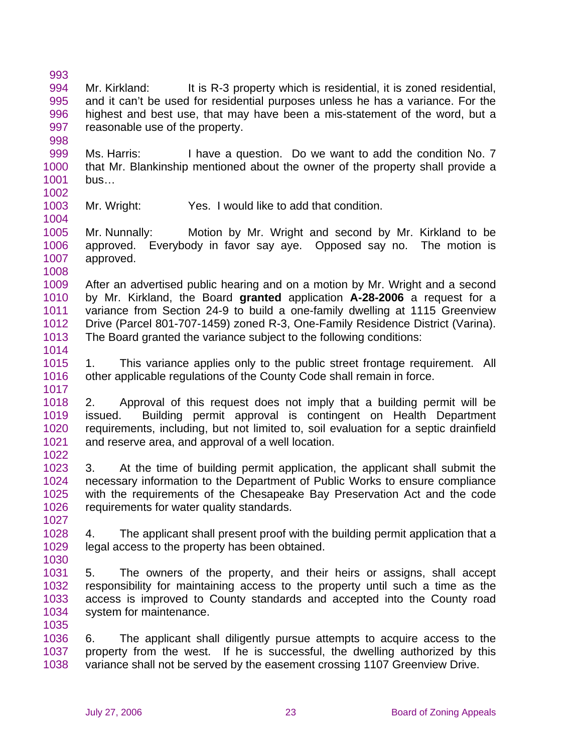Mr. Kirkland: It is R-3 property which is residential, it is zoned residential, and it can't be used for residential purposes unless he has a variance. For the highest and best use, that may have been a mis-statement of the word, but a reasonable use of the property.

Ms. Harris: I have a question. Do we want to add the condition No. 7 that Mr. Blankinship mentioned about the owner of the property shall provide a bus…

Mr. Wright: Yes. I would like to add that condition.

Mr. Nunnally: Motion by Mr. Wright and second by Mr. Kirkland to be approved. Everybody in favor say aye. Opposed say no. The motion is approved.

After an advertised public hearing and on a motion by Mr. Wright and a second by Mr. Kirkland, the Board **granted** application **A-28-2006** a request for a variance from Section 24-9 to build a one-family dwelling at 1115 Greenview Drive (Parcel 801-707-1459) zoned R-3, One-Family Residence District (Varina). The Board granted the variance subject to the following conditions:

1. This variance applies only to the public street frontage requirement. All other applicable regulations of the County Code shall remain in force.

2. Approval of this request does not imply that a building permit will be issued. Building permit approval is contingent on Health Department requirements, including, but not limited to, soil evaluation for a septic drainfield and reserve area, and approval of a well location.

3. At the time of building permit application, the applicant shall submit the necessary information to the Department of Public Works to ensure compliance with the requirements of the Chesapeake Bay Preservation Act and the code requirements for water quality standards.

4. The applicant shall present proof with the building permit application that a legal access to the property has been obtained.

5. The owners of the property, and their heirs or assigns, shall accept responsibility for maintaining access to the property until such a time as the access is improved to County standards and accepted into the County road system for maintenance.

6. The applicant shall diligently pursue attempts to acquire access to the property from the west. If he is successful, the dwelling authorized by this variance shall not be served by the easement crossing 1107 Greenview Drive.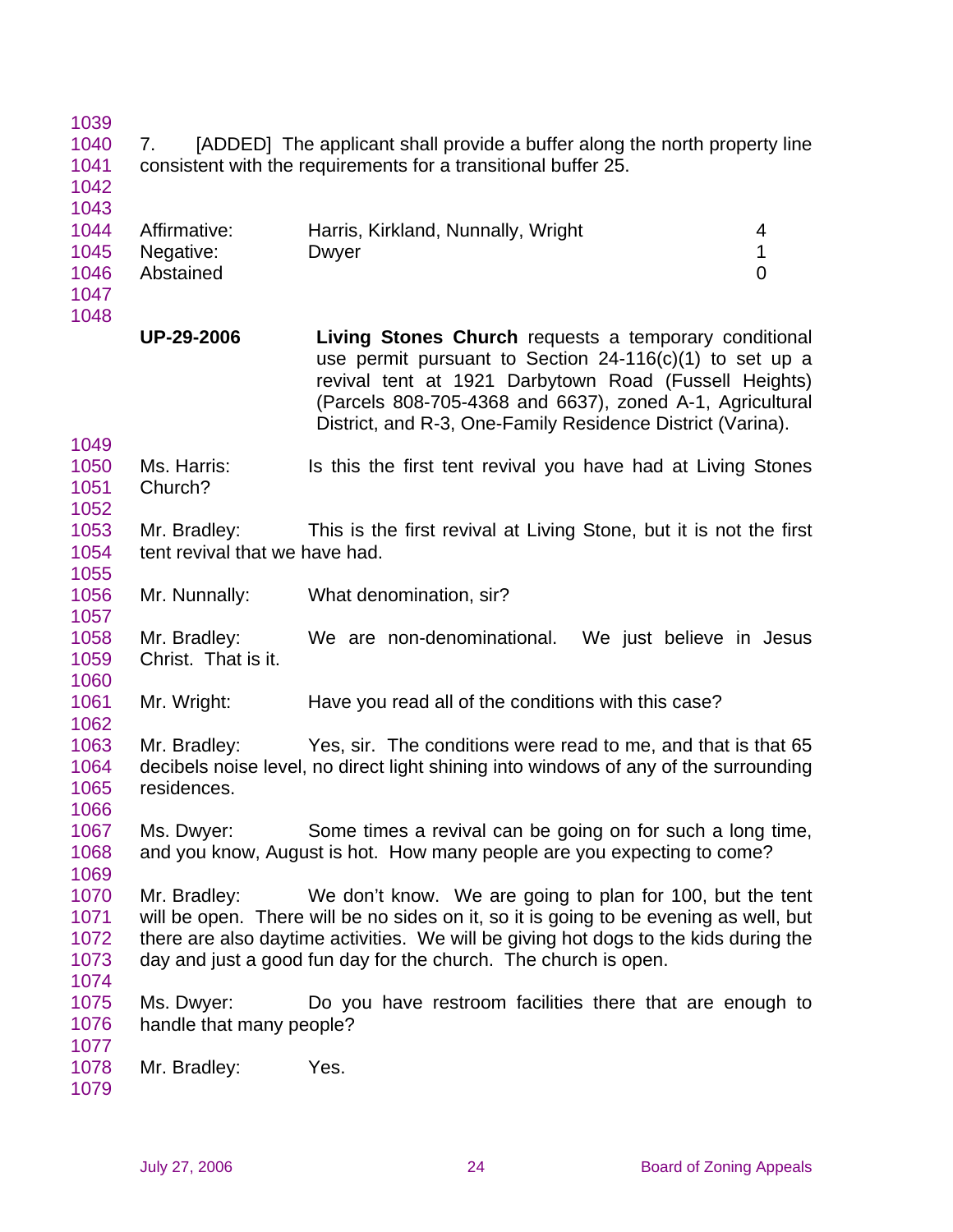7. [ADDED] The applicant shall provide a buffer along the north property line consistent with the requirements for a transitional buffer 25.

| | | |
|---|---|---|
| Affirmative: | Harris, Kirkland, Nunnally, Wright | 4 |
| Negative: | Dwyer | 1 |
| Abstained | | 0 |

**UP-29-2006** **Living Stones Church** requests a temporary conditional use permit pursuant to Section 24-116(c)(1) to set up a revival tent at 1921 Darbytown Road (Fussell Heights) (Parcels 808-705-4368 and 6637), zoned A-1, Agricultural District, and R-3, One-Family Residence District (Varina).

Ms. Harris: Is this the first tent revival you have had at Living Stones Church?

Mr. Bradley: This is the first revival at Living Stone, but it is not the first tent revival that we have had.

Mr. Nunnally: What denomination, sir?

Mr. Bradley: We are non-denominational. We just believe in Jesus Christ. That is it.

Mr. Wright: Have you read all of the conditions with this case?

Mr. Bradley: Yes, sir. The conditions were read to me, and that is that 65 decibels noise level, no direct light shining into windows of any of the surrounding residences.

Ms. Dwyer: Some times a revival can be going on for such a long time, and you know, August is hot. How many people are you expecting to come?

Mr. Bradley: We don't know. We are going to plan for 100, but the tent will be open. There will be no sides on it, so it is going to be evening as well, but there are also daytime activities. We will be giving hot dogs to the kids during the day and just a good fun day for the church. The church is open.

Ms. Dwyer: Do you have restroom facilities there that are enough to handle that many people?

Mr. Bradley: Yes.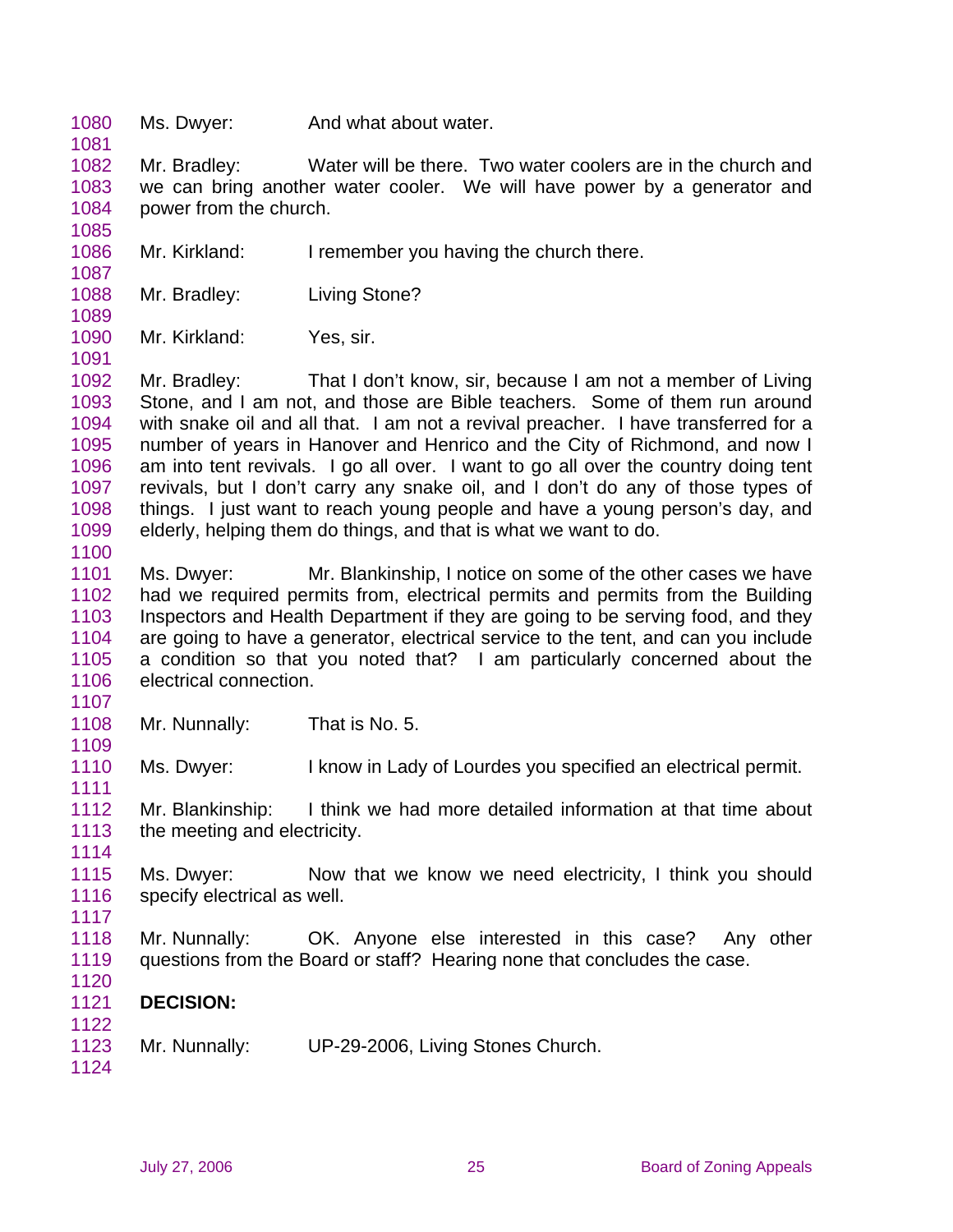Ms. Dwyer: And what about water.

Mr. Bradley: Water will be there. Two water coolers are in the church and we can bring another water cooler. We will have power by a generator and power from the church.

Mr. Kirkland: I remember you having the church there.

Mr. Bradley: Living Stone?

Mr. Kirkland: Yes, sir.

Mr. Bradley: That I don't know, sir, because I am not a member of Living Stone, and I am not, and those are Bible teachers. Some of them run around with snake oil and all that. I am not a revival preacher. I have transferred for a number of years in Hanover and Henrico and the City of Richmond, and now I am into tent revivals. I go all over. I want to go all over the country doing tent revivals, but I don't carry any snake oil, and I don't do any of those types of things. I just want to reach young people and have a young person's day, and elderly, helping them do things, and that is what we want to do.

Ms. Dwyer: Mr. Blankinship, I notice on some of the other cases we have had we required permits from, electrical permits and permits from the Building Inspectors and Health Department if they are going to be serving food, and they are going to have a generator, electrical service to the tent, and can you include a condition so that you noted that? I am particularly concerned about the electrical connection.

Mr. Nunnally: That is No. 5.

Ms. Dwyer: I know in Lady of Lourdes you specified an electrical permit.

Mr. Blankinship: I think we had more detailed information at that time about the meeting and electricity.

Ms. Dwyer: Now that we know we need electricity, I think you should specify electrical as well.

Mr. Nunnally: OK. Anyone else interested in this case? Any other questions from the Board or staff? Hearing none that concludes the case.

**DECISION:**

Mr. Nunnally: UP-29-2006, Living Stones Church.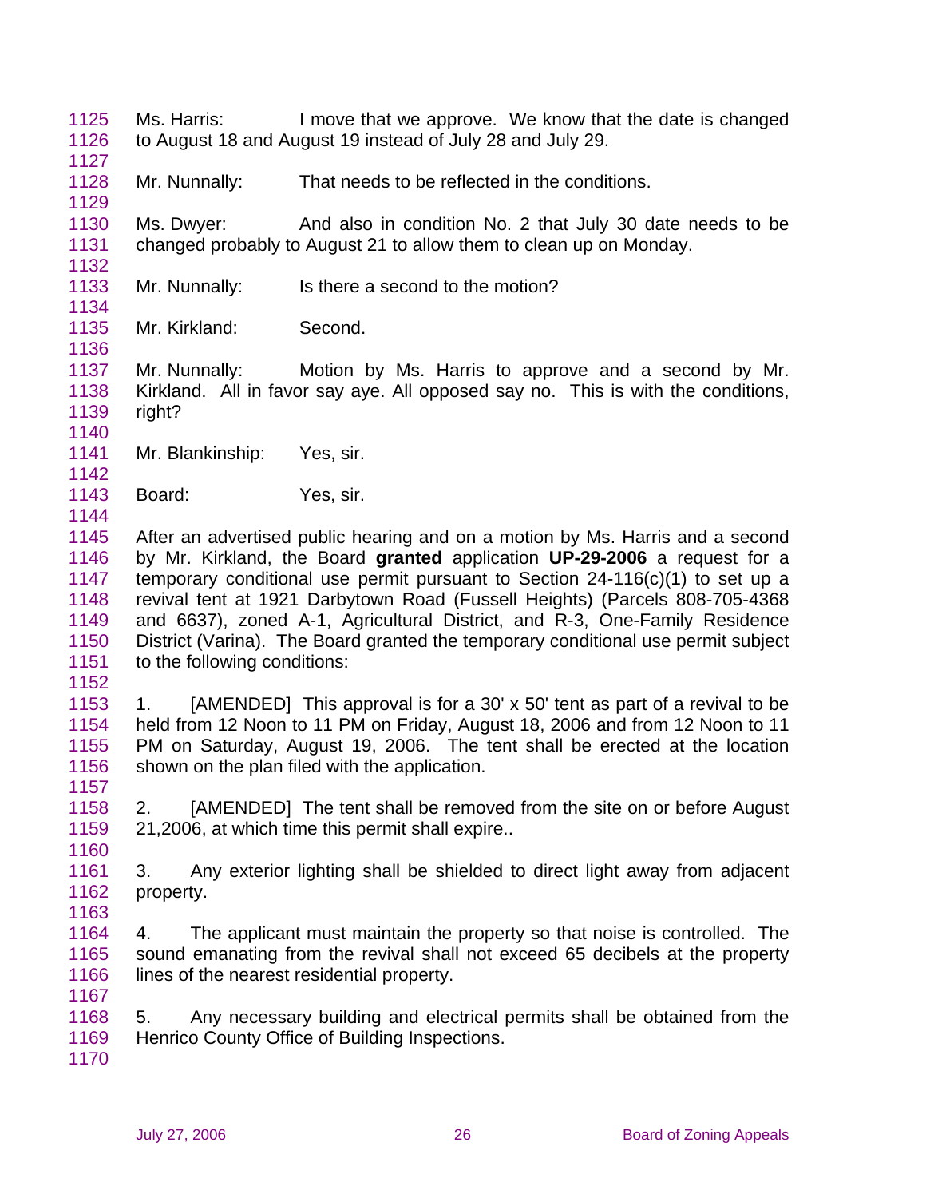Ms. Harris: I move that we approve. We know that the date is changed to August 18 and August 19 instead of July 28 and July 29.

Mr. Nunnally: That needs to be reflected in the conditions.

Ms. Dwyer: And also in condition No. 2 that July 30 date needs to be changed probably to August 21 to allow them to clean up on Monday.

Mr. Nunnally: Is there a second to the motion?

Mr. Kirkland: Second.

Mr. Nunnally: Motion by Ms. Harris to approve and a second by Mr. Kirkland. All in favor say aye. All opposed say no. This is with the conditions, right?

Mr. Blankinship: Yes, sir.

Board: Yes, sir.

After an advertised public hearing and on a motion by Ms. Harris and a second by Mr. Kirkland, the Board **granted** application **UP-29-2006** a request for a temporary conditional use permit pursuant to Section 24-116(c)(1) to set up a revival tent at 1921 Darbytown Road (Fussell Heights) (Parcels 808-705-4368 and 6637), zoned A-1, Agricultural District, and R-3, One-Family Residence District (Varina). The Board granted the temporary conditional use permit subject to the following conditions:

1. [AMENDED] This approval is for a 30' x 50' tent as part of a revival to be held from 12 Noon to 11 PM on Friday, August 18, 2006 and from 12 Noon to 11 PM on Saturday, August 19, 2006. The tent shall be erected at the location shown on the plan filed with the application.

2. [AMENDED] The tent shall be removed from the site on or before August 21,2006, at which time this permit shall expire..

3. Any exterior lighting shall be shielded to direct light away from adjacent property.

4. The applicant must maintain the property so that noise is controlled. The sound emanating from the revival shall not exceed 65 decibels at the property lines of the nearest residential property.

5. Any necessary building and electrical permits shall be obtained from the Henrico County Office of Building Inspections.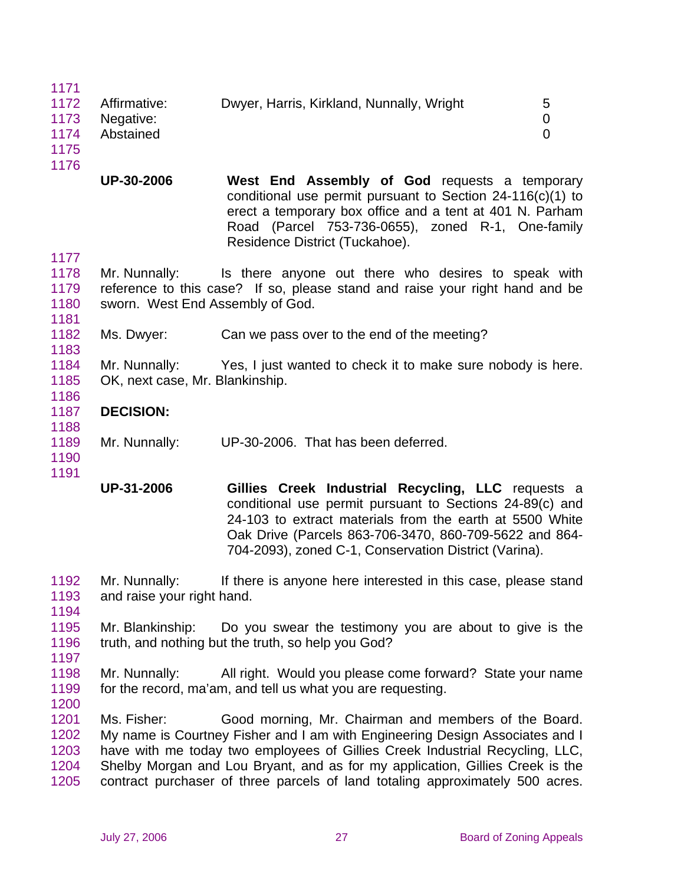| | | |
|---|---|---|
| Affirmative: | Dwyer, Harris, Kirkland, Nunnally, Wright | 5 |
| Negative: | | 0 |
| Abstained | | 0 |

**UP-30-2006** **West End Assembly of God** requests a temporary conditional use permit pursuant to Section 24-116(c)(1) to erect a temporary box office and a tent at 401 N. Parham Road (Parcel 753-736-0655), zoned R-1, One-family Residence District (Tuckahoe).

Mr. Nunnally: Is there anyone out there who desires to speak with reference to this case? If so, please stand and raise your right hand and be sworn. West End Assembly of God.

Ms. Dwyer: Can we pass over to the end of the meeting?

Mr. Nunnally: Yes, I just wanted to check it to make sure nobody is here. OK, next case, Mr. Blankinship.

**DECISION:**

Mr. Nunnally: UP-30-2006. That has been deferred.

**UP-31-2006** **Gillies Creek Industrial Recycling, LLC** requests a conditional use permit pursuant to Sections 24-89(c) and 24-103 to extract materials from the earth at 5500 White Oak Drive (Parcels 863-706-3470, 860-709-5622 and 864-704-2093), zoned C-1, Conservation District (Varina).

Mr. Nunnally: If there is anyone here interested in this case, please stand and raise your right hand.

Mr. Blankinship: Do you swear the testimony you are about to give is the truth, and nothing but the truth, so help you God?

Mr. Nunnally: All right. Would you please come forward? State your name for the record, ma'am, and tell us what you are requesting.

Ms. Fisher: Good morning, Mr. Chairman and members of the Board. My name is Courtney Fisher and I am with Engineering Design Associates and I have with me today two employees of Gillies Creek Industrial Recycling, LLC, Shelby Morgan and Lou Bryant, and as for my application, Gillies Creek is the contract purchaser of three parcels of land totaling approximately 500 acres.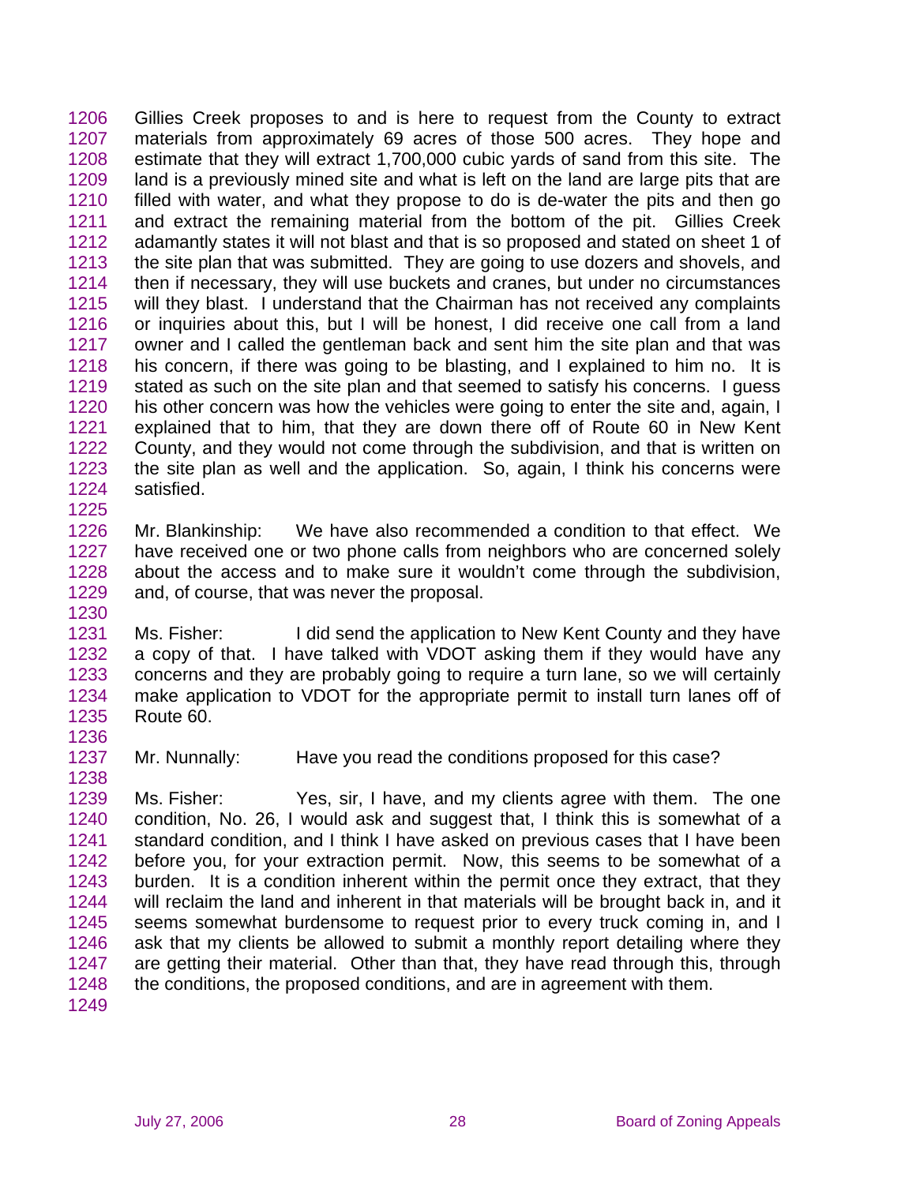Gillies Creek proposes to and is here to request from the County to extract materials from approximately 69 acres of those 500 acres. They hope and estimate that they will extract 1,700,000 cubic yards of sand from this site. The land is a previously mined site and what is left on the land are large pits that are filled with water, and what they propose to do is de-water the pits and then go and extract the remaining material from the bottom of the pit. Gillies Creek adamantly states it will not blast and that is so proposed and stated on sheet 1 of the site plan that was submitted. They are going to use dozers and shovels, and then if necessary, they will use buckets and cranes, but under no circumstances will they blast. I understand that the Chairman has not received any complaints or inquiries about this, but I will be honest, I did receive one call from a land owner and I called the gentleman back and sent him the site plan and that was his concern, if there was going to be blasting, and I explained to him no. It is stated as such on the site plan and that seemed to satisfy his concerns. I guess his other concern was how the vehicles were going to enter the site and, again, I explained that to him, that they are down there off of Route 60 in New Kent County, and they would not come through the subdivision, and that is written on the site plan as well and the application. So, again, I think his concerns were satisfied.

Mr. Blankinship: We have also recommended a condition to that effect. We have received one or two phone calls from neighbors who are concerned solely about the access and to make sure it wouldn't come through the subdivision, and, of course, that was never the proposal.

Ms. Fisher: I did send the application to New Kent County and they have a copy of that. I have talked with VDOT asking them if they would have any concerns and they are probably going to require a turn lane, so we will certainly make application to VDOT for the appropriate permit to install turn lanes off of Route 60.

Mr. Nunnally: Have you read the conditions proposed for this case?

Ms. Fisher: Yes, sir, I have, and my clients agree with them. The one condition, No. 26, I would ask and suggest that, I think this is somewhat of a standard condition, and I think I have asked on previous cases that I have been before you, for your extraction permit. Now, this seems to be somewhat of a burden. It is a condition inherent within the permit once they extract, that they will reclaim the land and inherent in that materials will be brought back in, and it seems somewhat burdensome to request prior to every truck coming in, and I ask that my clients be allowed to submit a monthly report detailing where they are getting their material. Other than that, they have read through this, through the conditions, the proposed conditions, and are in agreement with them.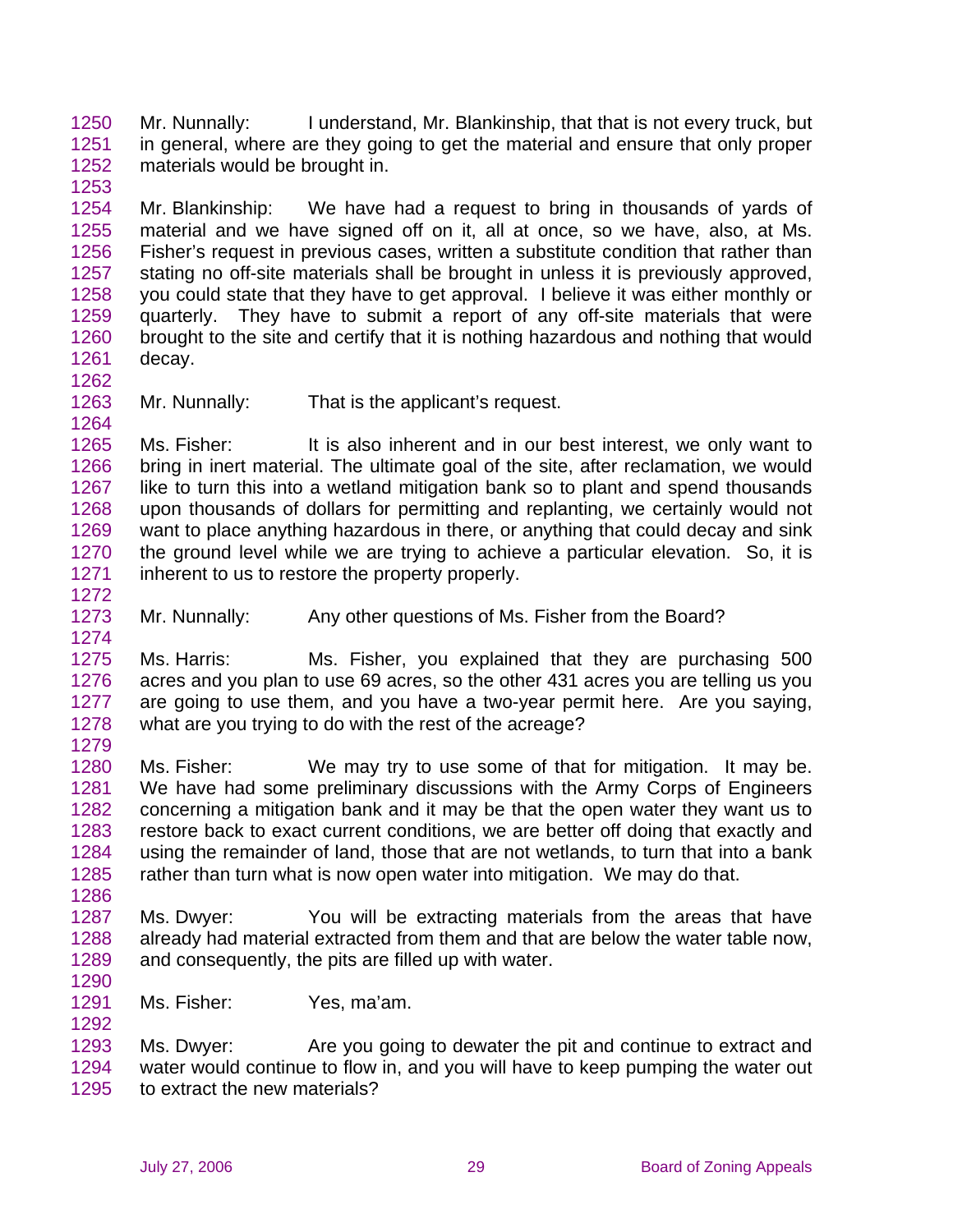Mr. Nunnally: I understand, Mr. Blankinship, that that is not every truck, but in general, where are they going to get the material and ensure that only proper materials would be brought in.

Mr. Blankinship: We have had a request to bring in thousands of yards of material and we have signed off on it, all at once, so we have, also, at Ms. Fisher's request in previous cases, written a substitute condition that rather than stating no off-site materials shall be brought in unless it is previously approved, you could state that they have to get approval. I believe it was either monthly or quarterly. They have to submit a report of any off-site materials that were brought to the site and certify that it is nothing hazardous and nothing that would decay.

Mr. Nunnally: That is the applicant's request.

Ms. Fisher: It is also inherent and in our best interest, we only want to bring in inert material. The ultimate goal of the site, after reclamation, we would like to turn this into a wetland mitigation bank so to plant and spend thousands upon thousands of dollars for permitting and replanting, we certainly would not want to place anything hazardous in there, or anything that could decay and sink the ground level while we are trying to achieve a particular elevation. So, it is inherent to us to restore the property properly.

Mr. Nunnally: Any other questions of Ms. Fisher from the Board?

Ms. Harris: Ms. Fisher, you explained that they are purchasing 500 acres and you plan to use 69 acres, so the other 431 acres you are telling us you are going to use them, and you have a two-year permit here. Are you saying, what are you trying to do with the rest of the acreage?

Ms. Fisher: We may try to use some of that for mitigation. It may be. We have had some preliminary discussions with the Army Corps of Engineers concerning a mitigation bank and it may be that the open water they want us to restore back to exact current conditions, we are better off doing that exactly and using the remainder of land, those that are not wetlands, to turn that into a bank rather than turn what is now open water into mitigation. We may do that.

Ms. Dwyer: You will be extracting materials from the areas that have already had material extracted from them and that are below the water table now, and consequently, the pits are filled up with water.

Ms. Fisher: Yes, ma'am.

Ms. Dwyer: Are you going to dewater the pit and continue to extract and water would continue to flow in, and you will have to keep pumping the water out to extract the new materials?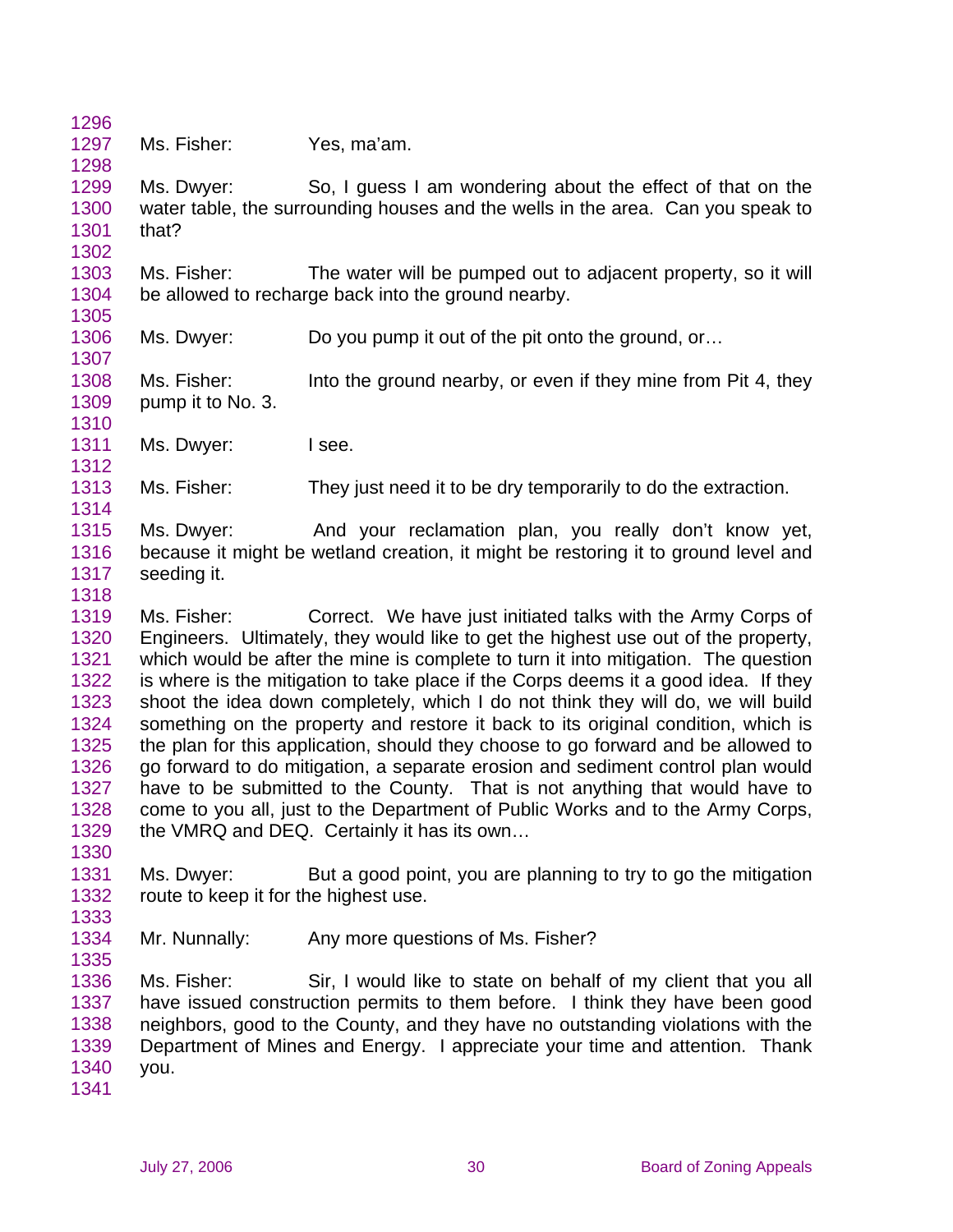Ms. Fisher: Yes, ma'am.

Ms. Dwyer: So, I guess I am wondering about the effect of that on the water table, the surrounding houses and the wells in the area. Can you speak to that?

Ms. Fisher: The water will be pumped out to adjacent property, so it will be allowed to recharge back into the ground nearby.

Ms. Dwyer: Do you pump it out of the pit onto the ground, or…

Ms. Fisher: Into the ground nearby, or even if they mine from Pit 4, they pump it to No. 3.

Ms. Dwyer: I see.

Ms. Fisher: They just need it to be dry temporarily to do the extraction.

Ms. Dwyer: And your reclamation plan, you really don't know yet, because it might be wetland creation, it might be restoring it to ground level and seeding it.

Ms. Fisher: Correct. We have just initiated talks with the Army Corps of Engineers. Ultimately, they would like to get the highest use out of the property, which would be after the mine is complete to turn it into mitigation. The question is where is the mitigation to take place if the Corps deems it a good idea. If they shoot the idea down completely, which I do not think they will do, we will build something on the property and restore it back to its original condition, which is the plan for this application, should they choose to go forward and be allowed to go forward to do mitigation, a separate erosion and sediment control plan would have to be submitted to the County. That is not anything that would have to come to you all, just to the Department of Public Works and to the Army Corps, the VMRQ and DEQ. Certainly it has its own…

Ms. Dwyer: But a good point, you are planning to try to go the mitigation route to keep it for the highest use.

Mr. Nunnally: Any more questions of Ms. Fisher?

Ms. Fisher: Sir, I would like to state on behalf of my client that you all have issued construction permits to them before. I think they have been good neighbors, good to the County, and they have no outstanding violations with the Department of Mines and Energy. I appreciate your time and attention. Thank you.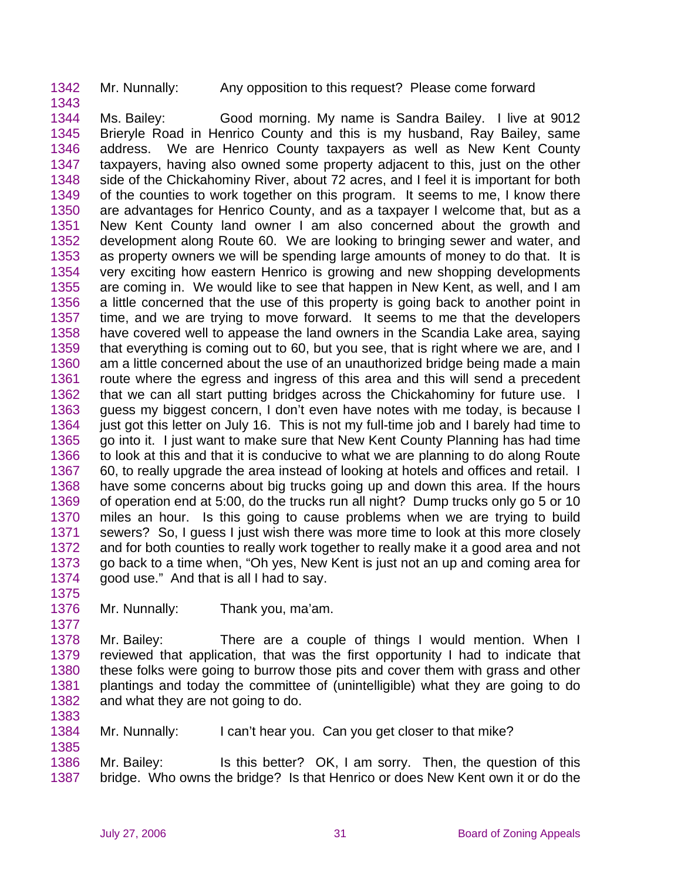1342 Mr. Nunnally: Any opposition to this request? Please come forward

1343

1344 Ms. Bailey: Good morning. My name is Sandra Bailey. I live at 9012
1345 Brieryle Road in Henrico County and this is my husband, Ray Bailey, same
1346 address. We are Henrico County taxpayers as well as New Kent County
1347 taxpayers, having also owned some property adjacent to this, just on the other
1348 side of the Chickahominy River, about 72 acres, and I feel it is important for both
1349 of the counties to work together on this program. It seems to me, I know there
1350 are advantages for Henrico County, and as a taxpayer I welcome that, but as a
1351 New Kent County land owner I am also concerned about the growth and
1352 development along Route 60. We are looking to bringing sewer and water, and
1353 as property owners we will be spending large amounts of money to do that. It is
1354 very exciting how eastern Henrico is growing and new shopping developments
1355 are coming in. We would like to see that happen in New Kent, as well, and I am
1356 a little concerned that the use of this property is going back to another point in
1357 time, and we are trying to move forward. It seems to me that the developers
1358 have covered well to appease the land owners in the Scandia Lake area, saying
1359 that everything is coming out to 60, but you see, that is right where we are, and I
1360 am a little concerned about the use of an unauthorized bridge being made a main
1361 route where the egress and ingress of this area and this will send a precedent
1362 that we can all start putting bridges across the Chickahominy for future use. I
1363 guess my biggest concern, I don't even have notes with me today, is because I
1364 just got this letter on July 16. This is not my full-time job and I barely had time to
1365 go into it. I just want to make sure that New Kent County Planning has had time
1366 to look at this and that it is conducive to what we are planning to do along Route
1367 60, to really upgrade the area instead of looking at hotels and offices and retail. I
1368 have some concerns about big trucks going up and down this area. If the hours
1369 of operation end at 5:00, do the trucks run all night? Dump trucks only go 5 or 10
1370 miles an hour. Is this going to cause problems when we are trying to build
1371 sewers? So, I guess I just wish there was more time to look at this more closely
1372 and for both counties to really work together to really make it a good area and not
1373 go back to a time when, "Oh yes, New Kent is just not an up and coming area for
1374 good use." And that is all I had to say.

1375

1376 Mr. Nunnally: Thank you, ma'am.

1377

1378 Mr. Bailey: There are a couple of things I would mention. When I
1379 reviewed that application, that was the first opportunity I had to indicate that
1380 these folks were going to burrow those pits and cover them with grass and other
1381 plantings and today the committee of (unintelligible) what they are going to do
1382 and what they are not going to do.

1383

1384 Mr. Nunnally: I can't hear you. Can you get closer to that mike?

1385

1386 Mr. Bailey: Is this better? OK, I am sorry. Then, the question of this
1387 bridge. Who owns the bridge? Is that Henrico or does New Kent own it or do the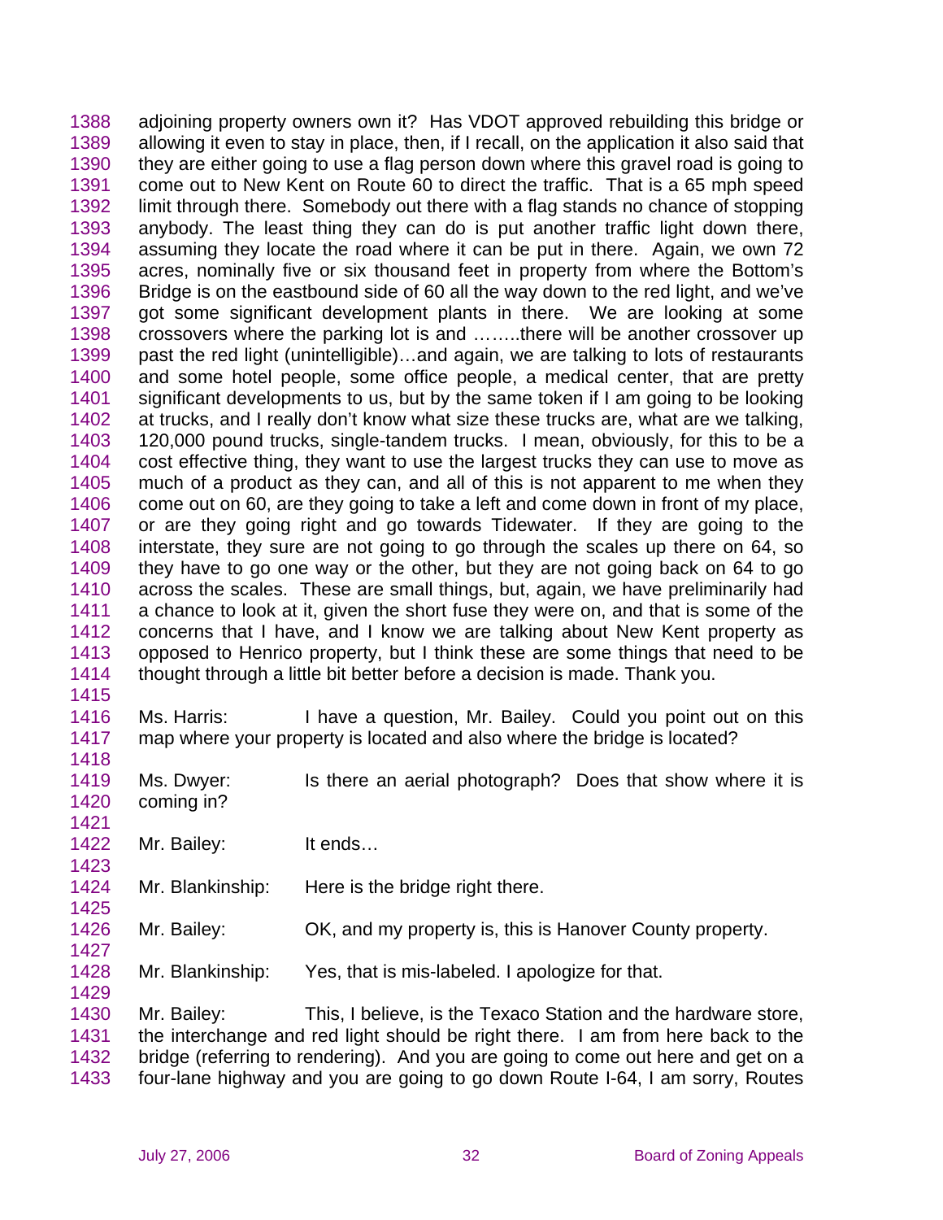adjoining property owners own it? Has VDOT approved rebuilding this bridge or allowing it even to stay in place, then, if I recall, on the application it also said that they are either going to use a flag person down where this gravel road is going to come out to New Kent on Route 60 to direct the traffic. That is a 65 mph speed limit through there. Somebody out there with a flag stands no chance of stopping anybody. The least thing they can do is put another traffic light down there, assuming they locate the road where it can be put in there. Again, we own 72 acres, nominally five or six thousand feet in property from where the Bottom's Bridge is on the eastbound side of 60 all the way down to the red light, and we've got some significant development plants in there. We are looking at some crossovers where the parking lot is and ……..there will be another crossover up past the red light (unintelligible)…and again, we are talking to lots of restaurants and some hotel people, some office people, a medical center, that are pretty significant developments to us, but by the same token if I am going to be looking at trucks, and I really don't know what size these trucks are, what are we talking, 120,000 pound trucks, single-tandem trucks. I mean, obviously, for this to be a cost effective thing, they want to use the largest trucks they can use to move as much of a product as they can, and all of this is not apparent to me when they come out on 60, are they going to take a left and come down in front of my place, or are they going right and go towards Tidewater. If they are going to the interstate, they sure are not going to go through the scales up there on 64, so they have to go one way or the other, but they are not going back on 64 to go across the scales. These are small things, but, again, we have preliminarily had a chance to look at it, given the short fuse they were on, and that is some of the concerns that I have, and I know we are talking about New Kent property as opposed to Henrico property, but I think these are some things that need to be thought through a little bit better before a decision is made. Thank you.

Ms. Harris: I have a question, Mr. Bailey. Could you point out on this map where your property is located and also where the bridge is located?

Ms. Dwyer: Is there an aerial photograph? Does that show where it is coming in?

Mr. Bailey: It ends…

Mr. Blankinship: Here is the bridge right there.

Mr. Bailey: OK, and my property is, this is Hanover County property.

Mr. Blankinship: Yes, that is mis-labeled. I apologize for that.

Mr. Bailey: This, I believe, is the Texaco Station and the hardware store, the interchange and red light should be right there. I am from here back to the bridge (referring to rendering). And you are going to come out here and get on a four-lane highway and you are going to go down Route I-64, I am sorry, Routes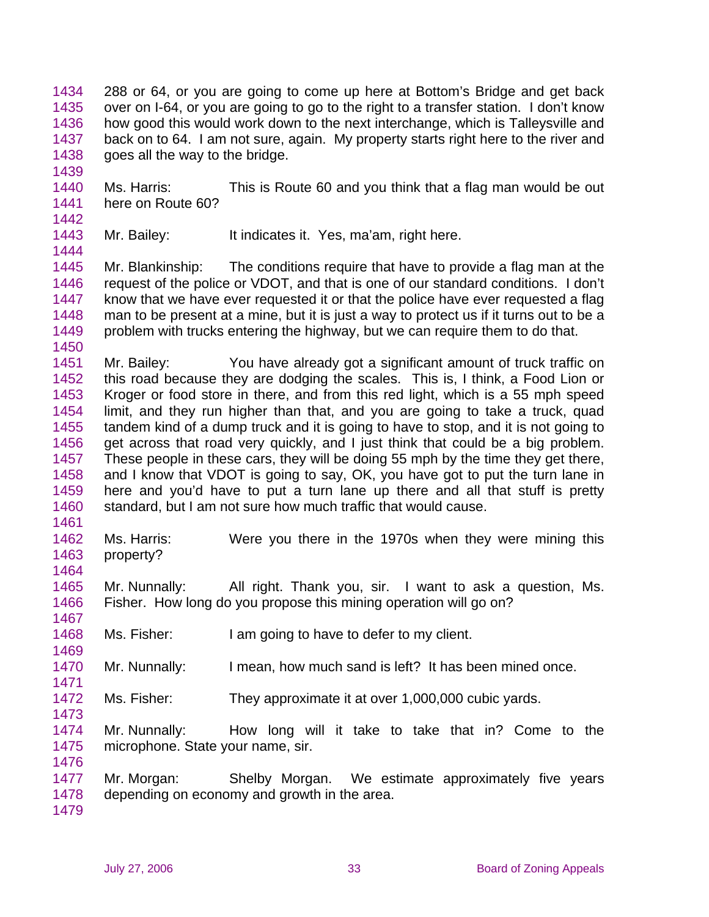288 or 64, or you are going to come up here at Bottom's Bridge and get back over on I-64, or you are going to go to the right to a transfer station. I don't know how good this would work down to the next interchange, which is Talleysville and back on to 64. I am not sure, again. My property starts right here to the river and goes all the way to the bridge.

Ms. Harris: This is Route 60 and you think that a flag man would be out here on Route 60?

Mr. Bailey: It indicates it. Yes, ma'am, right here.

Mr. Blankinship: The conditions require that have to provide a flag man at the request of the police or VDOT, and that is one of our standard conditions. I don't know that we have ever requested it or that the police have ever requested a flag man to be present at a mine, but it is just a way to protect us if it turns out to be a problem with trucks entering the highway, but we can require them to do that.

Mr. Bailey: You have already got a significant amount of truck traffic on this road because they are dodging the scales. This is, I think, a Food Lion or Kroger or food store in there, and from this red light, which is a 55 mph speed limit, and they run higher than that, and you are going to take a truck, quad tandem kind of a dump truck and it is going to have to stop, and it is not going to get across that road very quickly, and I just think that could be a big problem. These people in these cars, they will be doing 55 mph by the time they get there, and I know that VDOT is going to say, OK, you have got to put the turn lane in here and you'd have to put a turn lane up there and all that stuff is pretty standard, but I am not sure how much traffic that would cause.

Ms. Harris: Were you there in the 1970s when they were mining this property?

Mr. Nunnally: All right. Thank you, sir. I want to ask a question, Ms. Fisher. How long do you propose this mining operation will go on?

Ms. Fisher: I am going to have to defer to my client.

Mr. Nunnally: I mean, how much sand is left? It has been mined once.

Ms. Fisher: They approximate it at over 1,000,000 cubic yards.

Mr. Nunnally: How long will it take to take that in? Come to the microphone. State your name, sir.

Mr. Morgan: Shelby Morgan. We estimate approximately five years depending on economy and growth in the area.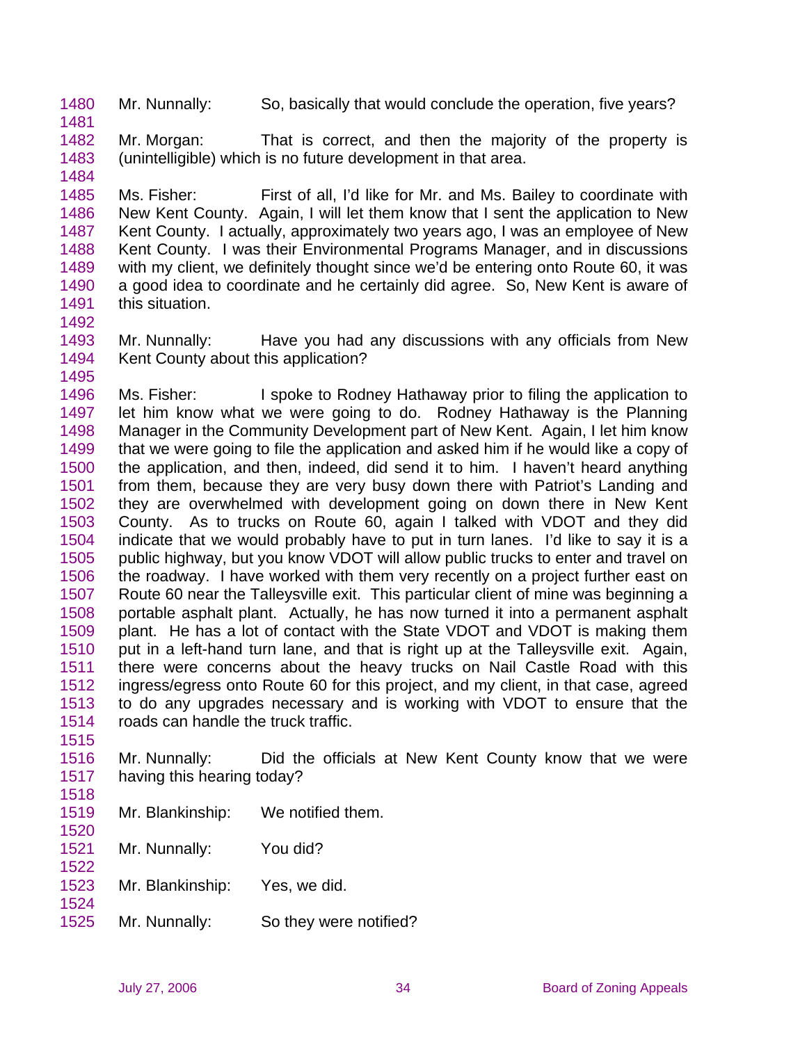Mr. Nunnally: So, basically that would conclude the operation, five years?

Mr. Morgan: That is correct, and then the majority of the property is (unintelligible) which is no future development in that area.

Ms. Fisher: First of all, I'd like for Mr. and Ms. Bailey to coordinate with New Kent County. Again, I will let them know that I sent the application to New Kent County. I actually, approximately two years ago, I was an employee of New Kent County. I was their Environmental Programs Manager, and in discussions with my client, we definitely thought since we'd be entering onto Route 60, it was a good idea to coordinate and he certainly did agree. So, New Kent is aware of this situation.

Mr. Nunnally: Have you had any discussions with any officials from New Kent County about this application?

Ms. Fisher: I spoke to Rodney Hathaway prior to filing the application to let him know what we were going to do. Rodney Hathaway is the Planning Manager in the Community Development part of New Kent. Again, I let him know that we were going to file the application and asked him if he would like a copy of the application, and then, indeed, did send it to him. I haven't heard anything from them, because they are very busy down there with Patriot's Landing and they are overwhelmed with development going on down there in New Kent County. As to trucks on Route 60, again I talked with VDOT and they did indicate that we would probably have to put in turn lanes. I'd like to say it is a public highway, but you know VDOT will allow public trucks to enter and travel on the roadway. I have worked with them very recently on a project further east on Route 60 near the Talleysville exit. This particular client of mine was beginning a portable asphalt plant. Actually, he has now turned it into a permanent asphalt plant. He has a lot of contact with the State VDOT and VDOT is making them put in a left-hand turn lane, and that is right up at the Talleysville exit. Again, there were concerns about the heavy trucks on Nail Castle Road with this ingress/egress onto Route 60 for this project, and my client, in that case, agreed to do any upgrades necessary and is working with VDOT to ensure that the roads can handle the truck traffic.

Mr. Nunnally: Did the officials at New Kent County know that we were having this hearing today?

Mr. Blankinship: We notified them.

Mr. Nunnally: You did?

Mr. Blankinship: Yes, we did.

Mr. Nunnally: So they were notified?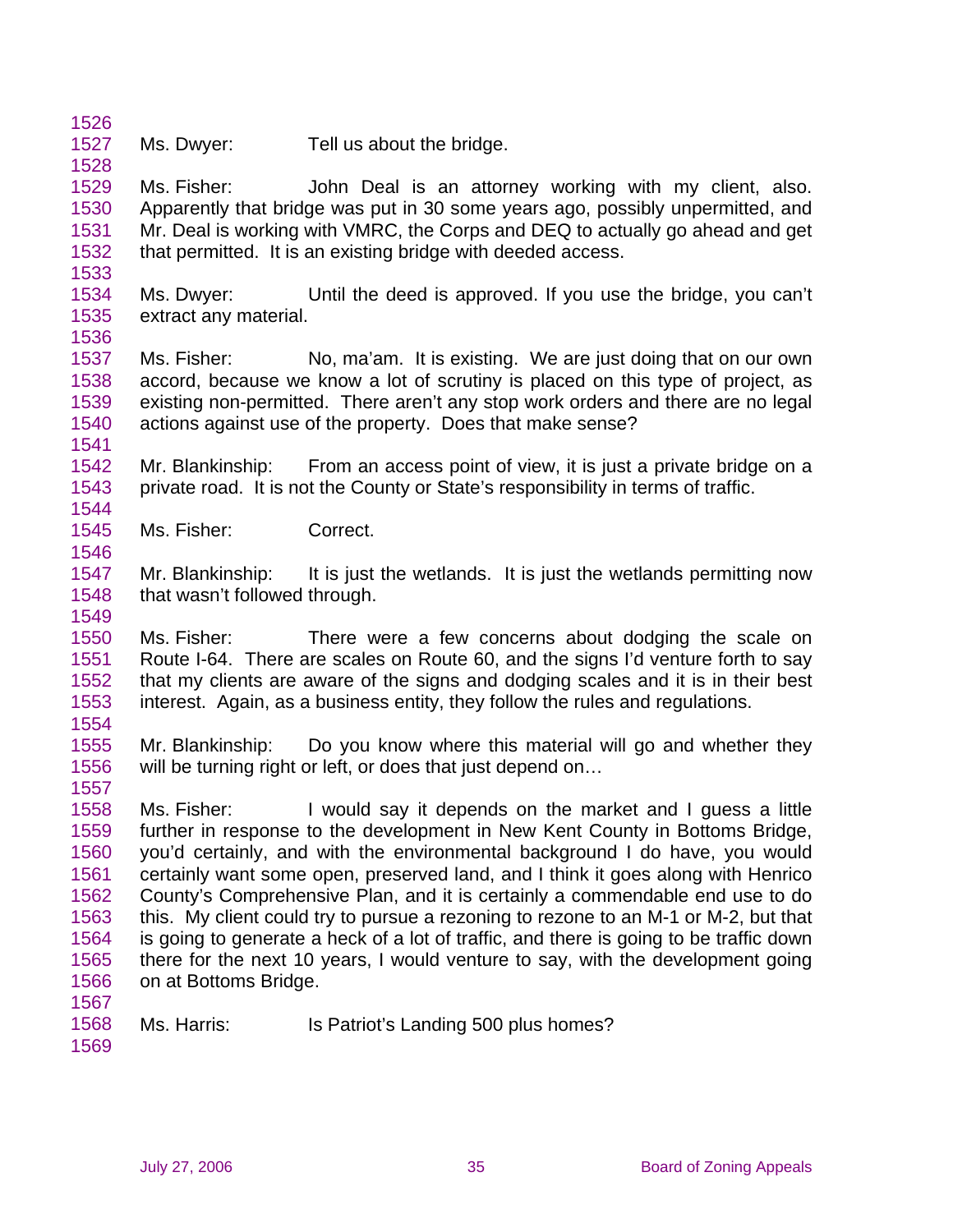Ms. Dwyer: Tell us about the bridge.

Ms. Fisher: John Deal is an attorney working with my client, also. Apparently that bridge was put in 30 some years ago, possibly unpermitted, and Mr. Deal is working with VMRC, the Corps and DEQ to actually go ahead and get that permitted. It is an existing bridge with deeded access.

Ms. Dwyer: Until the deed is approved. If you use the bridge, you can't extract any material.

Ms. Fisher: No, ma'am. It is existing. We are just doing that on our own accord, because we know a lot of scrutiny is placed on this type of project, as existing non-permitted. There aren't any stop work orders and there are no legal actions against use of the property. Does that make sense?

Mr. Blankinship: From an access point of view, it is just a private bridge on a private road. It is not the County or State's responsibility in terms of traffic.

Ms. Fisher: Correct.

Mr. Blankinship: It is just the wetlands. It is just the wetlands permitting now that wasn't followed through.

Ms. Fisher: There were a few concerns about dodging the scale on Route I-64. There are scales on Route 60, and the signs I'd venture forth to say that my clients are aware of the signs and dodging scales and it is in their best interest. Again, as a business entity, they follow the rules and regulations.

Mr. Blankinship: Do you know where this material will go and whether they will be turning right or left, or does that just depend on…

Ms. Fisher: I would say it depends on the market and I guess a little further in response to the development in New Kent County in Bottoms Bridge, you'd certainly, and with the environmental background I do have, you would certainly want some open, preserved land, and I think it goes along with Henrico County's Comprehensive Plan, and it is certainly a commendable end use to do this. My client could try to pursue a rezoning to rezone to an M-1 or M-2, but that is going to generate a heck of a lot of traffic, and there is going to be traffic down there for the next 10 years, I would venture to say, with the development going on at Bottoms Bridge.

Ms. Harris: Is Patriot's Landing 500 plus homes?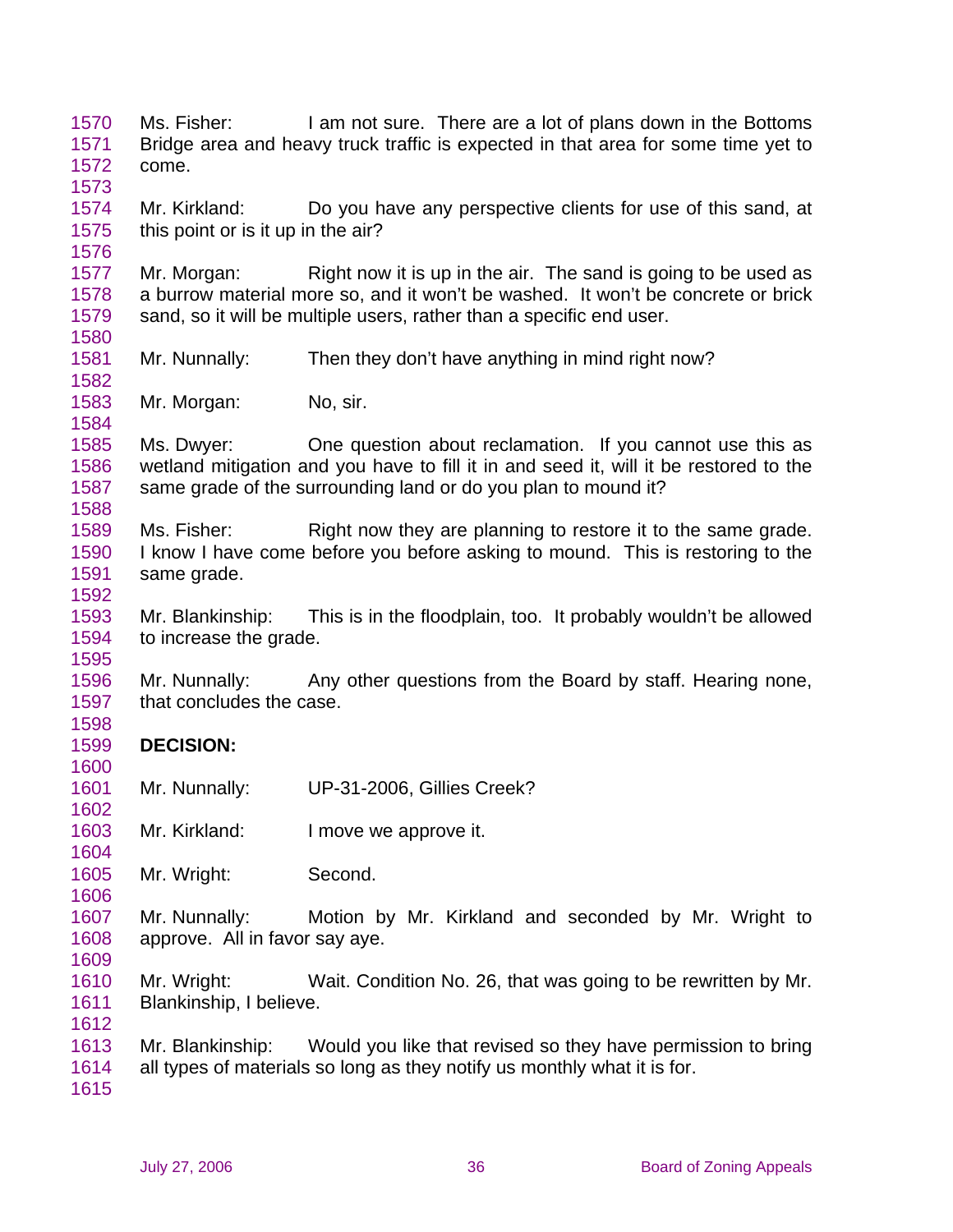Ms. Fisher: I am not sure. There are a lot of plans down in the Bottoms Bridge area and heavy truck traffic is expected in that area for some time yet to come.

Mr. Kirkland: Do you have any perspective clients for use of this sand, at this point or is it up in the air?

Mr. Morgan: Right now it is up in the air. The sand is going to be used as a burrow material more so, and it won't be washed. It won't be concrete or brick sand, so it will be multiple users, rather than a specific end user.

Mr. Nunnally: Then they don't have anything in mind right now?

Mr. Morgan: No, sir.

Ms. Dwyer: One question about reclamation. If you cannot use this as wetland mitigation and you have to fill it in and seed it, will it be restored to the same grade of the surrounding land or do you plan to mound it?

Ms. Fisher: Right now they are planning to restore it to the same grade. I know I have come before you before asking to mound. This is restoring to the same grade.

Mr. Blankinship: This is in the floodplain, too. It probably wouldn't be allowed to increase the grade.

Mr. Nunnally: Any other questions from the Board by staff. Hearing none, that concludes the case.

**DECISION:**

Mr. Nunnally: UP-31-2006, Gillies Creek?

Mr. Kirkland: I move we approve it.

Mr. Wright: Second.

Mr. Nunnally: Motion by Mr. Kirkland and seconded by Mr. Wright to approve. All in favor say aye.

Mr. Wright: Wait. Condition No. 26, that was going to be rewritten by Mr. Blankinship, I believe.

Mr. Blankinship: Would you like that revised so they have permission to bring all types of materials so long as they notify us monthly what it is for.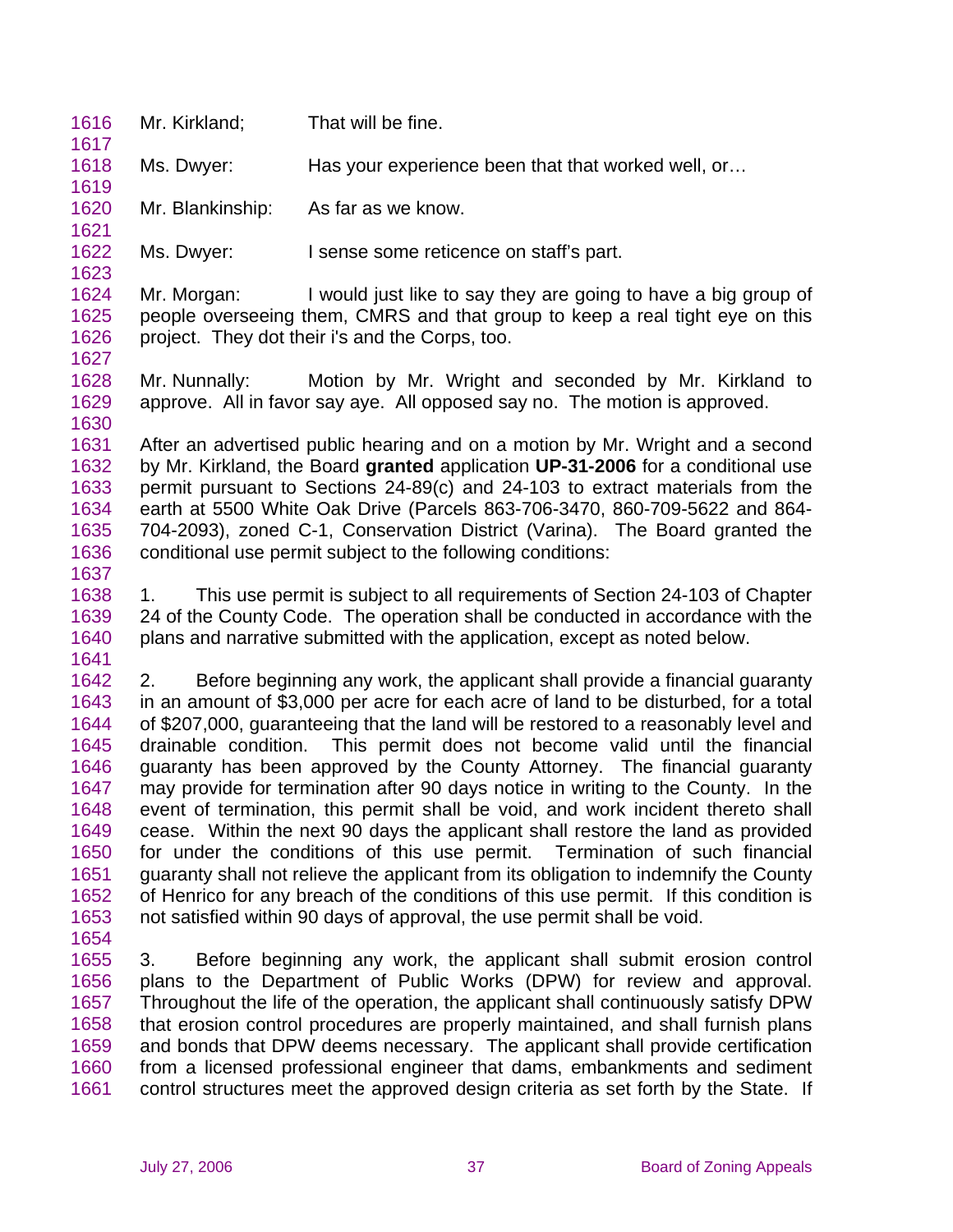Mr. Kirkland; That will be fine.

Ms. Dwyer: Has your experience been that that worked well, or…

Mr. Blankinship: As far as we know.

Ms. Dwyer: I sense some reticence on staff's part.

Mr. Morgan: I would just like to say they are going to have a big group of people overseeing them, CMRS and that group to keep a real tight eye on this project. They dot their i's and the Corps, too.

Mr. Nunnally: Motion by Mr. Wright and seconded by Mr. Kirkland to approve. All in favor say aye. All opposed say no. The motion is approved.

After an advertised public hearing and on a motion by Mr. Wright and a second by Mr. Kirkland, the Board **granted** application **UP-31-2006** for a conditional use permit pursuant to Sections 24-89(c) and 24-103 to extract materials from the earth at 5500 White Oak Drive (Parcels 863-706-3470, 860-709-5622 and 864-704-2093), zoned C-1, Conservation District (Varina). The Board granted the conditional use permit subject to the following conditions:

1. This use permit is subject to all requirements of Section 24-103 of Chapter 24 of the County Code. The operation shall be conducted in accordance with the plans and narrative submitted with the application, except as noted below.

2. Before beginning any work, the applicant shall provide a financial guaranty in an amount of $3,000 per acre for each acre of land to be disturbed, for a total of $207,000, guaranteeing that the land will be restored to a reasonably level and drainable condition. This permit does not become valid until the financial guaranty has been approved by the County Attorney. The financial guaranty may provide for termination after 90 days notice in writing to the County. In the event of termination, this permit shall be void, and work incident thereto shall cease. Within the next 90 days the applicant shall restore the land as provided for under the conditions of this use permit. Termination of such financial guaranty shall not relieve the applicant from its obligation to indemnify the County of Henrico for any breach of the conditions of this use permit. If this condition is not satisfied within 90 days of approval, the use permit shall be void.

3. Before beginning any work, the applicant shall submit erosion control plans to the Department of Public Works (DPW) for review and approval. Throughout the life of the operation, the applicant shall continuously satisfy DPW that erosion control procedures are properly maintained, and shall furnish plans and bonds that DPW deems necessary. The applicant shall provide certification from a licensed professional engineer that dams, embankments and sediment control structures meet the approved design criteria as set forth by the State. If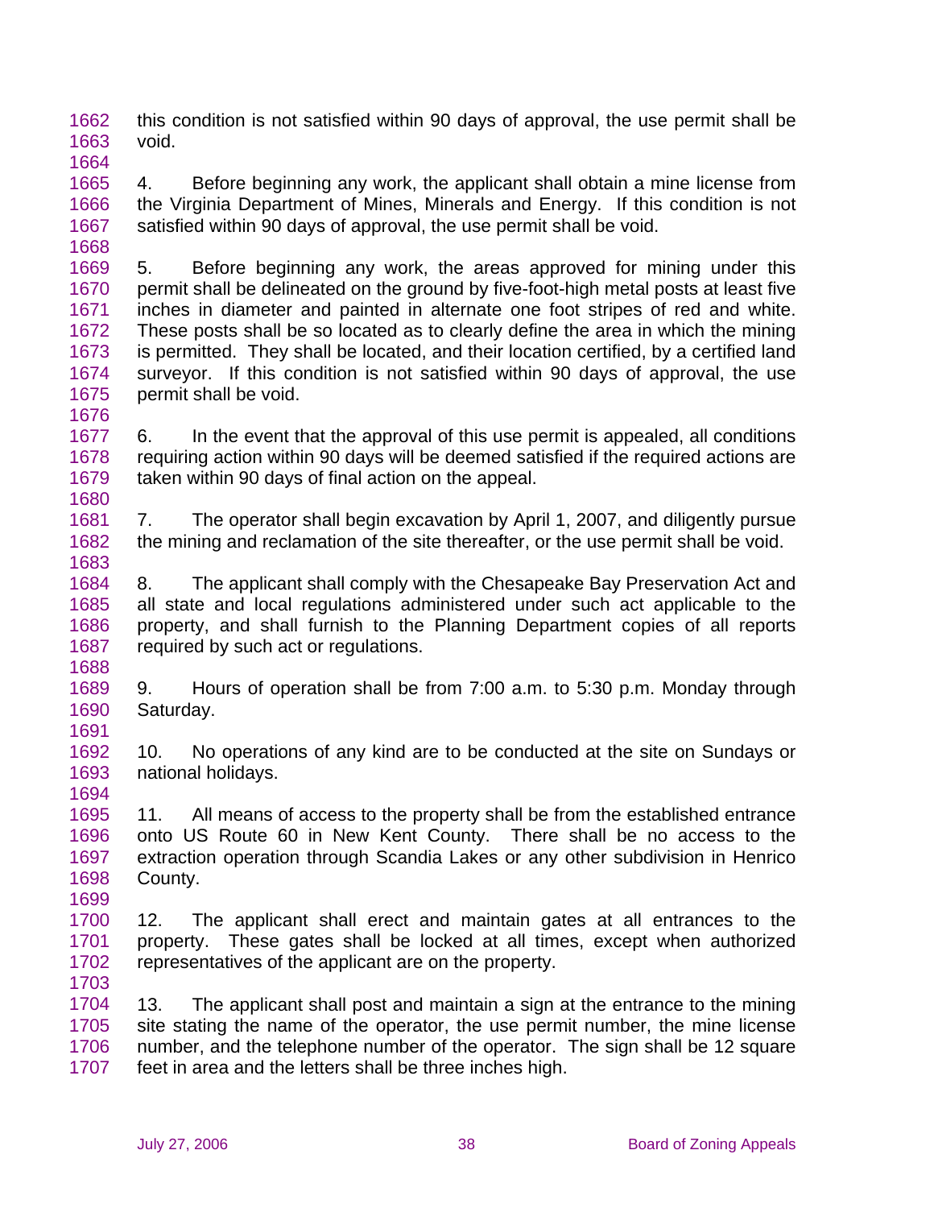this condition is not satisfied within 90 days of approval, the use permit shall be void.

4. Before beginning any work, the applicant shall obtain a mine license from the Virginia Department of Mines, Minerals and Energy. If this condition is not satisfied within 90 days of approval, the use permit shall be void.

5. Before beginning any work, the areas approved for mining under this permit shall be delineated on the ground by five-foot-high metal posts at least five inches in diameter and painted in alternate one foot stripes of red and white. These posts shall be so located as to clearly define the area in which the mining is permitted. They shall be located, and their location certified, by a certified land surveyor. If this condition is not satisfied within 90 days of approval, the use permit shall be void.

6. In the event that the approval of this use permit is appealed, all conditions requiring action within 90 days will be deemed satisfied if the required actions are taken within 90 days of final action on the appeal.

7. The operator shall begin excavation by April 1, 2007, and diligently pursue the mining and reclamation of the site thereafter, or the use permit shall be void.

8. The applicant shall comply with the Chesapeake Bay Preservation Act and all state and local regulations administered under such act applicable to the property, and shall furnish to the Planning Department copies of all reports required by such act or regulations.

9. Hours of operation shall be from 7:00 a.m. to 5:30 p.m. Monday through Saturday.

10. No operations of any kind are to be conducted at the site on Sundays or national holidays.

11. All means of access to the property shall be from the established entrance onto US Route 60 in New Kent County. There shall be no access to the extraction operation through Scandia Lakes or any other subdivision in Henrico County.

12. The applicant shall erect and maintain gates at all entrances to the property. These gates shall be locked at all times, except when authorized representatives of the applicant are on the property.

13. The applicant shall post and maintain a sign at the entrance to the mining site stating the name of the operator, the use permit number, the mine license number, and the telephone number of the operator. The sign shall be 12 square feet in area and the letters shall be three inches high.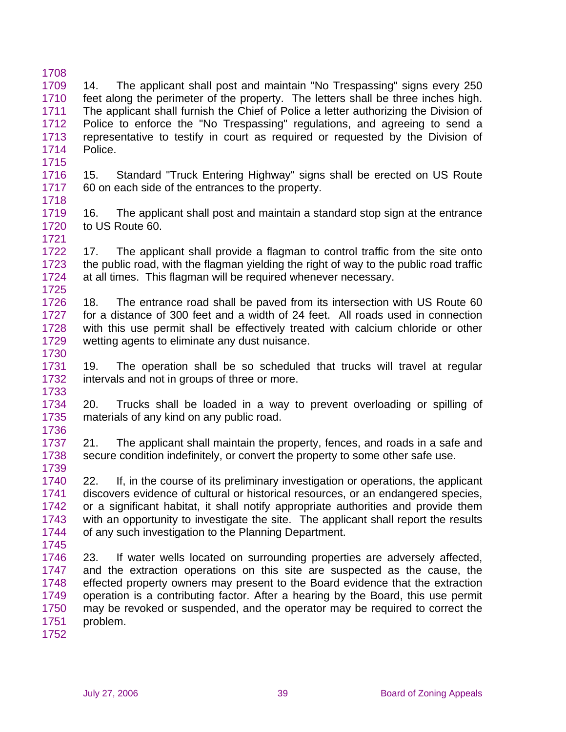14. The applicant shall post and maintain "No Trespassing" signs every 250 feet along the perimeter of the property. The letters shall be three inches high. The applicant shall furnish the Chief of Police a letter authorizing the Division of Police to enforce the "No Trespassing" regulations, and agreeing to send a representative to testify in court as required or requested by the Division of Police.

15. Standard "Truck Entering Highway" signs shall be erected on US Route 60 on each side of the entrances to the property.

16. The applicant shall post and maintain a standard stop sign at the entrance to US Route 60.

17. The applicant shall provide a flagman to control traffic from the site onto the public road, with the flagman yielding the right of way to the public road traffic at all times. This flagman will be required whenever necessary.

18. The entrance road shall be paved from its intersection with US Route 60 for a distance of 300 feet and a width of 24 feet. All roads used in connection with this use permit shall be effectively treated with calcium chloride or other wetting agents to eliminate any dust nuisance.

19. The operation shall be so scheduled that trucks will travel at regular intervals and not in groups of three or more.

20. Trucks shall be loaded in a way to prevent overloading or spilling of materials of any kind on any public road.

21. The applicant shall maintain the property, fences, and roads in a safe and secure condition indefinitely, or convert the property to some other safe use.

22. If, in the course of its preliminary investigation or operations, the applicant discovers evidence of cultural or historical resources, or an endangered species, or a significant habitat, it shall notify appropriate authorities and provide them with an opportunity to investigate the site. The applicant shall report the results of any such investigation to the Planning Department.

23. If water wells located on surrounding properties are adversely affected, and the extraction operations on this site are suspected as the cause, the effected property owners may present to the Board evidence that the extraction operation is a contributing factor. After a hearing by the Board, this use permit may be revoked or suspended, and the operator may be required to correct the problem.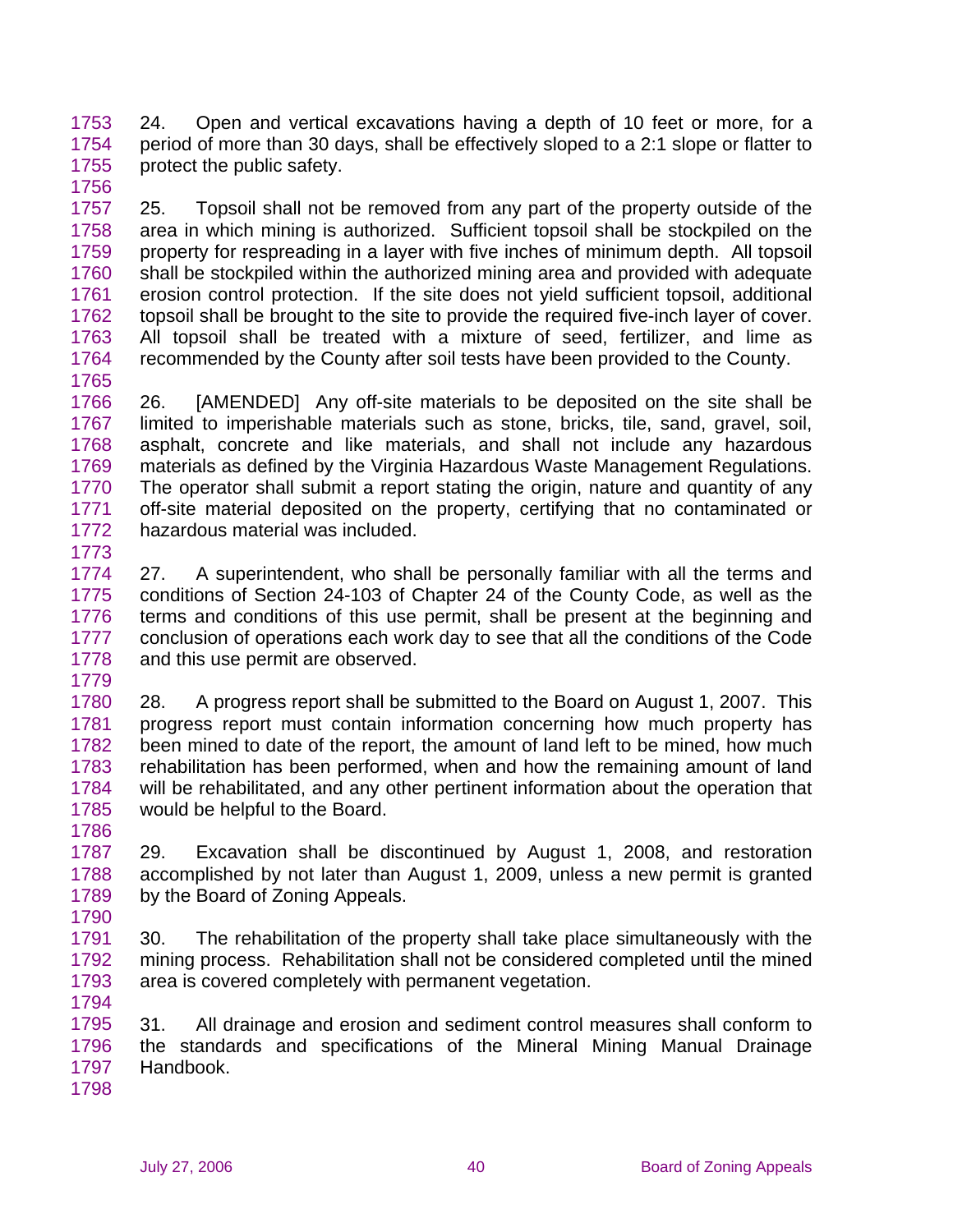24. Open and vertical excavations having a depth of 10 feet or more, for a period of more than 30 days, shall be effectively sloped to a 2:1 slope or flatter to protect the public safety.

25. Topsoil shall not be removed from any part of the property outside of the area in which mining is authorized. Sufficient topsoil shall be stockpiled on the property for respreading in a layer with five inches of minimum depth. All topsoil shall be stockpiled within the authorized mining area and provided with adequate erosion control protection. If the site does not yield sufficient topsoil, additional topsoil shall be brought to the site to provide the required five-inch layer of cover. All topsoil shall be treated with a mixture of seed, fertilizer, and lime as recommended by the County after soil tests have been provided to the County.

26. [AMENDED] Any off-site materials to be deposited on the site shall be limited to imperishable materials such as stone, bricks, tile, sand, gravel, soil, asphalt, concrete and like materials, and shall not include any hazardous materials as defined by the Virginia Hazardous Waste Management Regulations. The operator shall submit a report stating the origin, nature and quantity of any off-site material deposited on the property, certifying that no contaminated or hazardous material was included.

27. A superintendent, who shall be personally familiar with all the terms and conditions of Section 24-103 of Chapter 24 of the County Code, as well as the terms and conditions of this use permit, shall be present at the beginning and conclusion of operations each work day to see that all the conditions of the Code and this use permit are observed.

28. A progress report shall be submitted to the Board on August 1, 2007. This progress report must contain information concerning how much property has been mined to date of the report, the amount of land left to be mined, how much rehabilitation has been performed, when and how the remaining amount of land will be rehabilitated, and any other pertinent information about the operation that would be helpful to the Board.

29. Excavation shall be discontinued by August 1, 2008, and restoration accomplished by not later than August 1, 2009, unless a new permit is granted by the Board of Zoning Appeals.

30. The rehabilitation of the property shall take place simultaneously with the mining process. Rehabilitation shall not be considered completed until the mined area is covered completely with permanent vegetation.

31. All drainage and erosion and sediment control measures shall conform to the standards and specifications of the Mineral Mining Manual Drainage Handbook.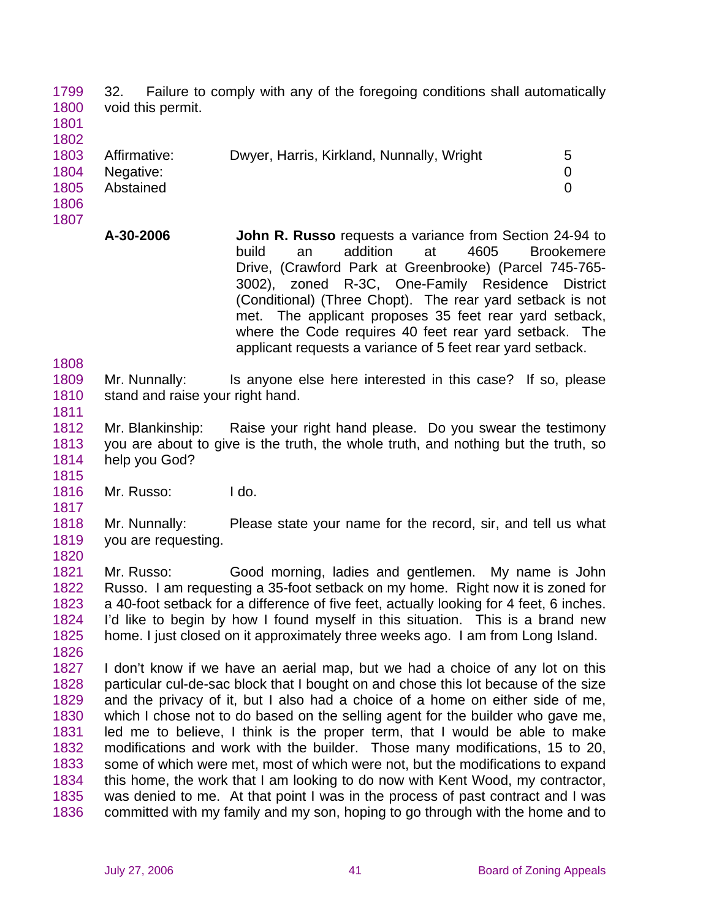32. Failure to comply with any of the foregoing conditions shall automatically void this permit.

| | | |
|---|---|---|
| Affirmative: | Dwyer, Harris, Kirkland, Nunnally, Wright | 5 |
| Negative: | | 0 |
| Abstained | | 0 |

**A-30-2006** **John R. Russo** requests a variance from Section 24-94 to build an addition at 4605 Brookemere Drive, (Crawford Park at Greenbrooke) (Parcel 745-765-3002), zoned R-3C, One-Family Residence District (Conditional) (Three Chopt). The rear yard setback is not met. The applicant proposes 35 feet rear yard setback, where the Code requires 40 feet rear yard setback. The applicant requests a variance of 5 feet rear yard setback.

Mr. Nunnally: Is anyone else here interested in this case? If so, please stand and raise your right hand.

Mr. Blankinship: Raise your right hand please. Do you swear the testimony you are about to give is the truth, the whole truth, and nothing but the truth, so help you God?

Mr. Russo: I do.

Mr. Nunnally: Please state your name for the record, sir, and tell us what you are requesting.

Mr. Russo: Good morning, ladies and gentlemen. My name is John Russo. I am requesting a 35-foot setback on my home. Right now it is zoned for a 40-foot setback for a difference of five feet, actually looking for 4 feet, 6 inches. I'd like to begin by how I found myself in this situation. This is a brand new home. I just closed on it approximately three weeks ago. I am from Long Island.

I don't know if we have an aerial map, but we had a choice of any lot on this particular cul-de-sac block that I bought on and chose this lot because of the size and the privacy of it, but I also had a choice of a home on either side of me, which I chose not to do based on the selling agent for the builder who gave me, led me to believe, I think is the proper term, that I would be able to make modifications and work with the builder. Those many modifications, 15 to 20, some of which were met, most of which were not, but the modifications to expand this home, the work that I am looking to do now with Kent Wood, my contractor, was denied to me. At that point I was in the process of past contract and I was committed with my family and my son, hoping to go through with the home and to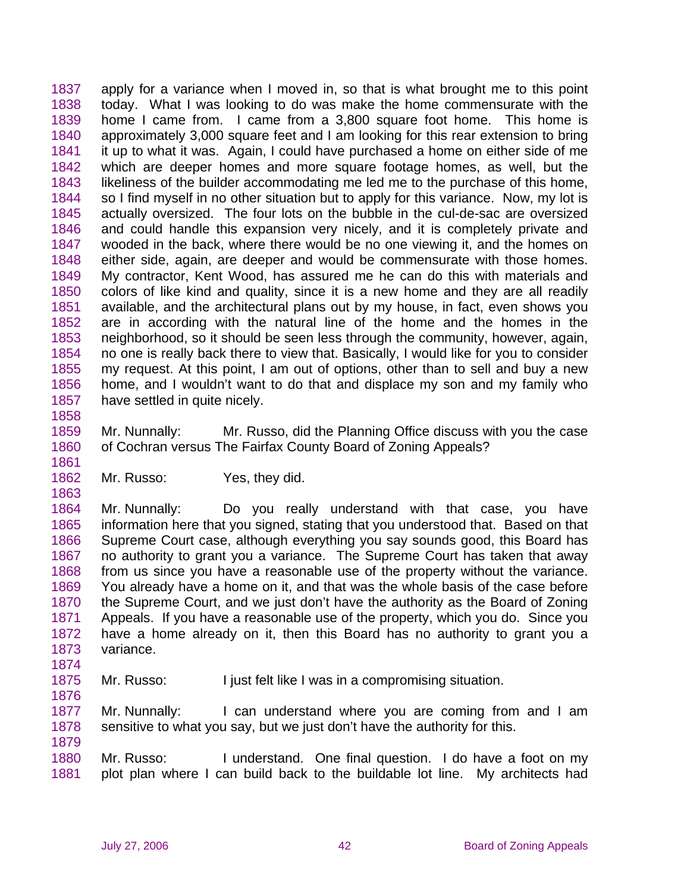apply for a variance when I moved in, so that is what brought me to this point today. What I was looking to do was make the home commensurate with the home I came from. I came from a 3,800 square foot home. This home is approximately 3,000 square feet and I am looking for this rear extension to bring it up to what it was. Again, I could have purchased a home on either side of me which are deeper homes and more square footage homes, as well, but the likeliness of the builder accommodating me led me to the purchase of this home, so I find myself in no other situation but to apply for this variance. Now, my lot is actually oversized. The four lots on the bubble in the cul-de-sac are oversized and could handle this expansion very nicely, and it is completely private and wooded in the back, where there would be no one viewing it, and the homes on either side, again, are deeper and would be commensurate with those homes. My contractor, Kent Wood, has assured me he can do this with materials and colors of like kind and quality, since it is a new home and they are all readily available, and the architectural plans out by my house, in fact, even shows you are in according with the natural line of the home and the homes in the neighborhood, so it should be seen less through the community, however, again, no one is really back there to view that. Basically, I would like for you to consider my request. At this point, I am out of options, other than to sell and buy a new home, and I wouldn't want to do that and displace my son and my family who have settled in quite nicely.

Mr. Nunnally: Mr. Russo, did the Planning Office discuss with you the case of Cochran versus The Fairfax County Board of Zoning Appeals?

Mr. Russo: Yes, they did.

Mr. Nunnally: Do you really understand with that case, you have information here that you signed, stating that you understood that. Based on that Supreme Court case, although everything you say sounds good, this Board has no authority to grant you a variance. The Supreme Court has taken that away from us since you have a reasonable use of the property without the variance. You already have a home on it, and that was the whole basis of the case before the Supreme Court, and we just don't have the authority as the Board of Zoning Appeals. If you have a reasonable use of the property, which you do. Since you have a home already on it, then this Board has no authority to grant you a variance.

Mr. Russo: I just felt like I was in a compromising situation.

Mr. Nunnally: I can understand where you are coming from and I am sensitive to what you say, but we just don't have the authority for this.

Mr. Russo: I understand. One final question. I do have a foot on my plot plan where I can build back to the buildable lot line. My architects had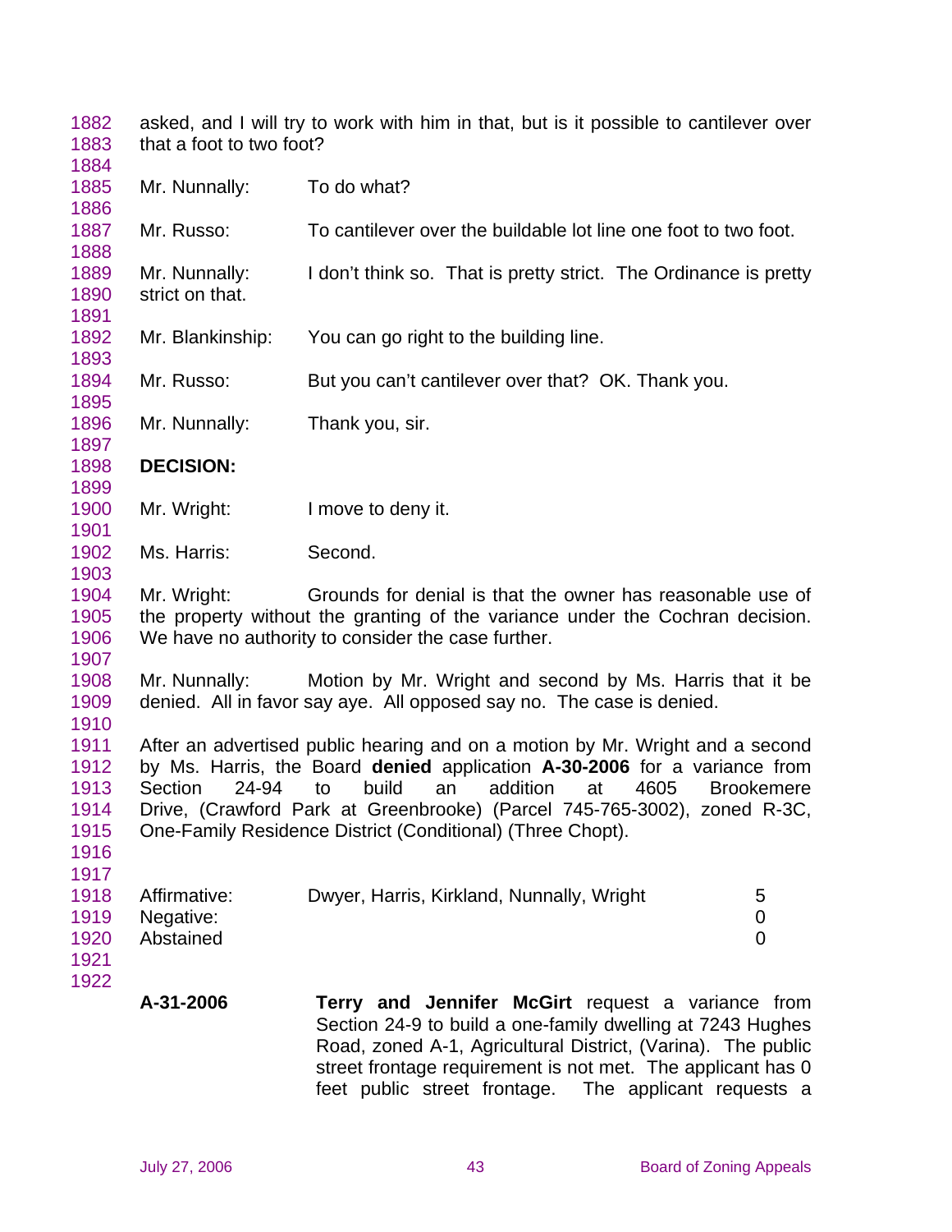asked, and I will try to work with him in that, but is it possible to cantilever over that a foot to two foot?

Mr. Nunnally: To do what?

Mr. Russo: To cantilever over the buildable lot line one foot to two foot.

Mr. Nunnally: I don't think so. That is pretty strict. The Ordinance is pretty strict on that.

Mr. Blankinship: You can go right to the building line.

Mr. Russo: But you can't cantilever over that? OK. Thank you.

Mr. Nunnally: Thank you, sir.

**DECISION:**

Mr. Wright: I move to deny it.

Ms. Harris: Second.

Mr. Wright: Grounds for denial is that the owner has reasonable use of the property without the granting of the variance under the Cochran decision. We have no authority to consider the case further.

Mr. Nunnally: Motion by Mr. Wright and second by Ms. Harris that it be denied. All in favor say aye. All opposed say no. The case is denied.

After an advertised public hearing and on a motion by Mr. Wright and a second by Ms. Harris, the Board **denied** application **A-30-2006** for a variance from Section 24-94 to build an addition at 4605 Brookemere Drive, (Crawford Park at Greenbrooke) (Parcel 745-765-3002), zoned R-3C, One-Family Residence District (Conditional) (Three Chopt).

| | | |
|---|---|---|
| Affirmative: | Dwyer, Harris, Kirkland, Nunnally, Wright | 5 |
| Negative: | | 0 |
| Abstained | | 0 |

**A-31-2006** **Terry and Jennifer McGirt** request a variance from Section 24-9 to build a one-family dwelling at 7243 Hughes Road, zoned A-1, Agricultural District, (Varina). The public street frontage requirement is not met. The applicant has 0 feet public street frontage. The applicant requests a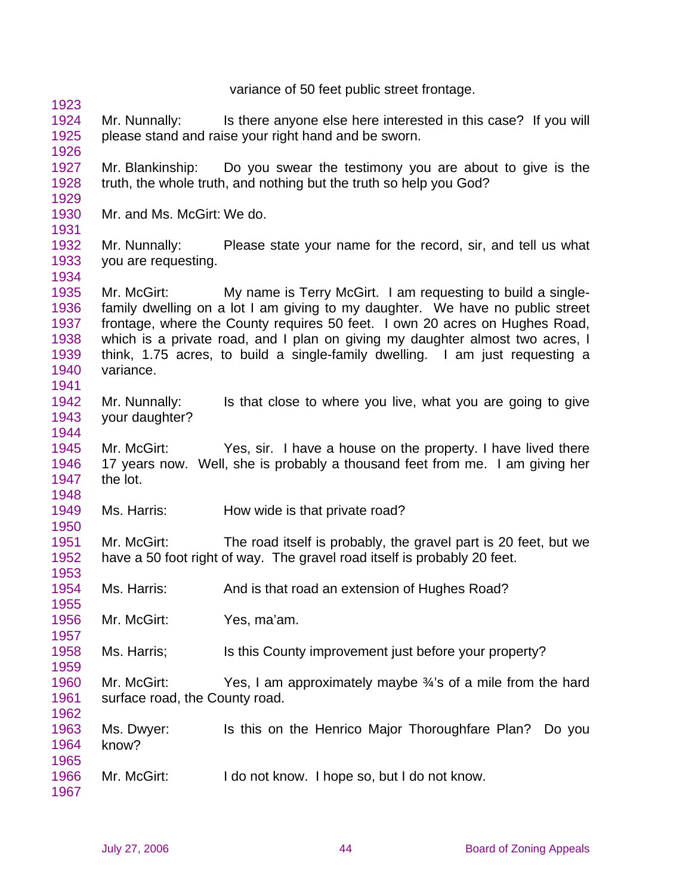variance of 50 feet public street frontage.

Mr. Nunnally: Is there anyone else here interested in this case? If you will please stand and raise your right hand and be sworn.

Mr. Blankinship: Do you swear the testimony you are about to give is the truth, the whole truth, and nothing but the truth so help you God?

Mr. and Ms. McGirt: We do.

Mr. Nunnally: Please state your name for the record, sir, and tell us what you are requesting.

Mr. McGirt: My name is Terry McGirt. I am requesting to build a single-family dwelling on a lot I am giving to my daughter. We have no public street frontage, where the County requires 50 feet. I own 20 acres on Hughes Road, which is a private road, and I plan on giving my daughter almost two acres, I think, 1.75 acres, to build a single-family dwelling. I am just requesting a variance.

Mr. Nunnally: Is that close to where you live, what you are going to give your daughter?

Mr. McGirt: Yes, sir. I have a house on the property. I have lived there 17 years now. Well, she is probably a thousand feet from me. I am giving her the lot.

Ms. Harris: How wide is that private road?

Mr. McGirt: The road itself is probably, the gravel part is 20 feet, but we have a 50 foot right of way. The gravel road itself is probably 20 feet.

Ms. Harris: And is that road an extension of Hughes Road?

Mr. McGirt: Yes, ma'am.

Ms. Harris; Is this County improvement just before your property?

Mr. McGirt: Yes, I am approximately maybe ¾'s of a mile from the hard surface road, the County road.

Ms. Dwyer: Is this on the Henrico Major Thoroughfare Plan? Do you know?

Mr. McGirt: I do not know. I hope so, but I do not know.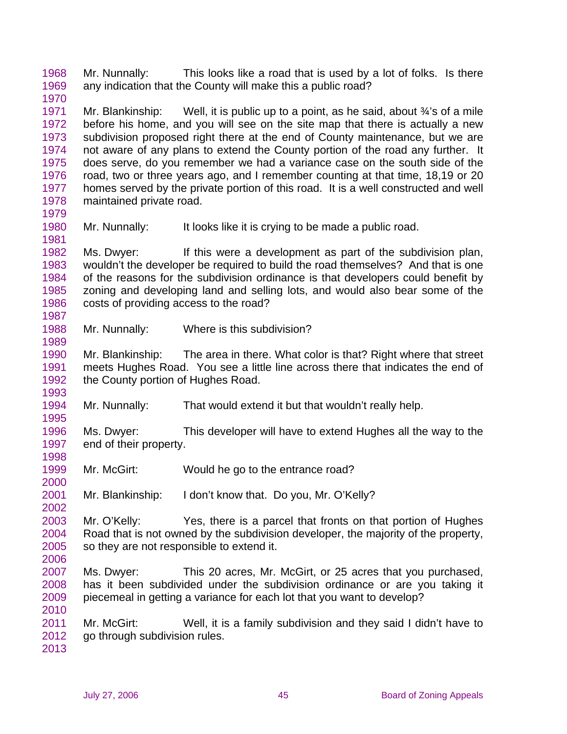1968 Mr. Nunnally: This looks like a road that is used by a lot of folks. Is there
1969 any indication that the County will make this a public road?
1970
1971 Mr. Blankinship: Well, it is public up to a point, as he said, about ¾'s of a mile
1972 before his home, and you will see on the site map that there is actually a new
1973 subdivision proposed right there at the end of County maintenance, but we are
1974 not aware of any plans to extend the County portion of the road any further. It
1975 does serve, do you remember we had a variance case on the south side of the
1976 road, two or three years ago, and I remember counting at that time, 18,19 or 20
1977 homes served by the private portion of this road. It is a well constructed and well
1978 maintained private road.
1979
1980 Mr. Nunnally: It looks like it is crying to be made a public road.
1981
1982 Ms. Dwyer: If this were a development as part of the subdivision plan,
1983 wouldn't the developer be required to build the road themselves? And that is one
1984 of the reasons for the subdivision ordinance is that developers could benefit by
1985 zoning and developing land and selling lots, and would also bear some of the
1986 costs of providing access to the road?
1987
1988 Mr. Nunnally: Where is this subdivision?
1989
1990 Mr. Blankinship: The area in there. What color is that? Right where that street
1991 meets Hughes Road. You see a little line across there that indicates the end of
1992 the County portion of Hughes Road.
1993
1994 Mr. Nunnally: That would extend it but that wouldn't really help.
1995
1996 Ms. Dwyer: This developer will have to extend Hughes all the way to the
1997 end of their property.
1998
1999 Mr. McGirt: Would he go to the entrance road?
2000
2001 Mr. Blankinship: I don't know that. Do you, Mr. O'Kelly?
2002
2003 Mr. O'Kelly: Yes, there is a parcel that fronts on that portion of Hughes
2004 Road that is not owned by the subdivision developer, the majority of the property,
2005 so they are not responsible to extend it.
2006
2007 Ms. Dwyer: This 20 acres, Mr. McGirt, or 25 acres that you purchased,
2008 has it been subdivided under the subdivision ordinance or are you taking it
2009 piecemeal in getting a variance for each lot that you want to develop?
2010
2011 Mr. McGirt: Well, it is a family subdivision and they said I didn't have to
2012 go through subdivision rules.
2013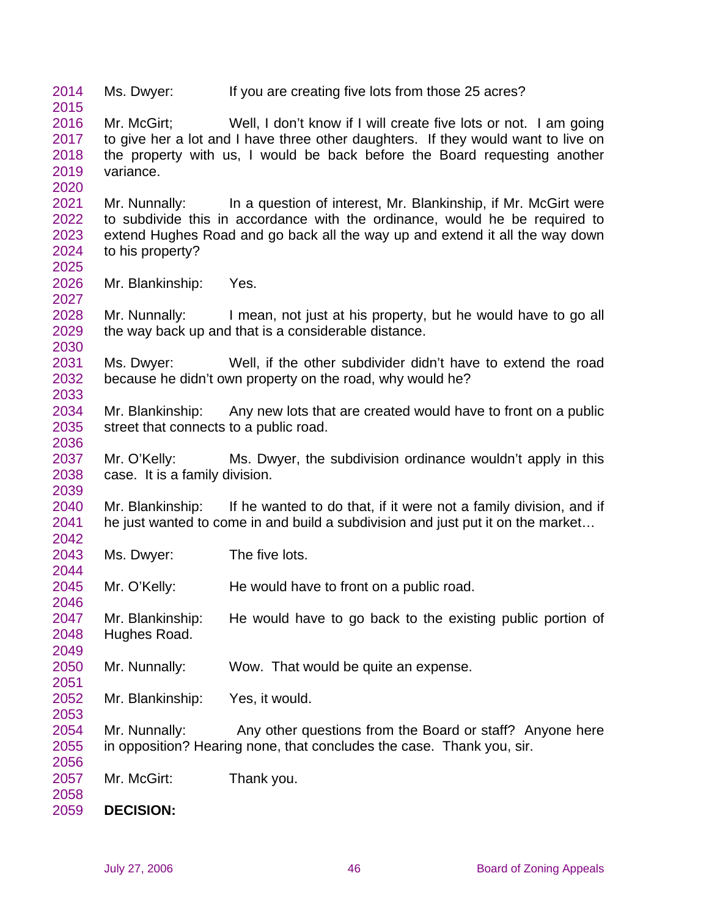Ms. Dwyer: If you are creating five lots from those 25 acres?

Mr. McGirt; Well, I don't know if I will create five lots or not. I am going to give her a lot and I have three other daughters. If they would want to live on the property with us, I would be back before the Board requesting another variance.

Mr. Nunnally: In a question of interest, Mr. Blankinship, if Mr. McGirt were to subdivide this in accordance with the ordinance, would he be required to extend Hughes Road and go back all the way up and extend it all the way down to his property?

Mr. Blankinship: Yes.

Mr. Nunnally: I mean, not just at his property, but he would have to go all the way back up and that is a considerable distance.

Ms. Dwyer: Well, if the other subdivider didn't have to extend the road because he didn't own property on the road, why would he?

Mr. Blankinship: Any new lots that are created would have to front on a public street that connects to a public road.

Mr. O'Kelly: Ms. Dwyer, the subdivision ordinance wouldn't apply in this case. It is a family division.

Mr. Blankinship: If he wanted to do that, if it were not a family division, and if he just wanted to come in and build a subdivision and just put it on the market…

Ms. Dwyer: The five lots.

Mr. O'Kelly: He would have to front on a public road.

Mr. Blankinship: He would have to go back to the existing public portion of Hughes Road.

Mr. Nunnally: Wow. That would be quite an expense.

Mr. Blankinship: Yes, it would.

Mr. Nunnally: Any other questions from the Board or staff? Anyone here in opposition? Hearing none, that concludes the case. Thank you, sir.

Mr. McGirt: Thank you.

**DECISION:**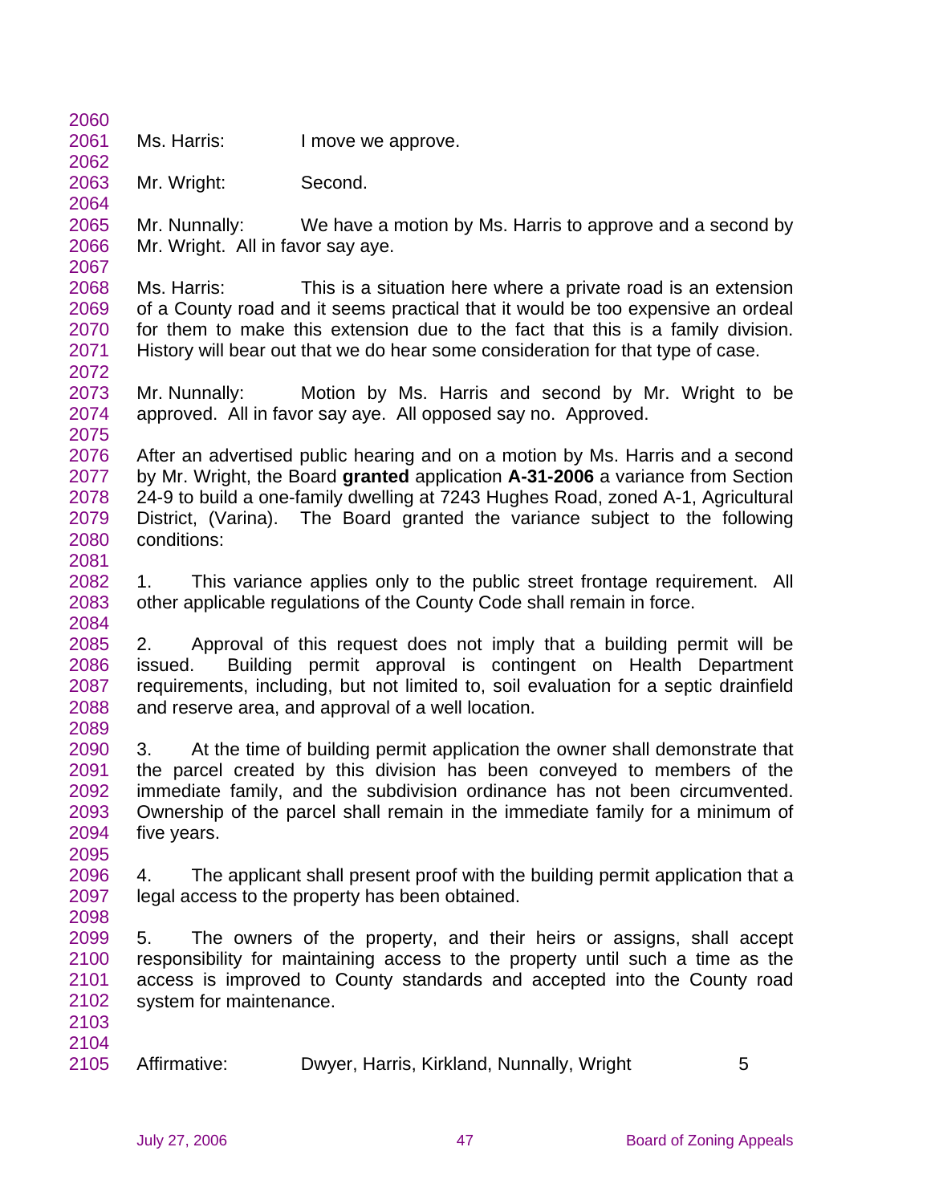Ms. Harris: I move we approve.

Mr. Wright: Second.

Mr. Nunnally: We have a motion by Ms. Harris to approve and a second by Mr. Wright. All in favor say aye.

Ms. Harris: This is a situation here where a private road is an extension of a County road and it seems practical that it would be too expensive an ordeal for them to make this extension due to the fact that this is a family division. History will bear out that we do hear some consideration for that type of case.

Mr. Nunnally: Motion by Ms. Harris and second by Mr. Wright to be approved. All in favor say aye. All opposed say no. Approved.

After an advertised public hearing and on a motion by Ms. Harris and a second by Mr. Wright, the Board **granted** application **A-31-2006** a variance from Section 24-9 to build a one-family dwelling at 7243 Hughes Road, zoned A-1, Agricultural District, (Varina). The Board granted the variance subject to the following conditions:

1. This variance applies only to the public street frontage requirement. All other applicable regulations of the County Code shall remain in force.

2. Approval of this request does not imply that a building permit will be issued. Building permit approval is contingent on Health Department requirements, including, but not limited to, soil evaluation for a septic drainfield and reserve area, and approval of a well location.

3. At the time of building permit application the owner shall demonstrate that the parcel created by this division has been conveyed to members of the immediate family, and the subdivision ordinance has not been circumvented. Ownership of the parcel shall remain in the immediate family for a minimum of five years.

4. The applicant shall present proof with the building permit application that a legal access to the property has been obtained.

5. The owners of the property, and their heirs or assigns, shall accept responsibility for maintaining access to the property until such a time as the access is improved to County standards and accepted into the County road system for maintenance.

Affirmative: Dwyer, Harris, Kirkland, Nunnally, Wright 5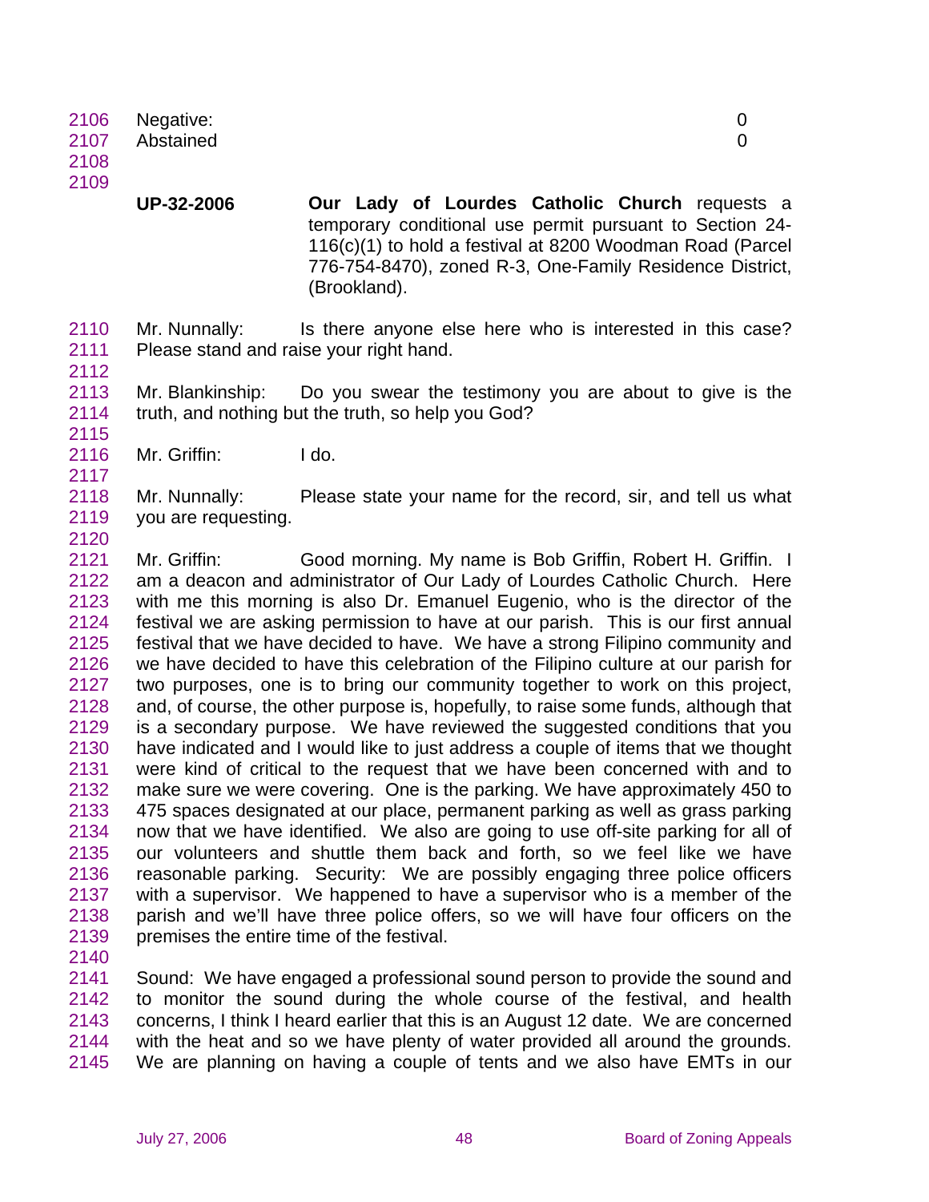Negative: 0
Abstained 0

**UP-32-2006** **Our Lady of Lourdes Catholic Church** requests a temporary conditional use permit pursuant to Section 24-116(c)(1) to hold a festival at 8200 Woodman Road (Parcel 776-754-8470), zoned R-3, One-Family Residence District, (Brookland).

Mr. Nunnally: Is there anyone else here who is interested in this case? Please stand and raise your right hand.

Mr. Blankinship: Do you swear the testimony you are about to give is the truth, and nothing but the truth, so help you God?

Mr. Griffin: I do.

Mr. Nunnally: Please state your name for the record, sir, and tell us what you are requesting.

Mr. Griffin: Good morning. My name is Bob Griffin, Robert H. Griffin. I am a deacon and administrator of Our Lady of Lourdes Catholic Church. Here with me this morning is also Dr. Emanuel Eugenio, who is the director of the festival we are asking permission to have at our parish. This is our first annual festival that we have decided to have. We have a strong Filipino community and we have decided to have this celebration of the Filipino culture at our parish for two purposes, one is to bring our community together to work on this project, and, of course, the other purpose is, hopefully, to raise some funds, although that is a secondary purpose. We have reviewed the suggested conditions that you have indicated and I would like to just address a couple of items that we thought were kind of critical to the request that we have been concerned with and to make sure we were covering. One is the parking. We have approximately 450 to 475 spaces designated at our place, permanent parking as well as grass parking now that we have identified. We also are going to use off-site parking for all of our volunteers and shuttle them back and forth, so we feel like we have reasonable parking. Security: We are possibly engaging three police officers with a supervisor. We happened to have a supervisor who is a member of the parish and we'll have three police offers, so we will have four officers on the premises the entire time of the festival.

Sound: We have engaged a professional sound person to provide the sound and to monitor the sound during the whole course of the festival, and health concerns, I think I heard earlier that this is an August 12 date. We are concerned with the heat and so we have plenty of water provided all around the grounds. We are planning on having a couple of tents and we also have EMTs in our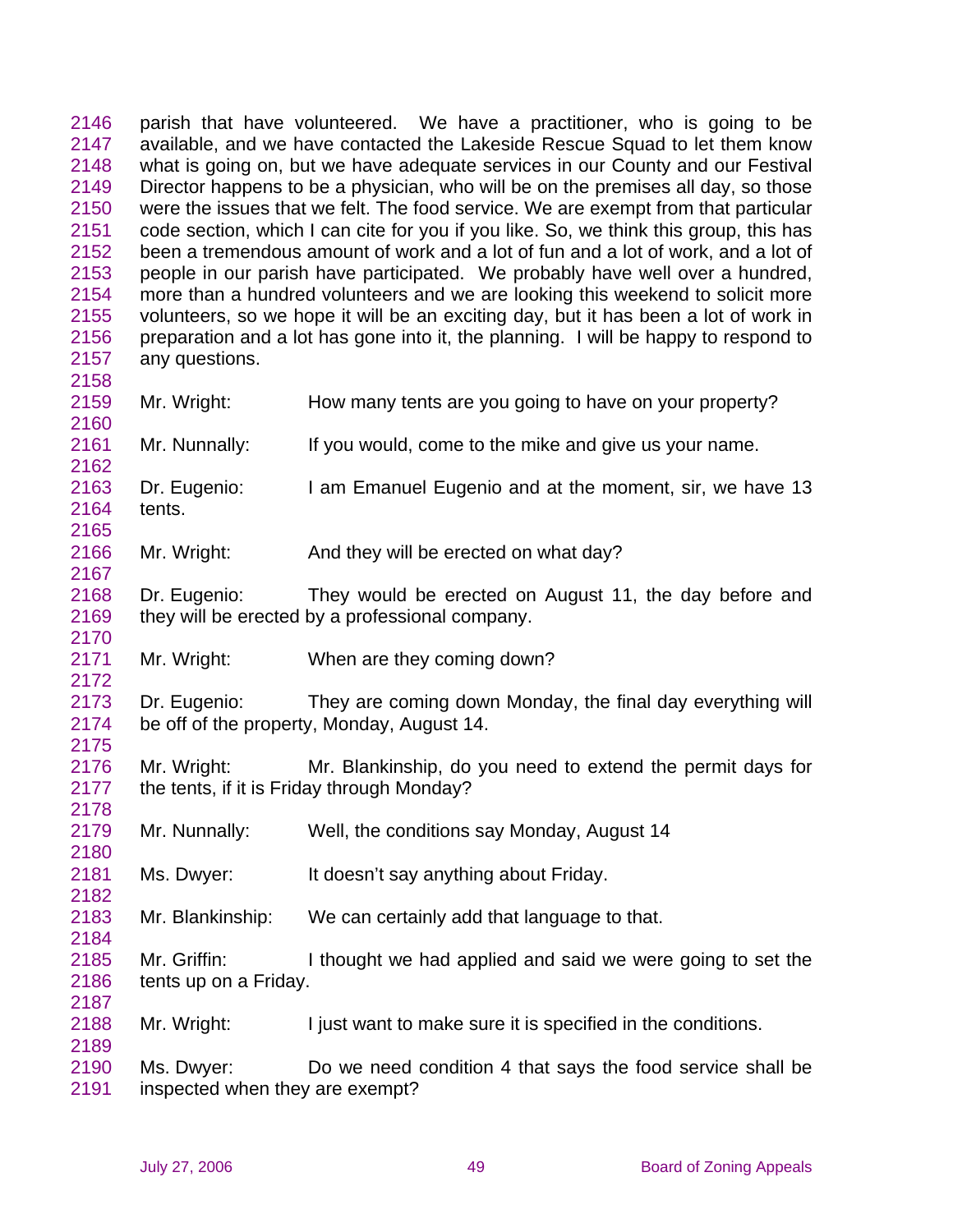parish that have volunteered. We have a practitioner, who is going to be available, and we have contacted the Lakeside Rescue Squad to let them know what is going on, but we have adequate services in our County and our Festival Director happens to be a physician, who will be on the premises all day, so those were the issues that we felt. The food service. We are exempt from that particular code section, which I can cite for you if you like. So, we think this group, this has been a tremendous amount of work and a lot of fun and a lot of work, and a lot of people in our parish have participated. We probably have well over a hundred, more than a hundred volunteers and we are looking this weekend to solicit more volunteers, so we hope it will be an exciting day, but it has been a lot of work in preparation and a lot has gone into it, the planning. I will be happy to respond to any questions.

Mr. Wright: How many tents are you going to have on your property?

Mr. Nunnally: If you would, come to the mike and give us your name.

Dr. Eugenio: I am Emanuel Eugenio and at the moment, sir, we have 13 tents.

Mr. Wright: And they will be erected on what day?

Dr. Eugenio: They would be erected on August 11, the day before and they will be erected by a professional company.

Mr. Wright: When are they coming down?

Dr. Eugenio: They are coming down Monday, the final day everything will be off of the property, Monday, August 14.

Mr. Wright: Mr. Blankinship, do you need to extend the permit days for the tents, if it is Friday through Monday?

Mr. Nunnally: Well, the conditions say Monday, August 14

Ms. Dwyer: It doesn't say anything about Friday.

Mr. Blankinship: We can certainly add that language to that.

Mr. Griffin: I thought we had applied and said we were going to set the tents up on a Friday.

Mr. Wright: I just want to make sure it is specified in the conditions.

Ms. Dwyer: Do we need condition 4 that says the food service shall be inspected when they are exempt?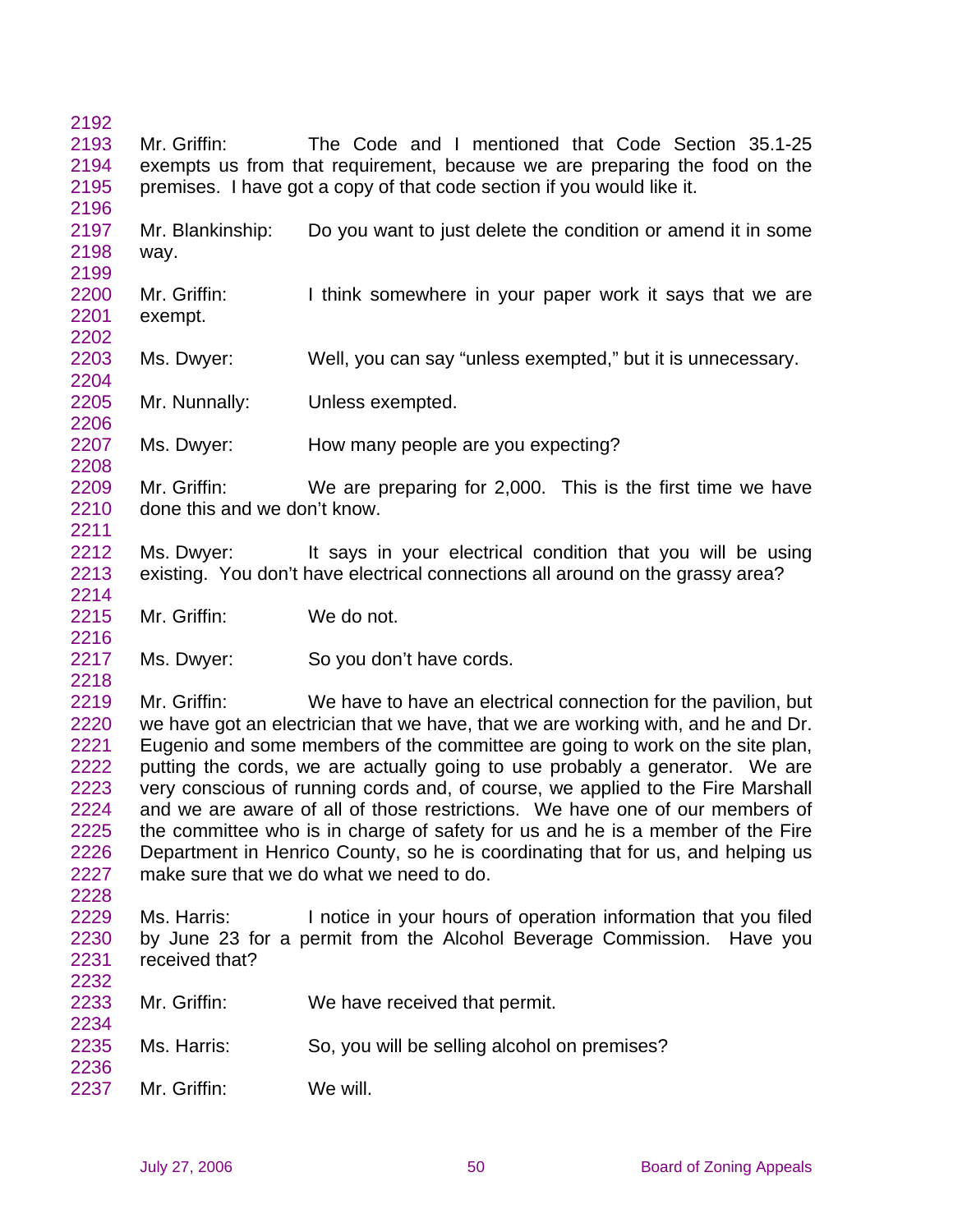2192
2193 Mr. Griffin: The Code and I mentioned that Code Section 35.1-25
2194 exempts us from that requirement, because we are preparing the food on the
2195 premises. I have got a copy of that code section if you would like it.
2196
2197 Mr. Blankinship: Do you want to just delete the condition or amend it in some
2198 way.
2199
2200 Mr. Griffin: I think somewhere in your paper work it says that we are
2201 exempt.
2202
2203 Ms. Dwyer: Well, you can say "unless exempted," but it is unnecessary.
2204
2205 Mr. Nunnally: Unless exempted.
2206
2207 Ms. Dwyer: How many people are you expecting?
2208
2209 Mr. Griffin: We are preparing for 2,000. This is the first time we have
2210 done this and we don't know.
2211
2212 Ms. Dwyer: It says in your electrical condition that you will be using
2213 existing. You don't have electrical connections all around on the grassy area?
2214
2215 Mr. Griffin: We do not.
2216
2217 Ms. Dwyer: So you don't have cords.
2218
2219 Mr. Griffin: We have to have an electrical connection for the pavilion, but
2220 we have got an electrician that we have, that we are working with, and he and Dr.
2221 Eugenio and some members of the committee are going to work on the site plan,
2222 putting the cords, we are actually going to use probably a generator. We are
2223 very conscious of running cords and, of course, we applied to the Fire Marshall
2224 and we are aware of all of those restrictions. We have one of our members of
2225 the committee who is in charge of safety for us and he is a member of the Fire
2226 Department in Henrico County, so he is coordinating that for us, and helping us
2227 make sure that we do what we need to do.
2228
2229 Ms. Harris: I notice in your hours of operation information that you filed
2230 by June 23 for a permit from the Alcohol Beverage Commission. Have you
2231 received that?
2232
2233 Mr. Griffin: We have received that permit.
2234
2235 Ms. Harris: So, you will be selling alcohol on premises?
2236
2237 Mr. Griffin: We will.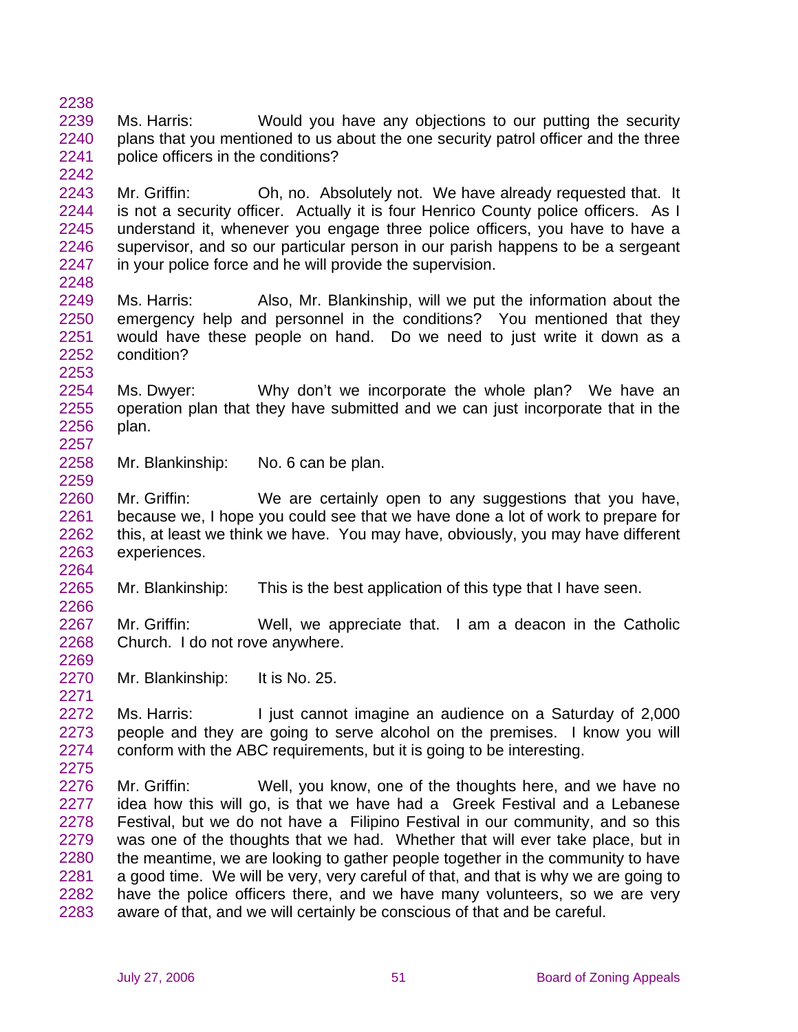2238

2239 Ms. Harris: Would you have any objections to our putting the security
2240 plans that you mentioned to us about the one security patrol officer and the three
2241 police officers in the conditions?
2242

2243 Mr. Griffin: Oh, no. Absolutely not. We have already requested that. It
2244 is not a security officer. Actually it is four Henrico County police officers. As I
2245 understand it, whenever you engage three police officers, you have to have a
2246 supervisor, and so our particular person in our parish happens to be a sergeant
2247 in your police force and he will provide the supervision.
2248

2249 Ms. Harris: Also, Mr. Blankinship, will we put the information about the
2250 emergency help and personnel in the conditions? You mentioned that they
2251 would have these people on hand. Do we need to just write it down as a
2252 condition?
2253

2254 Ms. Dwyer: Why don't we incorporate the whole plan? We have an
2255 operation plan that they have submitted and we can just incorporate that in the
2256 plan.
2257

2258 Mr. Blankinship: No. 6 can be plan.
2259

2260 Mr. Griffin: We are certainly open to any suggestions that you have,
2261 because we, I hope you could see that we have done a lot of work to prepare for
2262 this, at least we think we have. You may have, obviously, you may have different
2263 experiences.
2264

2265 Mr. Blankinship: This is the best application of this type that I have seen.
2266

2267 Mr. Griffin: Well, we appreciate that. I am a deacon in the Catholic
2268 Church. I do not rove anywhere.
2269

2270 Mr. Blankinship: It is No. 25.
2271

2272 Ms. Harris: I just cannot imagine an audience on a Saturday of 2,000
2273 people and they are going to serve alcohol on the premises. I know you will
2274 conform with the ABC requirements, but it is going to be interesting.
2275

2276 Mr. Griffin: Well, you know, one of the thoughts here, and we have no
2277 idea how this will go, is that we have had a Greek Festival and a Lebanese
2278 Festival, but we do not have a Filipino Festival in our community, and so this
2279 was one of the thoughts that we had. Whether that will ever take place, but in
2280 the meantime, we are looking to gather people together in the community to have
2281 a good time. We will be very, very careful of that, and that is why we are going to
2282 have the police officers there, and we have many volunteers, so we are very
2283 aware of that, and we will certainly be conscious of that and be careful.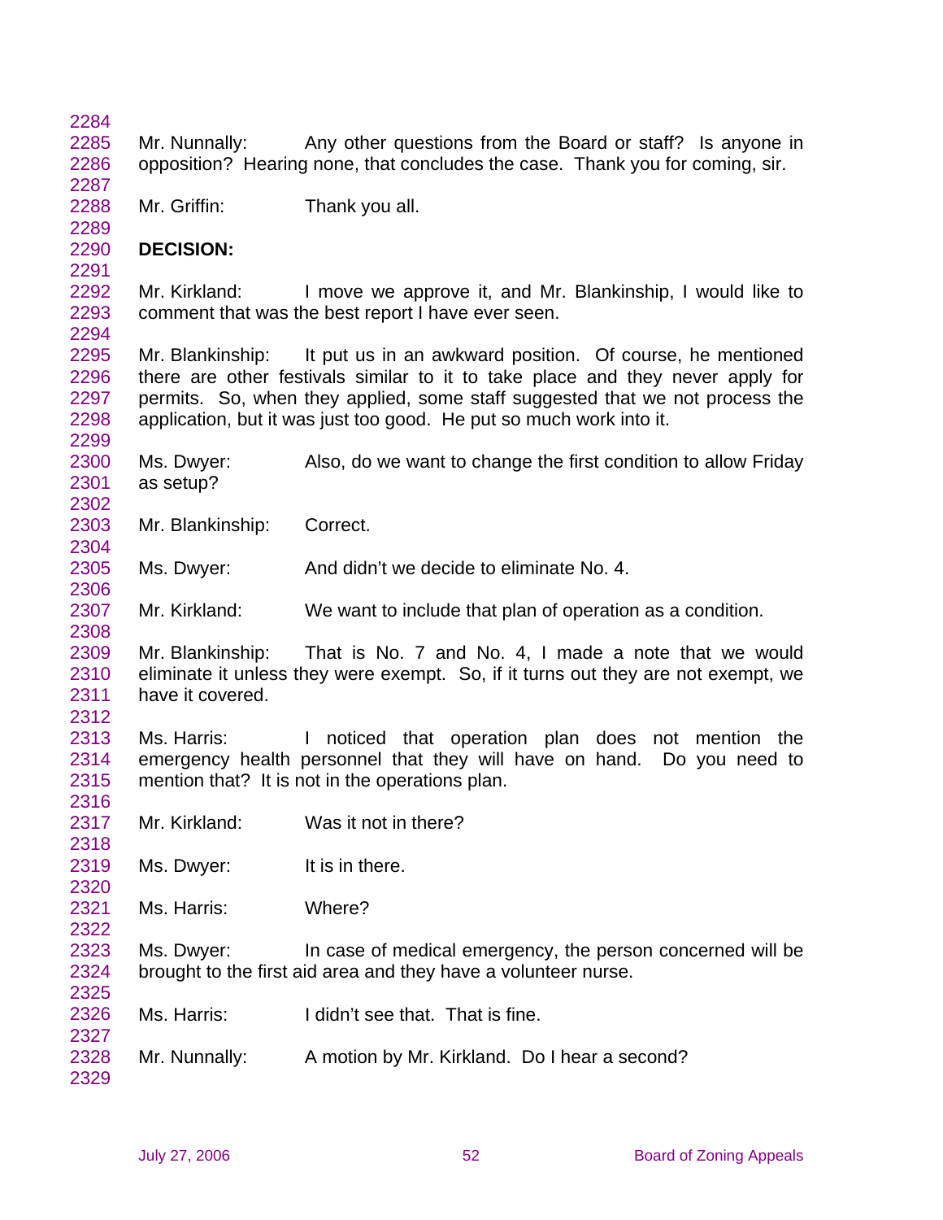Mr. Nunnally: Any other questions from the Board or staff? Is anyone in opposition? Hearing none, that concludes the case. Thank you for coming, sir.

Mr. Griffin: Thank you all.

**DECISION:**

Mr. Kirkland: I move we approve it, and Mr. Blankinship, I would like to comment that was the best report I have ever seen.

Mr. Blankinship: It put us in an awkward position. Of course, he mentioned there are other festivals similar to it to take place and they never apply for permits. So, when they applied, some staff suggested that we not process the application, but it was just too good. He put so much work into it.

Ms. Dwyer: Also, do we want to change the first condition to allow Friday as setup?

Mr. Blankinship: Correct.

Ms. Dwyer: And didn't we decide to eliminate No. 4.

Mr. Kirkland: We want to include that plan of operation as a condition.

Mr. Blankinship: That is No. 7 and No. 4, I made a note that we would eliminate it unless they were exempt. So, if it turns out they are not exempt, we have it covered.

Ms. Harris: I noticed that operation plan does not mention the emergency health personnel that they will have on hand. Do you need to mention that? It is not in the operations plan.

Mr. Kirkland: Was it not in there?

Ms. Dwyer: It is in there.

Ms. Harris: Where?

Ms. Dwyer: In case of medical emergency, the person concerned will be brought to the first aid area and they have a volunteer nurse.

Ms. Harris: I didn't see that. That is fine.

Mr. Nunnally: A motion by Mr. Kirkland. Do I hear a second?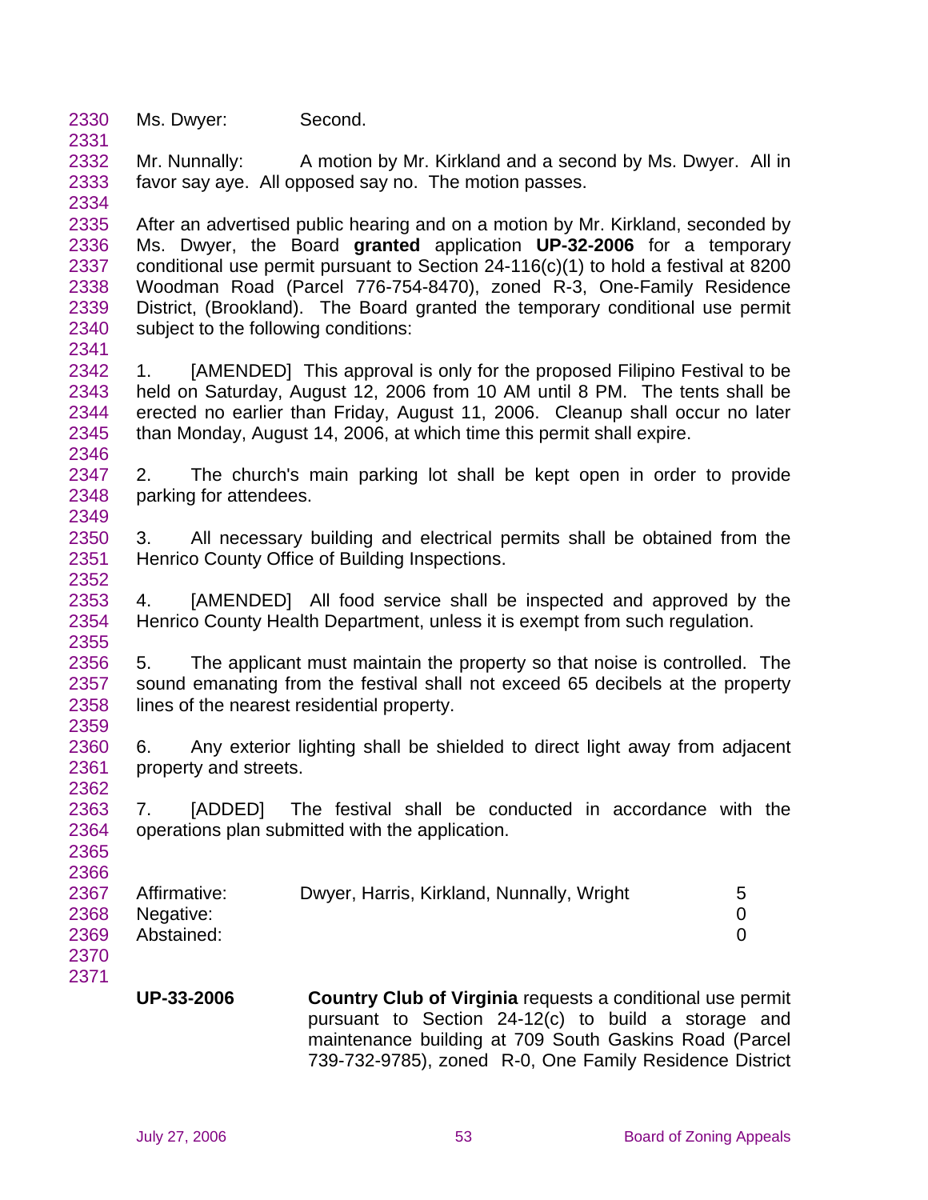Ms. Dwyer: Second.

Mr. Nunnally: A motion by Mr. Kirkland and a second by Ms. Dwyer. All in favor say aye. All opposed say no. The motion passes.

After an advertised public hearing and on a motion by Mr. Kirkland, seconded by Ms. Dwyer, the Board **granted** application **UP-32-2006** for a temporary conditional use permit pursuant to Section 24-116(c)(1) to hold a festival at 8200 Woodman Road (Parcel 776-754-8470), zoned R-3, One-Family Residence District, (Brookland). The Board granted the temporary conditional use permit subject to the following conditions:

1. [AMENDED] This approval is only for the proposed Filipino Festival to be held on Saturday, August 12, 2006 from 10 AM until 8 PM. The tents shall be erected no earlier than Friday, August 11, 2006. Cleanup shall occur no later than Monday, August 14, 2006, at which time this permit shall expire.

2. The church's main parking lot shall be kept open in order to provide parking for attendees.

3. All necessary building and electrical permits shall be obtained from the Henrico County Office of Building Inspections.

4. [AMENDED] All food service shall be inspected and approved by the Henrico County Health Department, unless it is exempt from such regulation.

5. The applicant must maintain the property so that noise is controlled. The sound emanating from the festival shall not exceed 65 decibels at the property lines of the nearest residential property.

6. Any exterior lighting shall be shielded to direct light away from adjacent property and streets.

7. [ADDED] The festival shall be conducted in accordance with the operations plan submitted with the application.

| | | |
|---|---|---|
| Affirmative: | Dwyer, Harris, Kirkland, Nunnally, Wright | 5 |
| Negative: | | 0 |
| Abstained: | | 0 |

**UP-33-2006** **Country Club of Virginia** requests a conditional use permit pursuant to Section 24-12(c) to build a storage and maintenance building at 709 South Gaskins Road (Parcel 739-732-9785), zoned R-0, One Family Residence District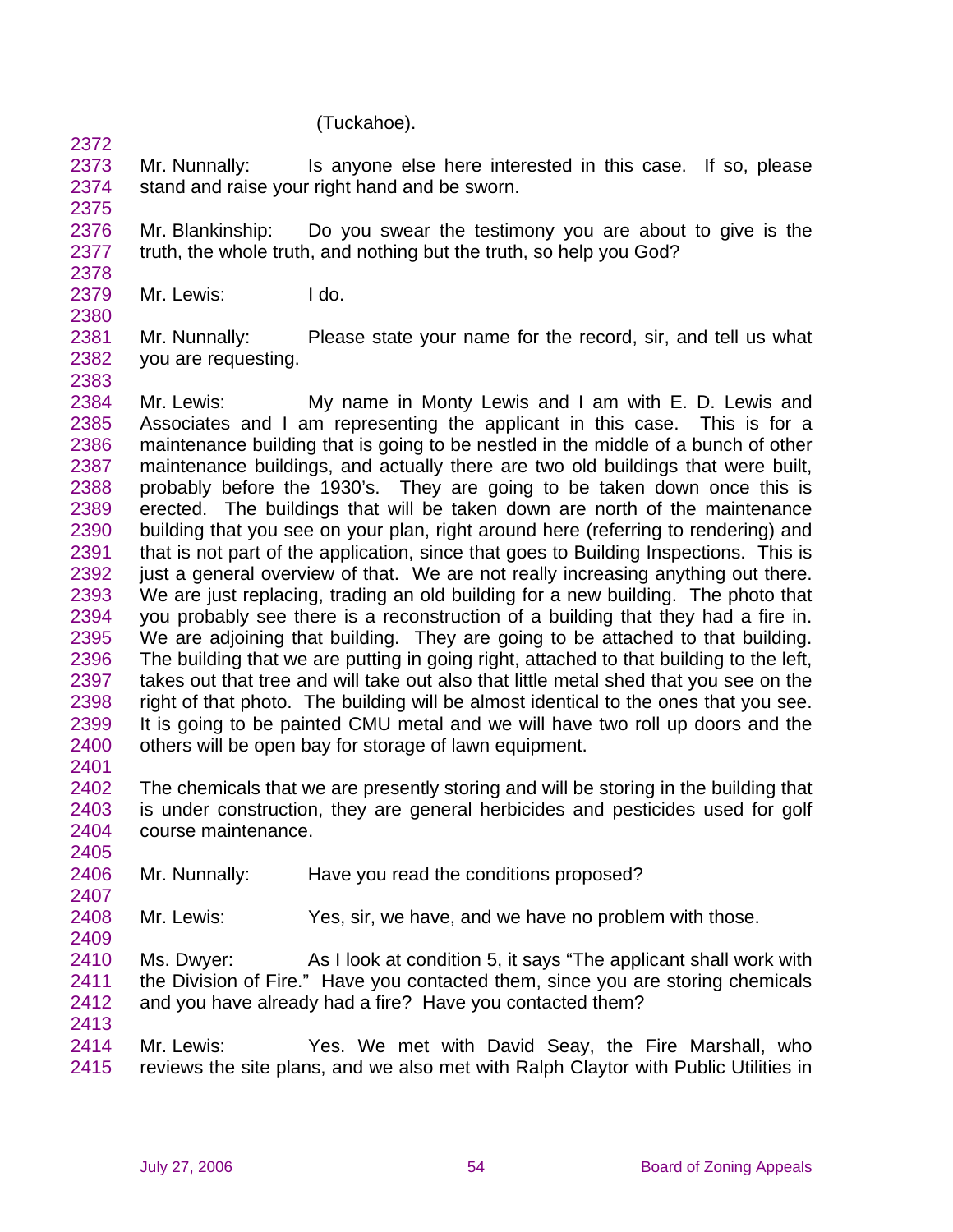(Tuckahoe).

Mr. Nunnally: Is anyone else here interested in this case. If so, please stand and raise your right hand and be sworn.

Mr. Blankinship: Do you swear the testimony you are about to give is the truth, the whole truth, and nothing but the truth, so help you God?

Mr. Lewis: I do.

Mr. Nunnally: Please state your name for the record, sir, and tell us what you are requesting.

Mr. Lewis: My name in Monty Lewis and I am with E. D. Lewis and Associates and I am representing the applicant in this case. This is for a maintenance building that is going to be nestled in the middle of a bunch of other maintenance buildings, and actually there are two old buildings that were built, probably before the 1930's. They are going to be taken down once this is erected. The buildings that will be taken down are north of the maintenance building that you see on your plan, right around here (referring to rendering) and that is not part of the application, since that goes to Building Inspections. This is just a general overview of that. We are not really increasing anything out there. We are just replacing, trading an old building for a new building. The photo that you probably see there is a reconstruction of a building that they had a fire in. We are adjoining that building. They are going to be attached to that building. The building that we are putting in going right, attached to that building to the left, takes out that tree and will take out also that little metal shed that you see on the right of that photo. The building will be almost identical to the ones that you see. It is going to be painted CMU metal and we will have two roll up doors and the others will be open bay for storage of lawn equipment.

The chemicals that we are presently storing and will be storing in the building that is under construction, they are general herbicides and pesticides used for golf course maintenance.

Mr. Nunnally: Have you read the conditions proposed?

Mr. Lewis: Yes, sir, we have, and we have no problem with those.

Ms. Dwyer: As I look at condition 5, it says "The applicant shall work with the Division of Fire." Have you contacted them, since you are storing chemicals and you have already had a fire? Have you contacted them?

Mr. Lewis: Yes. We met with David Seay, the Fire Marshall, who reviews the site plans, and we also met with Ralph Claytor with Public Utilities in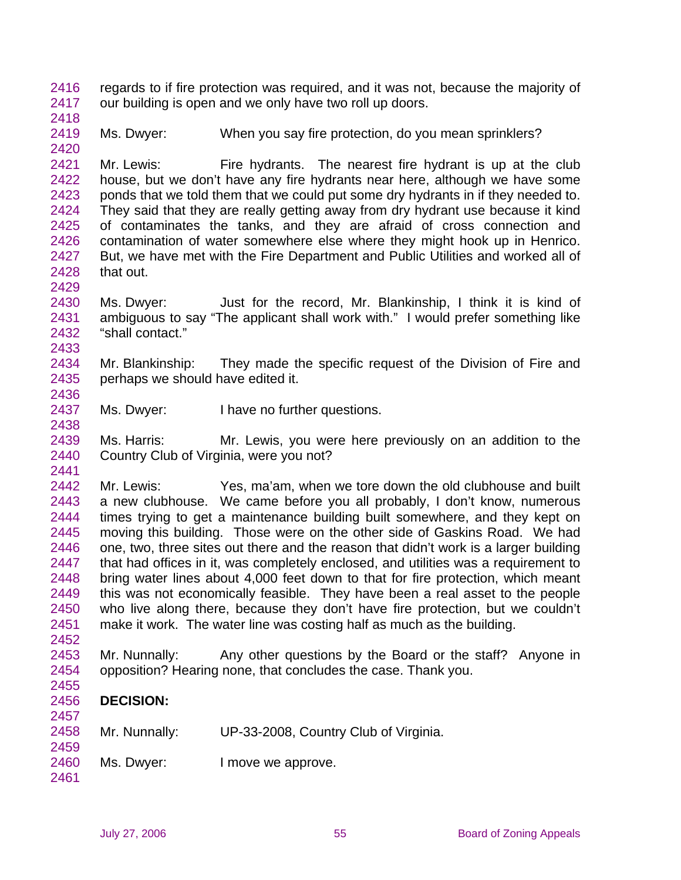regards to if fire protection was required, and it was not, because the majority of our building is open and we only have two roll up doors.

Ms. Dwyer: When you say fire protection, do you mean sprinklers?

Mr. Lewis: Fire hydrants. The nearest fire hydrant is up at the club house, but we don't have any fire hydrants near here, although we have some ponds that we told them that we could put some dry hydrants in if they needed to. They said that they are really getting away from dry hydrant use because it kind of contaminates the tanks, and they are afraid of cross connection and contamination of water somewhere else where they might hook up in Henrico. But, we have met with the Fire Department and Public Utilities and worked all of that out.

Ms. Dwyer: Just for the record, Mr. Blankinship, I think it is kind of ambiguous to say "The applicant shall work with." I would prefer something like "shall contact."

Mr. Blankinship: They made the specific request of the Division of Fire and perhaps we should have edited it.

Ms. Dwyer: I have no further questions.

Ms. Harris: Mr. Lewis, you were here previously on an addition to the Country Club of Virginia, were you not?

Mr. Lewis: Yes, ma'am, when we tore down the old clubhouse and built a new clubhouse. We came before you all probably, I don't know, numerous times trying to get a maintenance building built somewhere, and they kept on moving this building. Those were on the other side of Gaskins Road. We had one, two, three sites out there and the reason that didn't work is a larger building that had offices in it, was completely enclosed, and utilities was a requirement to bring water lines about 4,000 feet down to that for fire protection, which meant this was not economically feasible. They have been a real asset to the people who live along there, because they don't have fire protection, but we couldn't make it work. The water line was costing half as much as the building.

Mr. Nunnally: Any other questions by the Board or the staff? Anyone in opposition? Hearing none, that concludes the case. Thank you.

**DECISION:**

Mr. Nunnally: UP-33-2008, Country Club of Virginia.

Ms. Dwyer: I move we approve.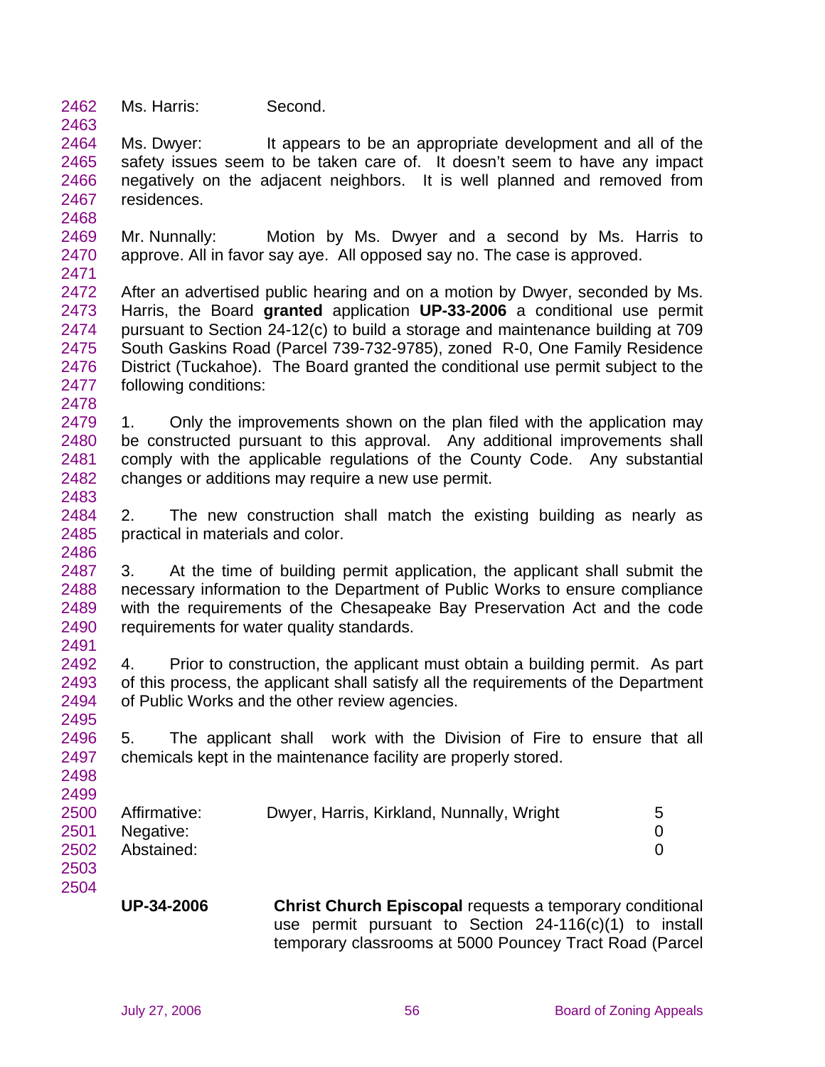Ms. Harris: Second.

Ms. Dwyer: It appears to be an appropriate development and all of the safety issues seem to be taken care of. It doesn't seem to have any impact negatively on the adjacent neighbors. It is well planned and removed from residences.

Mr. Nunnally: Motion by Ms. Dwyer and a second by Ms. Harris to approve. All in favor say aye. All opposed say no. The case is approved.

After an advertised public hearing and on a motion by Dwyer, seconded by Ms. Harris, the Board **granted** application **UP-33-2006** a conditional use permit pursuant to Section 24-12(c) to build a storage and maintenance building at 709 South Gaskins Road (Parcel 739-732-9785), zoned R-0, One Family Residence District (Tuckahoe). The Board granted the conditional use permit subject to the following conditions:

1. Only the improvements shown on the plan filed with the application may be constructed pursuant to this approval. Any additional improvements shall comply with the applicable regulations of the County Code. Any substantial changes or additions may require a new use permit.

2. The new construction shall match the existing building as nearly as practical in materials and color.

3. At the time of building permit application, the applicant shall submit the necessary information to the Department of Public Works to ensure compliance with the requirements of the Chesapeake Bay Preservation Act and the code requirements for water quality standards.

4. Prior to construction, the applicant must obtain a building permit. As part of this process, the applicant shall satisfy all the requirements of the Department of Public Works and the other review agencies.

5. The applicant shall work with the Division of Fire to ensure that all chemicals kept in the maintenance facility are properly stored.

| | | |
|---|---|---|
| Affirmative: | Dwyer, Harris, Kirkland, Nunnally, Wright | 5 |
| Negative: | | 0 |
| Abstained: | | 0 |

**UP-34-2006** **Christ Church Episcopal** requests a temporary conditional use permit pursuant to Section 24-116(c)(1) to install temporary classrooms at 5000 Pouncey Tract Road (Parcel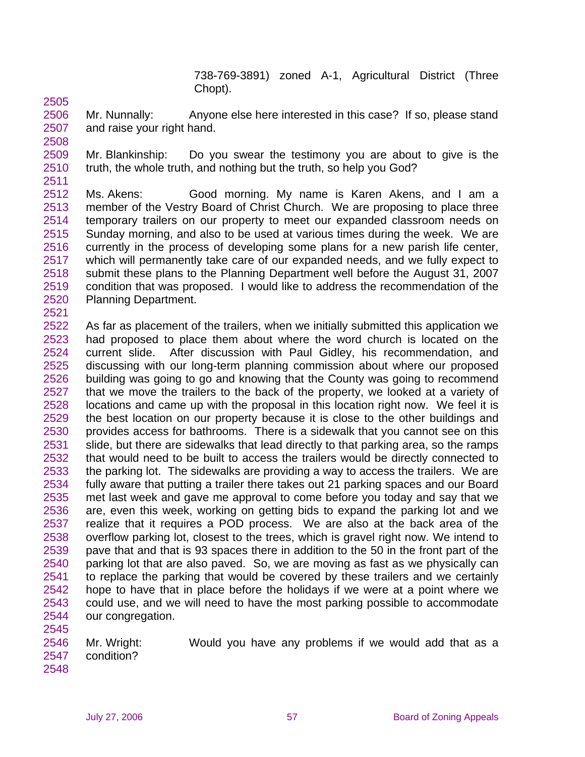738-769-3891) zoned A-1, Agricultural District (Three Chopt).

Mr. Nunnally: Anyone else here interested in this case? If so, please stand and raise your right hand.

Mr. Blankinship: Do you swear the testimony you are about to give is the truth, the whole truth, and nothing but the truth, so help you God?

Ms. Akens: Good morning. My name is Karen Akens, and I am a member of the Vestry Board of Christ Church. We are proposing to place three temporary trailers on our property to meet our expanded classroom needs on Sunday morning, and also to be used at various times during the week. We are currently in the process of developing some plans for a new parish life center, which will permanently take care of our expanded needs, and we fully expect to submit these plans to the Planning Department well before the August 31, 2007 condition that was proposed. I would like to address the recommendation of the Planning Department.

As far as placement of the trailers, when we initially submitted this application we had proposed to place them about where the word church is located on the current slide. After discussion with Paul Gidley, his recommendation, and discussing with our long-term planning commission about where our proposed building was going to go and knowing that the County was going to recommend that we move the trailers to the back of the property, we looked at a variety of locations and came up with the proposal in this location right now. We feel it is the best location on our property because it is close to the other buildings and provides access for bathrooms. There is a sidewalk that you cannot see on this slide, but there are sidewalks that lead directly to that parking area, so the ramps that would need to be built to access the trailers would be directly connected to the parking lot. The sidewalks are providing a way to access the trailers. We are fully aware that putting a trailer there takes out 21 parking spaces and our Board met last week and gave me approval to come before you today and say that we are, even this week, working on getting bids to expand the parking lot and we realize that it requires a POD process. We are also at the back area of the overflow parking lot, closest to the trees, which is gravel right now. We intend to pave that and that is 93 spaces there in addition to the 50 in the front part of the parking lot that are also paved. So, we are moving as fast as we physically can to replace the parking that would be covered by these trailers and we certainly hope to have that in place before the holidays if we were at a point where we could use, and we will need to have the most parking possible to accommodate our congregation.

Mr. Wright: Would you have any problems if we would add that as a condition?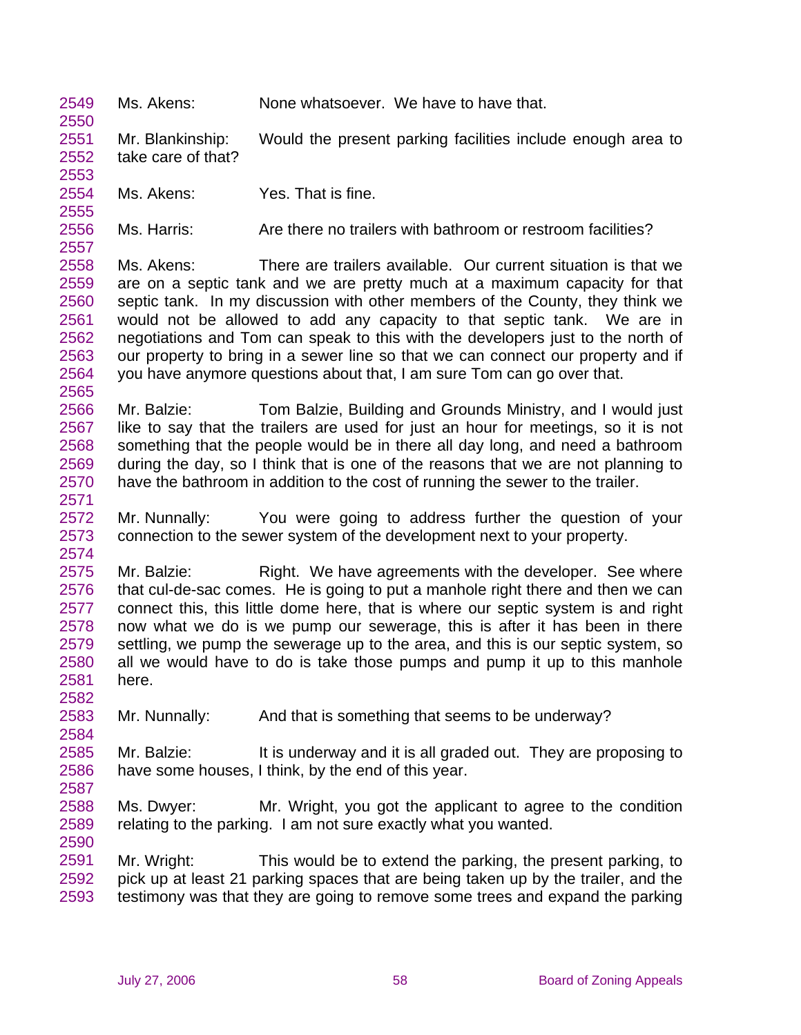Ms. Akens: None whatsoever. We have to have that.

Mr. Blankinship: Would the present parking facilities include enough area to take care of that?

Ms. Akens: Yes. That is fine.

Ms. Harris: Are there no trailers with bathroom or restroom facilities?

Ms. Akens: There are trailers available. Our current situation is that we are on a septic tank and we are pretty much at a maximum capacity for that septic tank. In my discussion with other members of the County, they think we would not be allowed to add any capacity to that septic tank. We are in negotiations and Tom can speak to this with the developers just to the north of our property to bring in a sewer line so that we can connect our property and if you have anymore questions about that, I am sure Tom can go over that.

Mr. Balzie: Tom Balzie, Building and Grounds Ministry, and I would just like to say that the trailers are used for just an hour for meetings, so it is not something that the people would be in there all day long, and need a bathroom during the day, so I think that is one of the reasons that we are not planning to have the bathroom in addition to the cost of running the sewer to the trailer.

Mr. Nunnally: You were going to address further the question of your connection to the sewer system of the development next to your property.

Mr. Balzie: Right. We have agreements with the developer. See where that cul-de-sac comes. He is going to put a manhole right there and then we can connect this, this little dome here, that is where our septic system is and right now what we do is we pump our sewerage, this is after it has been in there settling, we pump the sewerage up to the area, and this is our septic system, so all we would have to do is take those pumps and pump it up to this manhole here.

Mr. Nunnally: And that is something that seems to be underway?

Mr. Balzie: It is underway and it is all graded out. They are proposing to have some houses, I think, by the end of this year.

Ms. Dwyer: Mr. Wright, you got the applicant to agree to the condition relating to the parking. I am not sure exactly what you wanted.

Mr. Wright: This would be to extend the parking, the present parking, to pick up at least 21 parking spaces that are being taken up by the trailer, and the testimony was that they are going to remove some trees and expand the parking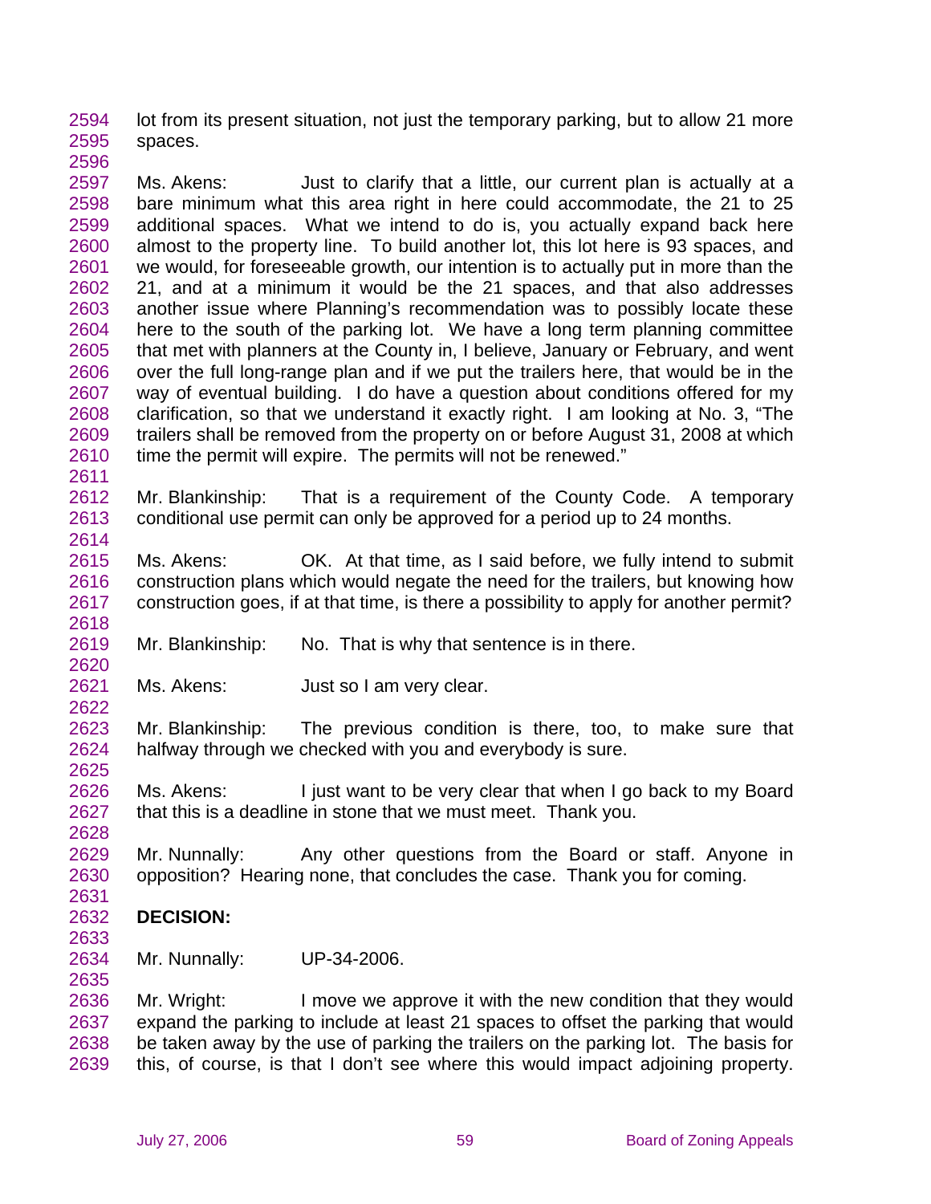lot from its present situation, not just the temporary parking, but to allow 21 more spaces.

Ms. Akens: Just to clarify that a little, our current plan is actually at a bare minimum what this area right in here could accommodate, the 21 to 25 additional spaces. What we intend to do is, you actually expand back here almost to the property line. To build another lot, this lot here is 93 spaces, and we would, for foreseeable growth, our intention is to actually put in more than the 21, and at a minimum it would be the 21 spaces, and that also addresses another issue where Planning's recommendation was to possibly locate these here to the south of the parking lot. We have a long term planning committee that met with planners at the County in, I believe, January or February, and went over the full long-range plan and if we put the trailers here, that would be in the way of eventual building. I do have a question about conditions offered for my clarification, so that we understand it exactly right. I am looking at No. 3, "The trailers shall be removed from the property on or before August 31, 2008 at which time the permit will expire. The permits will not be renewed."

Mr. Blankinship: That is a requirement of the County Code. A temporary conditional use permit can only be approved for a period up to 24 months.

Ms. Akens: OK. At that time, as I said before, we fully intend to submit construction plans which would negate the need for the trailers, but knowing how construction goes, if at that time, is there a possibility to apply for another permit?

Mr. Blankinship: No. That is why that sentence is in there.

Ms. Akens: Just so I am very clear.

Mr. Blankinship: The previous condition is there, too, to make sure that halfway through we checked with you and everybody is sure.

Ms. Akens: I just want to be very clear that when I go back to my Board that this is a deadline in stone that we must meet. Thank you.

Mr. Nunnally: Any other questions from the Board or staff. Anyone in opposition? Hearing none, that concludes the case. Thank you for coming.

**DECISION:**

Mr. Nunnally: UP-34-2006.

Mr. Wright: I move we approve it with the new condition that they would expand the parking to include at least 21 spaces to offset the parking that would be taken away by the use of parking the trailers on the parking lot. The basis for this, of course, is that I don't see where this would impact adjoining property.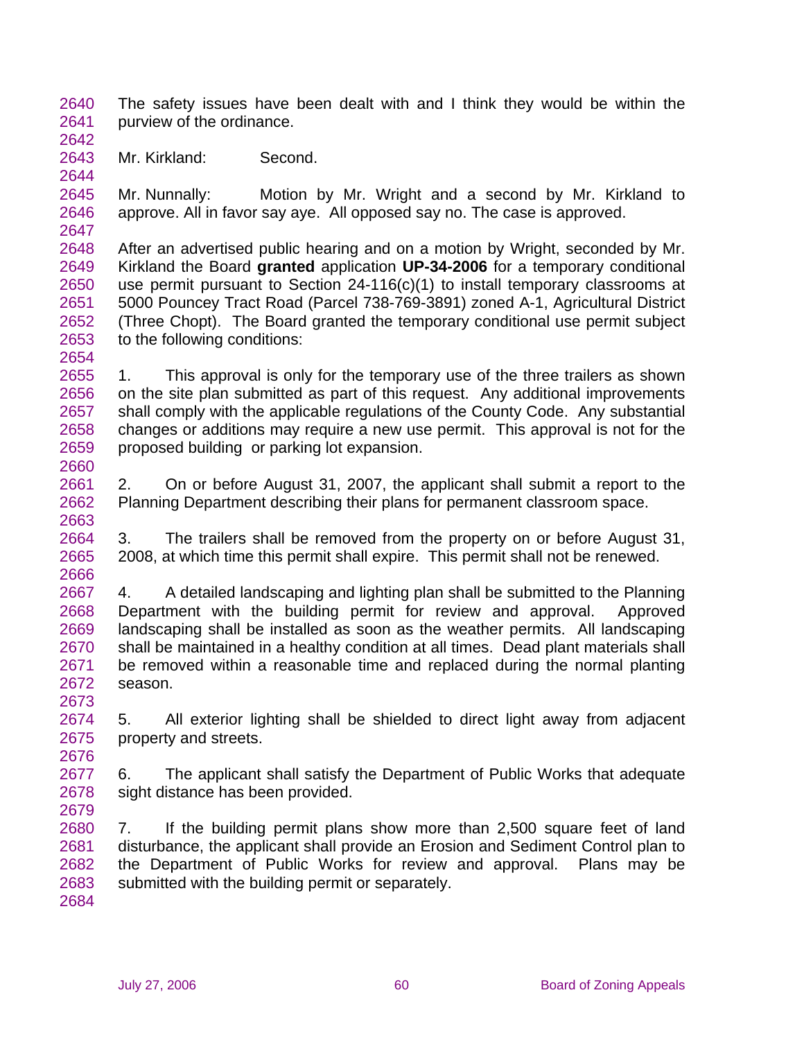The safety issues have been dealt with and I think they would be within the purview of the ordinance.

Mr. Kirkland: Second.

Mr. Nunnally: Motion by Mr. Wright and a second by Mr. Kirkland to approve. All in favor say aye. All opposed say no. The case is approved.

After an advertised public hearing and on a motion by Wright, seconded by Mr. Kirkland the Board **granted** application **UP-34-2006** for a temporary conditional use permit pursuant to Section 24-116(c)(1) to install temporary classrooms at 5000 Pouncey Tract Road (Parcel 738-769-3891) zoned A-1, Agricultural District (Three Chopt). The Board granted the temporary conditional use permit subject to the following conditions:

1. This approval is only for the temporary use of the three trailers as shown on the site plan submitted as part of this request. Any additional improvements shall comply with the applicable regulations of the County Code. Any substantial changes or additions may require a new use permit. This approval is not for the proposed building or parking lot expansion.

2. On or before August 31, 2007, the applicant shall submit a report to the Planning Department describing their plans for permanent classroom space.

3. The trailers shall be removed from the property on or before August 31, 2008, at which time this permit shall expire. This permit shall not be renewed.

4. A detailed landscaping and lighting plan shall be submitted to the Planning Department with the building permit for review and approval. Approved landscaping shall be installed as soon as the weather permits. All landscaping shall be maintained in a healthy condition at all times. Dead plant materials shall be removed within a reasonable time and replaced during the normal planting season.

5. All exterior lighting shall be shielded to direct light away from adjacent property and streets.

6. The applicant shall satisfy the Department of Public Works that adequate sight distance has been provided.

7. If the building permit plans show more than 2,500 square feet of land disturbance, the applicant shall provide an Erosion and Sediment Control plan to the Department of Public Works for review and approval. Plans may be submitted with the building permit or separately.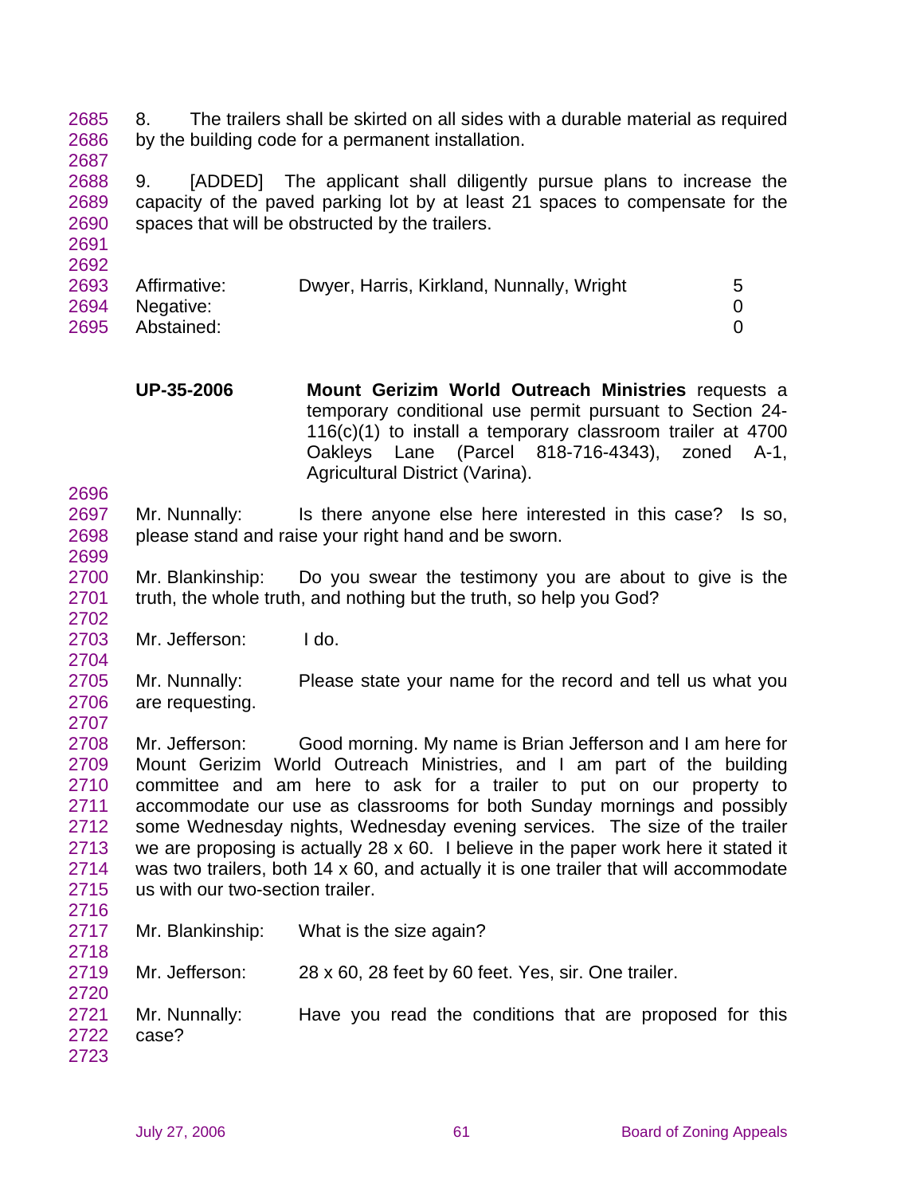8. The trailers shall be skirted on all sides with a durable material as required by the building code for a permanent installation.

9. [ADDED] The applicant shall diligently pursue plans to increase the capacity of the paved parking lot by at least 21 spaces to compensate for the spaces that will be obstructed by the trailers.

| | | |
|---|---|---|
| Affirmative: | Dwyer, Harris, Kirkland, Nunnally, Wright | 5 |
| Negative: | | 0 |
| Abstained: | | 0 |

**UP-35-2006** **Mount Gerizim World Outreach Ministries** requests a temporary conditional use permit pursuant to Section 24-116(c)(1) to install a temporary classroom trailer at 4700 Oakleys Lane (Parcel 818-716-4343), zoned A-1, Agricultural District (Varina).

Mr. Nunnally: Is there anyone else here interested in this case? Is so, please stand and raise your right hand and be sworn.

Mr. Blankinship: Do you swear the testimony you are about to give is the truth, the whole truth, and nothing but the truth, so help you God?

Mr. Jefferson: I do.

Mr. Nunnally: Please state your name for the record and tell us what you are requesting.

Mr. Jefferson: Good morning. My name is Brian Jefferson and I am here for Mount Gerizim World Outreach Ministries, and I am part of the building committee and am here to ask for a trailer to put on our property to accommodate our use as classrooms for both Sunday mornings and possibly some Wednesday nights, Wednesday evening services. The size of the trailer we are proposing is actually 28 x 60. I believe in the paper work here it stated it was two trailers, both 14 x 60, and actually it is one trailer that will accommodate us with our two-section trailer.

Mr. Blankinship: What is the size again?

Mr. Jefferson: 28 x 60, 28 feet by 60 feet. Yes, sir. One trailer.

Mr. Nunnally: Have you read the conditions that are proposed for this case?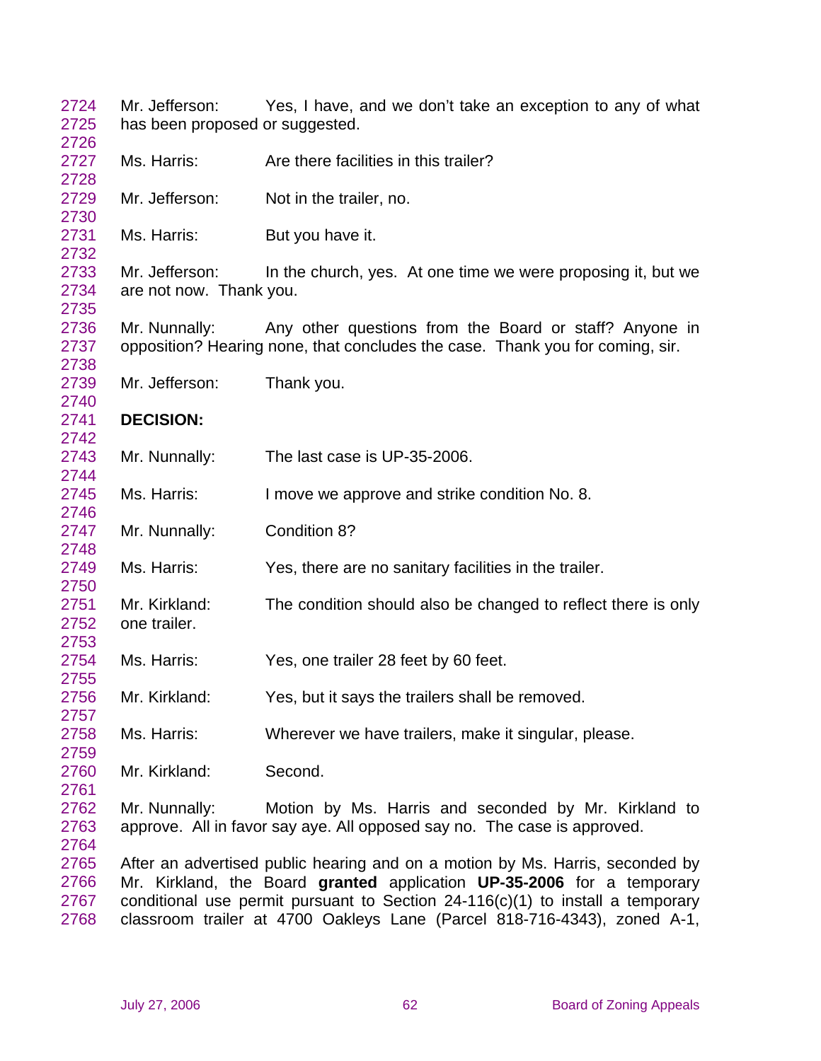Mr. Jefferson: Yes, I have, and we don't take an exception to any of what has been proposed or suggested.

Ms. Harris: Are there facilities in this trailer?

Mr. Jefferson: Not in the trailer, no.

Ms. Harris: But you have it.

Mr. Jefferson: In the church, yes. At one time we were proposing it, but we are not now. Thank you.

Mr. Nunnally: Any other questions from the Board or staff? Anyone in opposition? Hearing none, that concludes the case. Thank you for coming, sir.

Mr. Jefferson: Thank you.

**DECISION:**

Mr. Nunnally: The last case is UP-35-2006.

Ms. Harris: I move we approve and strike condition No. 8.

Mr. Nunnally: Condition 8?

Ms. Harris: Yes, there are no sanitary facilities in the trailer.

Mr. Kirkland: The condition should also be changed to reflect there is only one trailer.

Ms. Harris: Yes, one trailer 28 feet by 60 feet.

Mr. Kirkland: Yes, but it says the trailers shall be removed.

Ms. Harris: Wherever we have trailers, make it singular, please.

Mr. Kirkland: Second.

Mr. Nunnally: Motion by Ms. Harris and seconded by Mr. Kirkland to approve. All in favor say aye. All opposed say no. The case is approved.

After an advertised public hearing and on a motion by Ms. Harris, seconded by Mr. Kirkland, the Board **granted** application **UP-35-2006** for a temporary conditional use permit pursuant to Section 24-116(c)(1) to install a temporary classroom trailer at 4700 Oakleys Lane (Parcel 818-716-4343), zoned A-1,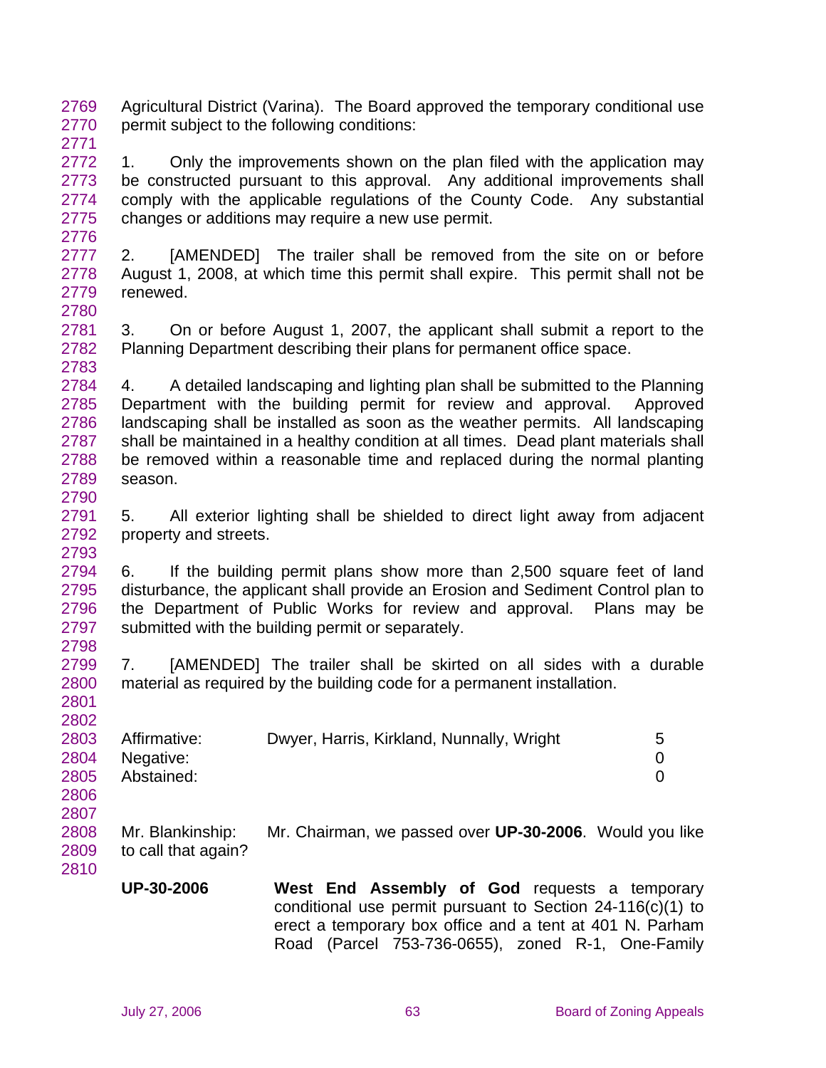Agricultural District (Varina). The Board approved the temporary conditional use permit subject to the following conditions:

1. Only the improvements shown on the plan filed with the application may be constructed pursuant to this approval. Any additional improvements shall comply with the applicable regulations of the County Code. Any substantial changes or additions may require a new use permit.

2. [AMENDED] The trailer shall be removed from the site on or before August 1, 2008, at which time this permit shall expire. This permit shall not be renewed.

3. On or before August 1, 2007, the applicant shall submit a report to the Planning Department describing their plans for permanent office space.

4. A detailed landscaping and lighting plan shall be submitted to the Planning Department with the building permit for review and approval. Approved landscaping shall be installed as soon as the weather permits. All landscaping shall be maintained in a healthy condition at all times. Dead plant materials shall be removed within a reasonable time and replaced during the normal planting season.

5. All exterior lighting shall be shielded to direct light away from adjacent property and streets.

6. If the building permit plans show more than 2,500 square feet of land disturbance, the applicant shall provide an Erosion and Sediment Control plan to the Department of Public Works for review and approval. Plans may be submitted with the building permit or separately.

7. [AMENDED] The trailer shall be skirted on all sides with a durable material as required by the building code for a permanent installation.

| | | |
|---|---|---|
| Affirmative: | Dwyer, Harris, Kirkland, Nunnally, Wright | 5 |
| Negative: | | 0 |
| Abstained: | | 0 |

Mr. Blankinship: Mr. Chairman, we passed over **UP-30-2006**. Would you like to call that again?

**UP-30-2006** **West End Assembly of God** requests a temporary conditional use permit pursuant to Section 24-116(c)(1) to erect a temporary box office and a tent at 401 N. Parham Road (Parcel 753-736-0655), zoned R-1, One-Family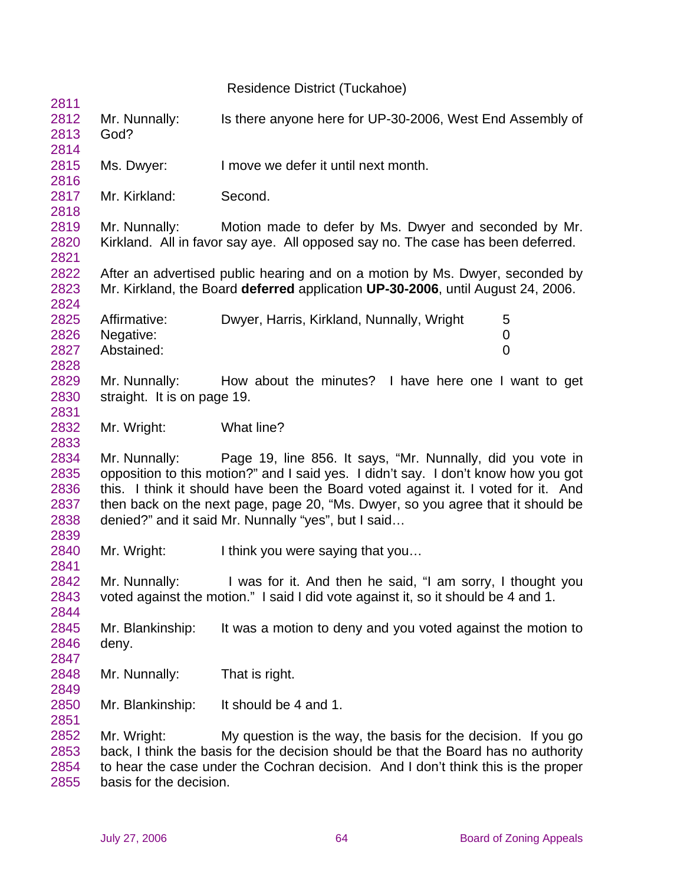Residence District (Tuckahoe)

Mr. Nunnally: Is there anyone here for UP-30-2006, West End Assembly of God?

Ms. Dwyer: I move we defer it until next month.

Mr. Kirkland: Second.

Mr. Nunnally: Motion made to defer by Ms. Dwyer and seconded by Mr. Kirkland. All in favor say aye. All opposed say no. The case has been deferred.

After an advertised public hearing and on a motion by Ms. Dwyer, seconded by Mr. Kirkland, the Board **deferred** application **UP-30-2006**, until August 24, 2006.

| | | |
|---|---|---|
| Affirmative: | Dwyer, Harris, Kirkland, Nunnally, Wright | 5 |
| Negative: | | 0 |
| Abstained: | | 0 |

Mr. Nunnally: How about the minutes? I have here one I want to get straight. It is on page 19.

Mr. Wright: What line?

Mr. Nunnally: Page 19, line 856. It says, "Mr. Nunnally, did you vote in opposition to this motion?" and I said yes. I didn't say. I don't know how you got this. I think it should have been the Board voted against it. I voted for it. And then back on the next page, page 20, "Ms. Dwyer, so you agree that it should be denied?" and it said Mr. Nunnally "yes", but I said…

Mr. Wright: I think you were saying that you…

Mr. Nunnally: I was for it. And then he said, "I am sorry, I thought you voted against the motion." I said I did vote against it, so it should be 4 and 1.

Mr. Blankinship: It was a motion to deny and you voted against the motion to deny.

Mr. Nunnally: That is right.

Mr. Blankinship: It should be 4 and 1.

Mr. Wright: My question is the way, the basis for the decision. If you go back, I think the basis for the decision should be that the Board has no authority to hear the case under the Cochran decision. And I don't think this is the proper basis for the decision.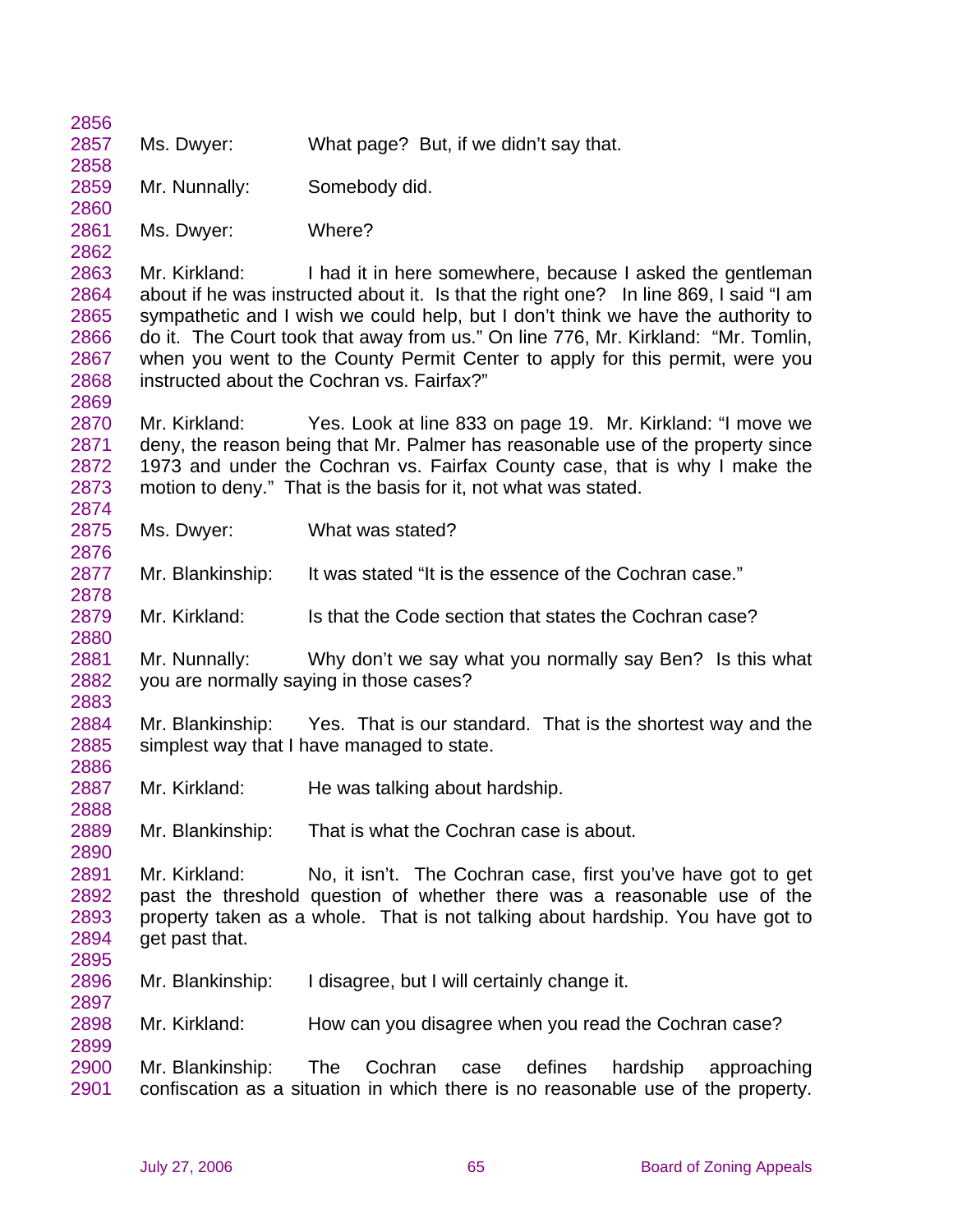Ms. Dwyer: What page? But, if we didn't say that.

Mr. Nunnally: Somebody did.

Ms. Dwyer: Where?

Mr. Kirkland: I had it in here somewhere, because I asked the gentleman about if he was instructed about it. Is that the right one? In line 869, I said "I am sympathetic and I wish we could help, but I don't think we have the authority to do it. The Court took that away from us." On line 776, Mr. Kirkland: "Mr. Tomlin, when you went to the County Permit Center to apply for this permit, were you instructed about the Cochran vs. Fairfax?"

Mr. Kirkland: Yes. Look at line 833 on page 19. Mr. Kirkland: "I move we deny, the reason being that Mr. Palmer has reasonable use of the property since 1973 and under the Cochran vs. Fairfax County case, that is why I make the motion to deny." That is the basis for it, not what was stated.

Ms. Dwyer: What was stated?

Mr. Blankinship: It was stated "It is the essence of the Cochran case."

Mr. Kirkland: Is that the Code section that states the Cochran case?

Mr. Nunnally: Why don't we say what you normally say Ben? Is this what you are normally saying in those cases?

Mr. Blankinship: Yes. That is our standard. That is the shortest way and the simplest way that I have managed to state.

Mr. Kirkland: He was talking about hardship.

Mr. Blankinship: That is what the Cochran case is about.

Mr. Kirkland: No, it isn't. The Cochran case, first you've have got to get past the threshold question of whether there was a reasonable use of the property taken as a whole. That is not talking about hardship. You have got to get past that.

Mr. Blankinship: I disagree, but I will certainly change it.

Mr. Kirkland: How can you disagree when you read the Cochran case?

Mr. Blankinship: The Cochran case defines hardship approaching confiscation as a situation in which there is no reasonable use of the property.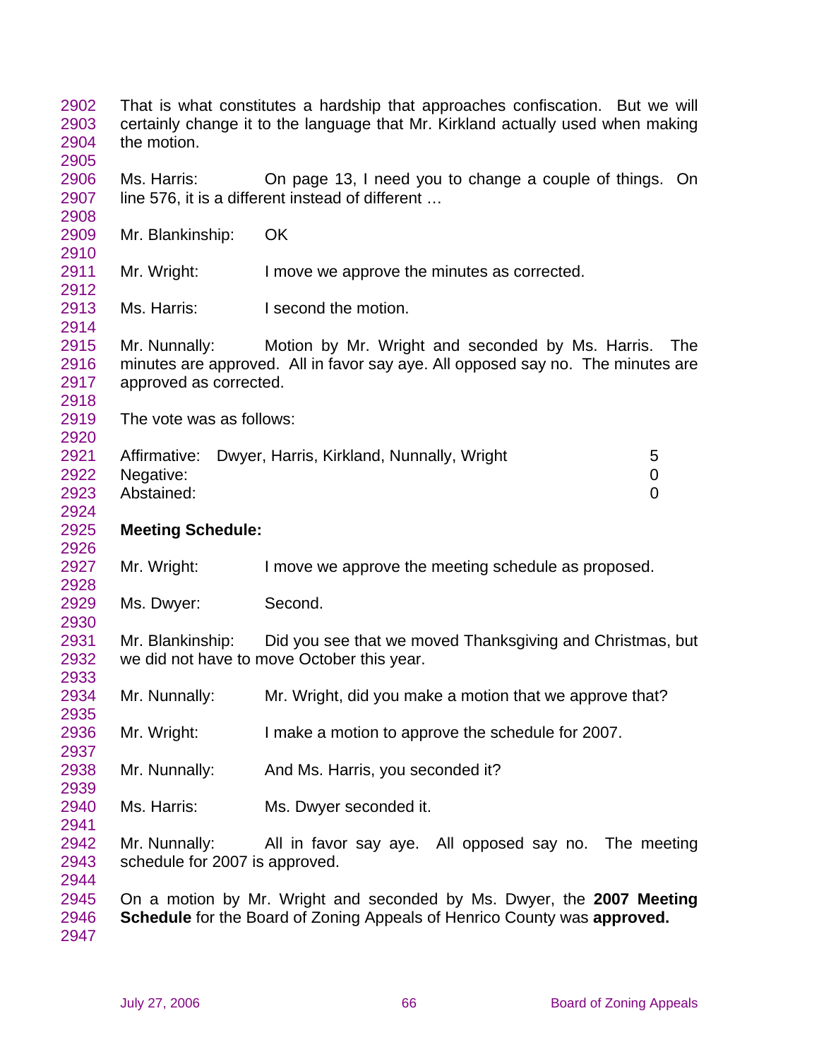That is what constitutes a hardship that approaches confiscation. But we will certainly change it to the language that Mr. Kirkland actually used when making the motion.

Ms. Harris: On page 13, I need you to change a couple of things. On line 576, it is a different instead of different …

Mr. Blankinship: OK

Mr. Wright: I move we approve the minutes as corrected.

Ms. Harris: I second the motion.

Mr. Nunnally: Motion by Mr. Wright and seconded by Ms. Harris. The minutes are approved. All in favor say aye. All opposed say no. The minutes are approved as corrected.

The vote was as follows:

| | | |
|---|---|---|
| Affirmative: | Dwyer, Harris, Kirkland, Nunnally, Wright | 5 |
| Negative: | | 0 |
| Abstained: | | 0 |

**Meeting Schedule:**

Mr. Wright: I move we approve the meeting schedule as proposed.

Ms. Dwyer: Second.

Mr. Blankinship: Did you see that we moved Thanksgiving and Christmas, but we did not have to move October this year.

Mr. Nunnally: Mr. Wright, did you make a motion that we approve that?

Mr. Wright: I make a motion to approve the schedule for 2007.

Mr. Nunnally: And Ms. Harris, you seconded it?

Ms. Harris: Ms. Dwyer seconded it.

Mr. Nunnally: All in favor say aye. All opposed say no. The meeting schedule for 2007 is approved.

On a motion by Mr. Wright and seconded by Ms. Dwyer, the **2007 Meeting Schedule** for the Board of Zoning Appeals of Henrico County was **approved.**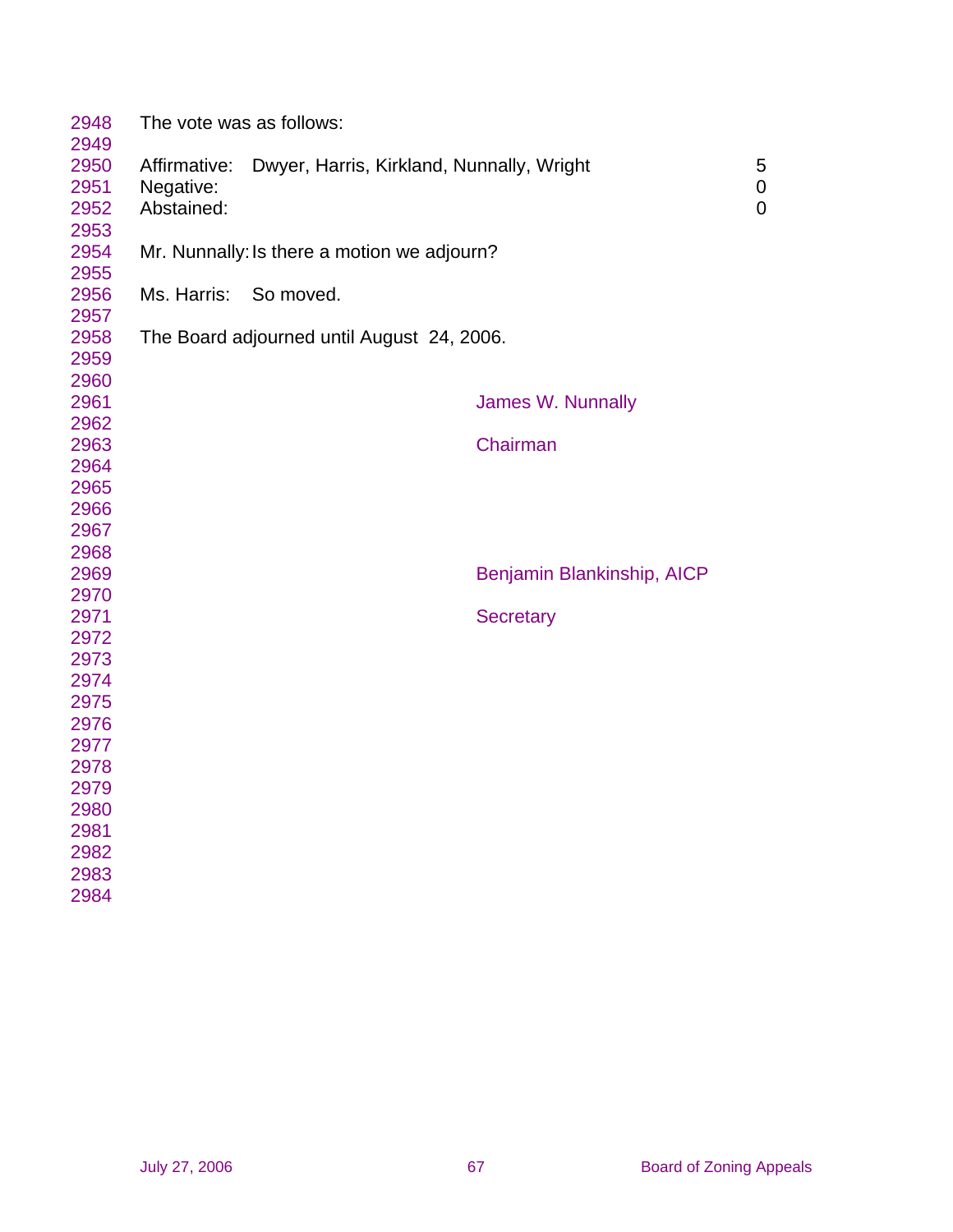The vote was as follows:

| | | |
|---|---|---|
| Affirmative: | Dwyer, Harris, Kirkland, Nunnally, Wright | 5 |
| Negative: | | 0 |
| Abstained: | | 0 |

Mr. Nunnally: Is there a motion we adjourn?

Ms. Harris: So moved.

The Board adjourned until August 24, 2006.

James W. Nunnally

Chairman

Benjamin Blankinship, AICP

Secretary